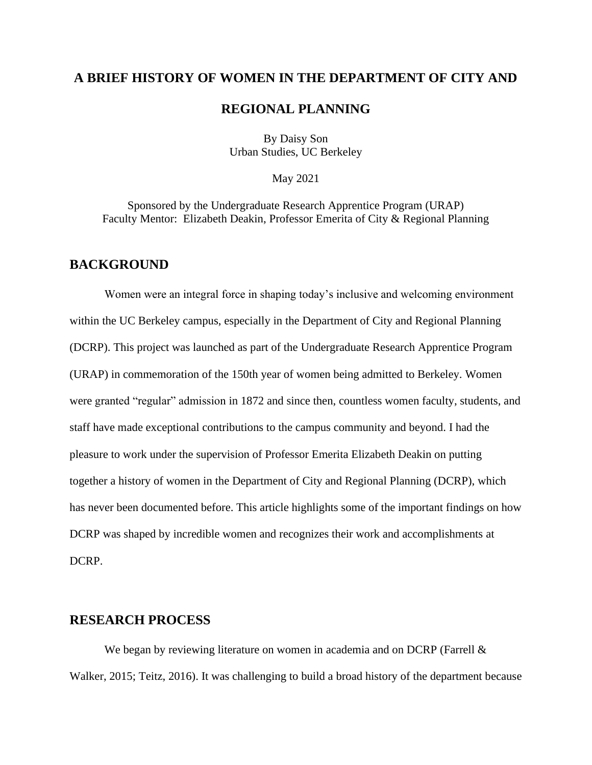# A BRIEF HISTORY OF WOMEN IN THE DEPARTMENT OF CITY AND REGIONAL PLANNING

By Daisy Son
Urban Studies, UC Berkeley

May 2021

Sponsored by the Undergraduate Research Apprentice Program (URAP)
Faculty Mentor: Elizabeth Deakin, Professor Emerita of City & Regional Planning

## BACKGROUND

Women were an integral force in shaping today's inclusive and welcoming environment within the UC Berkeley campus, especially in the Department of City and Regional Planning (DCRP). This project was launched as part of the Undergraduate Research Apprentice Program (URAP) in commemoration of the 150th year of women being admitted to Berkeley. Women were granted "regular" admission in 1872 and since then, countless women faculty, students, and staff have made exceptional contributions to the campus community and beyond. I had the pleasure to work under the supervision of Professor Emerita Elizabeth Deakin on putting together a history of women in the Department of City and Regional Planning (DCRP), which has never been documented before. This article highlights some of the important findings on how DCRP was shaped by incredible women and recognizes their work and accomplishments at DCRP.

## RESEARCH PROCESS

We began by reviewing literature on women in academia and on DCRP (Farrell & Walker, 2015; Teitz, 2016). It was challenging to build a broad history of the department because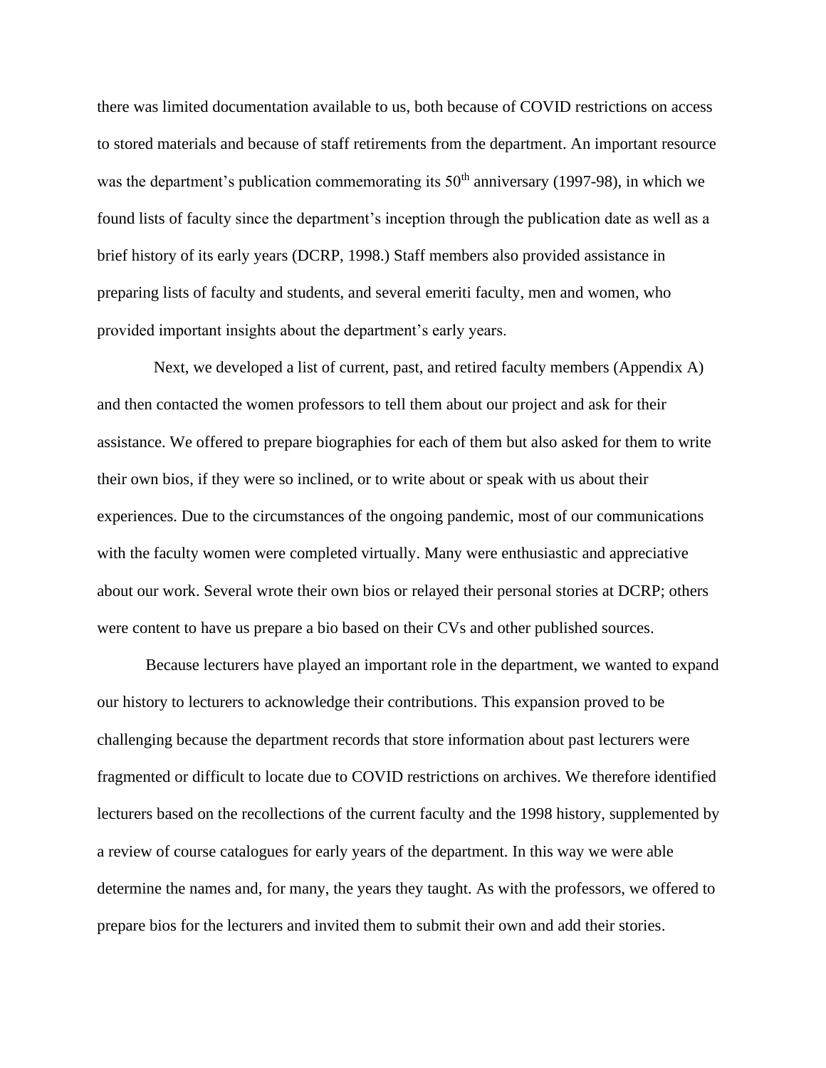there was limited documentation available to us, both because of COVID restrictions on access to stored materials and because of staff retirements from the department. An important resource was the department's publication commemorating its 50th anniversary (1997-98), in which we found lists of faculty since the department's inception through the publication date as well as a brief history of its early years (DCRP, 1998.) Staff members also provided assistance in preparing lists of faculty and students, and several emeriti faculty, men and women, who provided important insights about the department's early years.

Next, we developed a list of current, past, and retired faculty members (Appendix A) and then contacted the women professors to tell them about our project and ask for their assistance. We offered to prepare biographies for each of them but also asked for them to write their own bios, if they were so inclined, or to write about or speak with us about their experiences. Due to the circumstances of the ongoing pandemic, most of our communications with the faculty women were completed virtually. Many were enthusiastic and appreciative about our work. Several wrote their own bios or relayed their personal stories at DCRP; others were content to have us prepare a bio based on their CVs and other published sources.

Because lecturers have played an important role in the department, we wanted to expand our history to lecturers to acknowledge their contributions. This expansion proved to be challenging because the department records that store information about past lecturers were fragmented or difficult to locate due to COVID restrictions on archives. We therefore identified lecturers based on the recollections of the current faculty and the 1998 history, supplemented by a review of course catalogues for early years of the department. In this way we were able determine the names and, for many, the years they taught. As with the professors, we offered to prepare bios for the lecturers and invited them to submit their own and add their stories.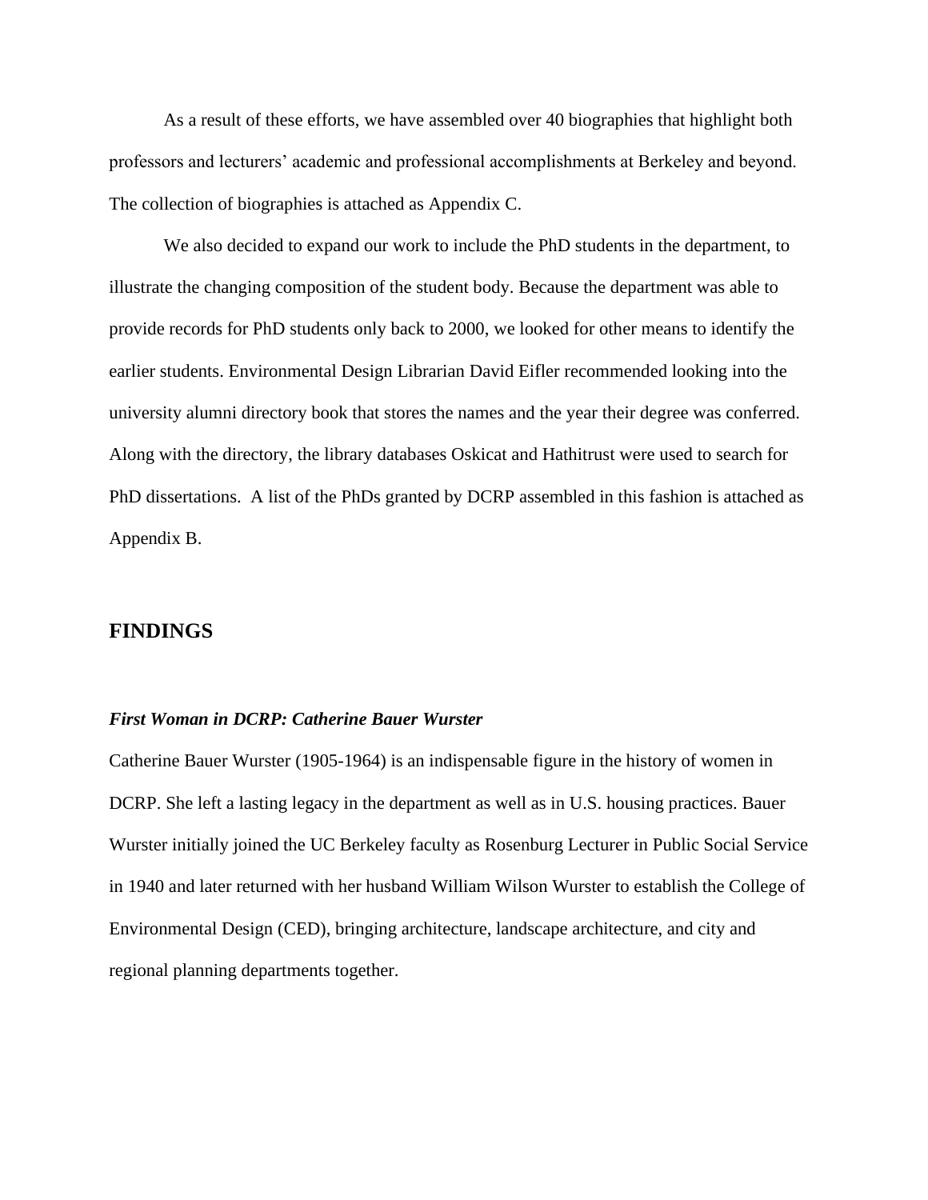As a result of these efforts, we have assembled over 40 biographies that highlight both professors and lecturers' academic and professional accomplishments at Berkeley and beyond. The collection of biographies is attached as Appendix C.

We also decided to expand our work to include the PhD students in the department, to illustrate the changing composition of the student body. Because the department was able to provide records for PhD students only back to 2000, we looked for other means to identify the earlier students. Environmental Design Librarian David Eifler recommended looking into the university alumni directory book that stores the names and the year their degree was conferred. Along with the directory, the library databases Oskicat and Hathitrust were used to search for PhD dissertations. A list of the PhDs granted by DCRP assembled in this fashion is attached as Appendix B.

## FINDINGS

### *First Woman in DCRP: Catherine Bauer Wurster*

Catherine Bauer Wurster (1905-1964) is an indispensable figure in the history of women in DCRP. She left a lasting legacy in the department as well as in U.S. housing practices. Bauer Wurster initially joined the UC Berkeley faculty as Rosenburg Lecturer in Public Social Service in 1940 and later returned with her husband William Wilson Wurster to establish the College of Environmental Design (CED), bringing architecture, landscape architecture, and city and regional planning departments together.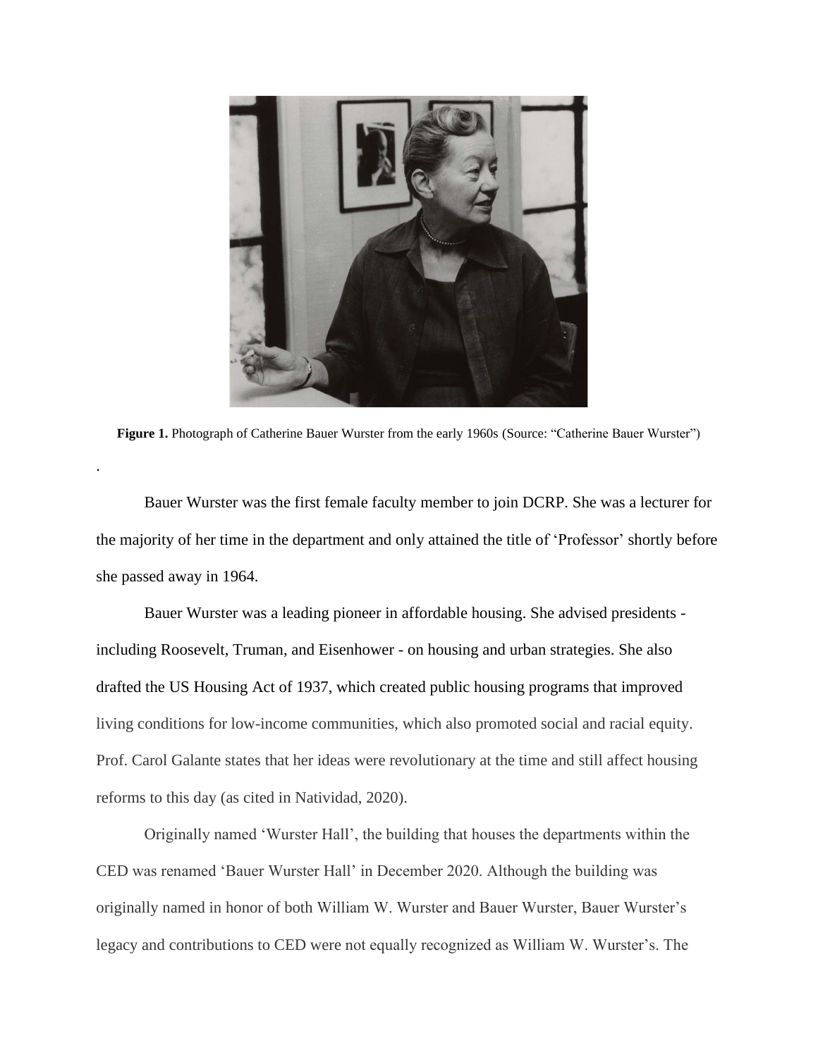**Figure 1.** Photograph of Catherine Bauer Wurster from the early 1960s (Source: "Catherine Bauer Wurster")

.

Bauer Wurster was the first female faculty member to join DCRP. She was a lecturer for the majority of her time in the department and only attained the title of 'Professor' shortly before she passed away in 1964.

Bauer Wurster was a leading pioneer in affordable housing. She advised presidents - including Roosevelt, Truman, and Eisenhower - on housing and urban strategies. She also drafted the US Housing Act of 1937, which created public housing programs that improved living conditions for low-income communities, which also promoted social and racial equity. Prof. Carol Galante states that her ideas were revolutionary at the time and still affect housing reforms to this day (as cited in Natividad, 2020).

Originally named 'Wurster Hall', the building that houses the departments within the CED was renamed 'Bauer Wurster Hall' in December 2020. Although the building was originally named in honor of both William W. Wurster and Bauer Wurster, Bauer Wurster's legacy and contributions to CED were not equally recognized as William W. Wurster's. The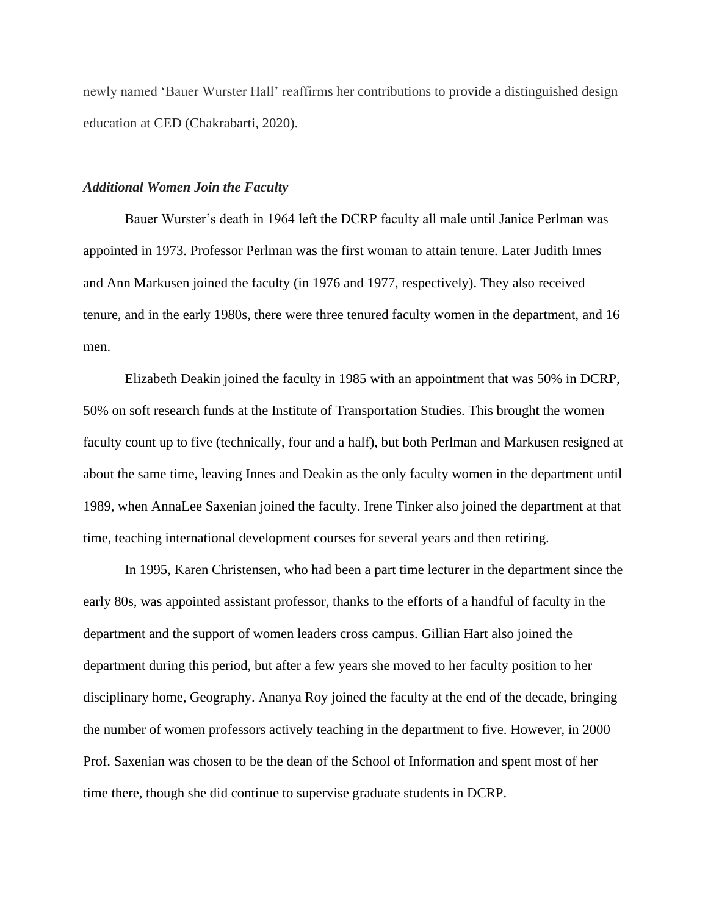newly named 'Bauer Wurster Hall' reaffirms her contributions to provide a distinguished design education at CED (Chakrabarti, 2020).

### *Additional Women Join the Faculty*

Bauer Wurster's death in 1964 left the DCRP faculty all male until Janice Perlman was appointed in 1973. Professor Perlman was the first woman to attain tenure. Later Judith Innes and Ann Markusen joined the faculty (in 1976 and 1977, respectively). They also received tenure, and in the early 1980s, there were three tenured faculty women in the department, and 16 men.

Elizabeth Deakin joined the faculty in 1985 with an appointment that was 50% in DCRP, 50% on soft research funds at the Institute of Transportation Studies. This brought the women faculty count up to five (technically, four and a half), but both Perlman and Markusen resigned at about the same time, leaving Innes and Deakin as the only faculty women in the department until 1989, when AnnaLee Saxenian joined the faculty. Irene Tinker also joined the department at that time, teaching international development courses for several years and then retiring.

In 1995, Karen Christensen, who had been a part time lecturer in the department since the early 80s, was appointed assistant professor, thanks to the efforts of a handful of faculty in the department and the support of women leaders cross campus. Gillian Hart also joined the department during this period, but after a few years she moved to her faculty position to her disciplinary home, Geography. Ananya Roy joined the faculty at the end of the decade, bringing the number of women professors actively teaching in the department to five. However, in 2000 Prof. Saxenian was chosen to be the dean of the School of Information and spent most of her time there, though she did continue to supervise graduate students in DCRP.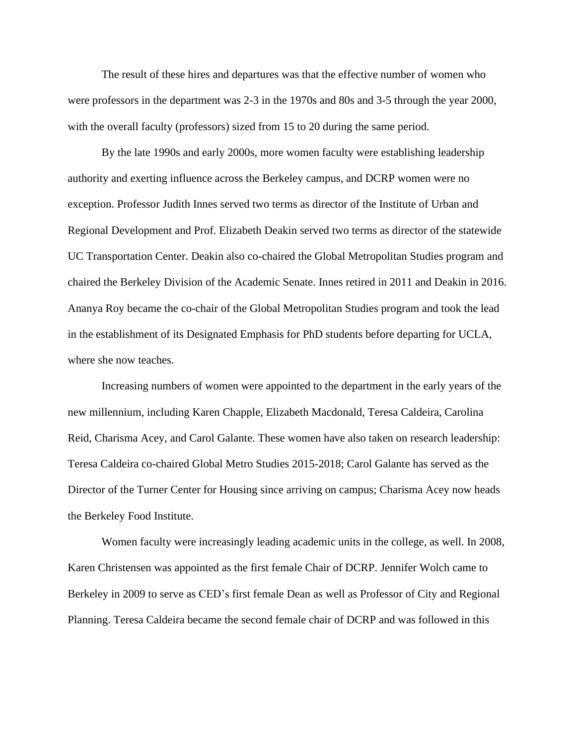The result of these hires and departures was that the effective number of women who were professors in the department was 2-3 in the 1970s and 80s and 3-5 through the year 2000, with the overall faculty (professors) sized from 15 to 20 during the same period.

By the late 1990s and early 2000s, more women faculty were establishing leadership authority and exerting influence across the Berkeley campus, and DCRP women were no exception. Professor Judith Innes served two terms as director of the Institute of Urban and Regional Development and Prof. Elizabeth Deakin served two terms as director of the statewide UC Transportation Center. Deakin also co-chaired the Global Metropolitan Studies program and chaired the Berkeley Division of the Academic Senate. Innes retired in 2011 and Deakin in 2016. Ananya Roy became the co-chair of the Global Metropolitan Studies program and took the lead in the establishment of its Designated Emphasis for PhD students before departing for UCLA, where she now teaches.

Increasing numbers of women were appointed to the department in the early years of the new millennium, including Karen Chapple, Elizabeth Macdonald, Teresa Caldeira, Carolina Reid, Charisma Acey, and Carol Galante. These women have also taken on research leadership: Teresa Caldeira co-chaired Global Metro Studies 2015-2018; Carol Galante has served as the Director of the Turner Center for Housing since arriving on campus; Charisma Acey now heads the Berkeley Food Institute.

Women faculty were increasingly leading academic units in the college, as well. In 2008, Karen Christensen was appointed as the first female Chair of DCRP. Jennifer Wolch came to Berkeley in 2009 to serve as CED's first female Dean as well as Professor of City and Regional Planning. Teresa Caldeira became the second female chair of DCRP and was followed in this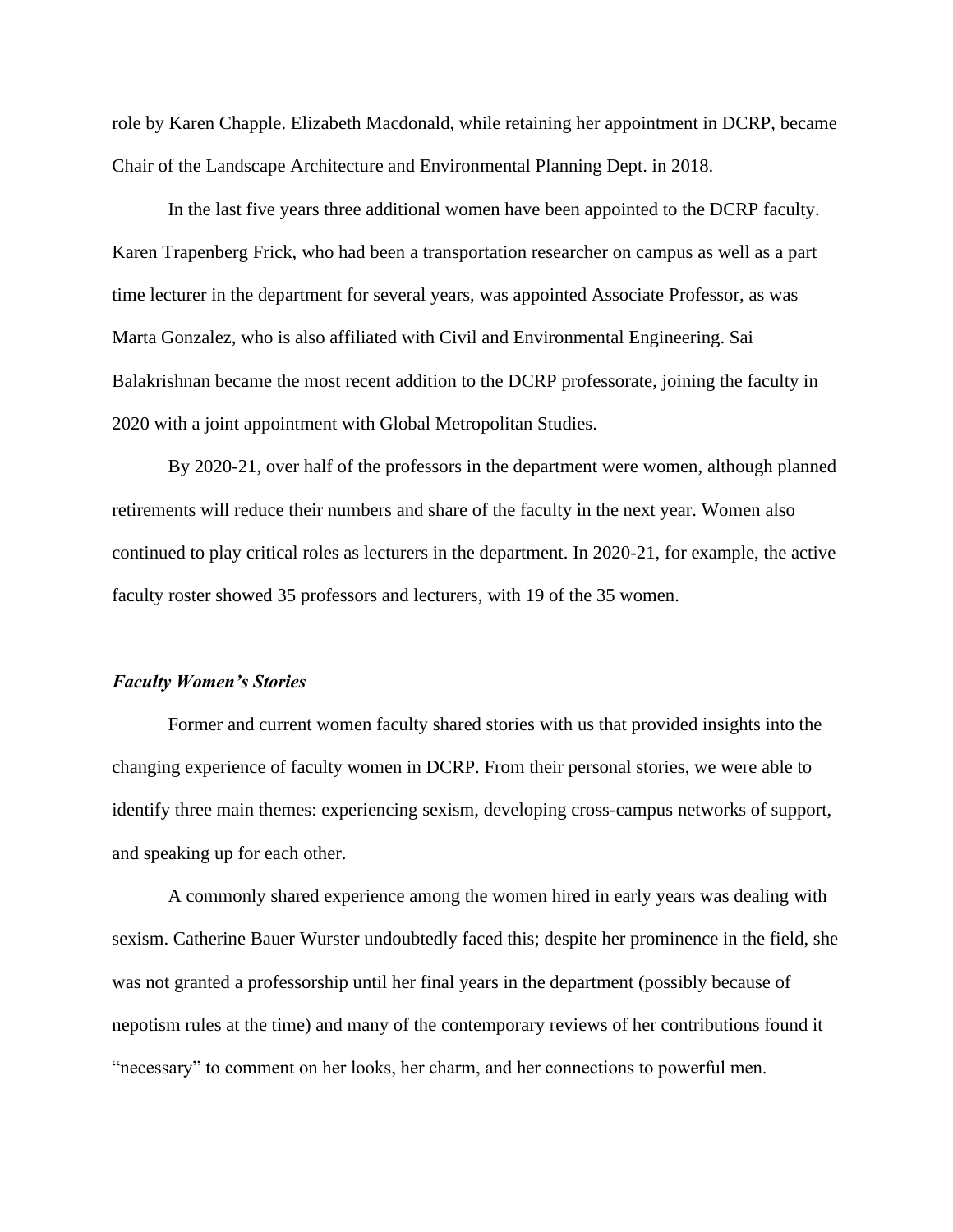role by Karen Chapple. Elizabeth Macdonald, while retaining her appointment in DCRP, became Chair of the Landscape Architecture and Environmental Planning Dept. in 2018.

In the last five years three additional women have been appointed to the DCRP faculty. Karen Trapenberg Frick, who had been a transportation researcher on campus as well as a part time lecturer in the department for several years, was appointed Associate Professor, as was Marta Gonzalez, who is also affiliated with Civil and Environmental Engineering. Sai Balakrishnan became the most recent addition to the DCRP professorate, joining the faculty in 2020 with a joint appointment with Global Metropolitan Studies.

By 2020-21, over half of the professors in the department were women, although planned retirements will reduce their numbers and share of the faculty in the next year. Women also continued to play critical roles as lecturers in the department. In 2020-21, for example, the active faculty roster showed 35 professors and lecturers, with 19 of the 35 women.

### *Faculty Women's Stories*

Former and current women faculty shared stories with us that provided insights into the changing experience of faculty women in DCRP. From their personal stories, we were able to identify three main themes: experiencing sexism, developing cross-campus networks of support, and speaking up for each other.

A commonly shared experience among the women hired in early years was dealing with sexism. Catherine Bauer Wurster undoubtedly faced this; despite her prominence in the field, she was not granted a professorship until her final years in the department (possibly because of nepotism rules at the time) and many of the contemporary reviews of her contributions found it "necessary" to comment on her looks, her charm, and her connections to powerful men.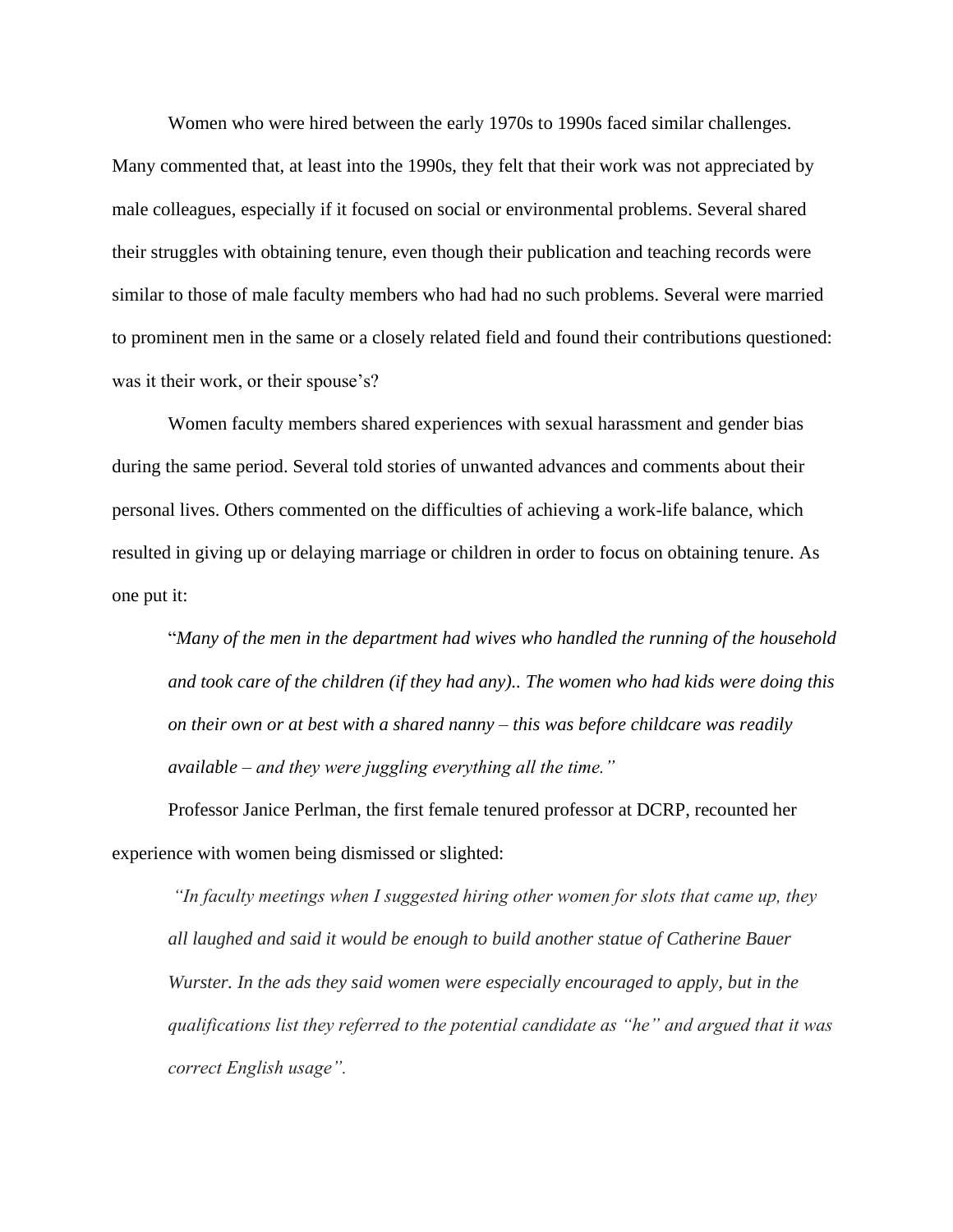Women who were hired between the early 1970s to 1990s faced similar challenges. Many commented that, at least into the 1990s, they felt that their work was not appreciated by male colleagues, especially if it focused on social or environmental problems. Several shared their struggles with obtaining tenure, even though their publication and teaching records were similar to those of male faculty members who had had no such problems. Several were married to prominent men in the same or a closely related field and found their contributions questioned: was it their work, or their spouse's?

Women faculty members shared experiences with sexual harassment and gender bias during the same period. Several told stories of unwanted advances and comments about their personal lives. Others commented on the difficulties of achieving a work-life balance, which resulted in giving up or delaying marriage or children in order to focus on obtaining tenure. As one put it:

> "*Many of the men in the department had wives who handled the running of the household and took care of the children (if they had any).. The women who had kids were doing this on their own or at best with a shared nanny – this was before childcare was readily available – and they were juggling everything all the time."*

Professor Janice Perlman, the first female tenured professor at DCRP, recounted her experience with women being dismissed or slighted:

> *"In faculty meetings when I suggested hiring other women for slots that came up, they all laughed and said it would be enough to build another statue of Catherine Bauer Wurster. In the ads they said women were especially encouraged to apply, but in the qualifications list they referred to the potential candidate as "he" and argued that it was correct English usage".*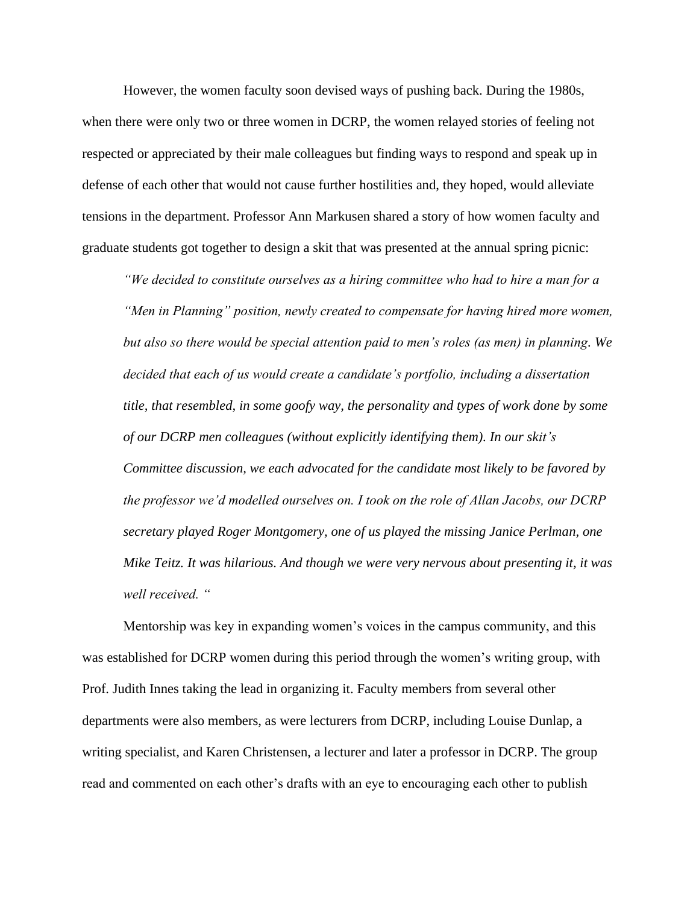However, the women faculty soon devised ways of pushing back. During the 1980s, when there were only two or three women in DCRP, the women relayed stories of feeling not respected or appreciated by their male colleagues but finding ways to respond and speak up in defense of each other that would not cause further hostilities and, they hoped, would alleviate tensions in the department. Professor Ann Markusen shared a story of how women faculty and graduate students got together to design a skit that was presented at the annual spring picnic:

> *"We decided to constitute ourselves as a hiring committee who had to hire a man for a "Men in Planning" position, newly created to compensate for having hired more women, but also so there would be special attention paid to men's roles (as men) in planning. We decided that each of us would create a candidate's portfolio, including a dissertation title, that resembled, in some goofy way, the personality and types of work done by some of our DCRP men colleagues (without explicitly identifying them). In our skit's Committee discussion, we each advocated for the candidate most likely to be favored by the professor we'd modelled ourselves on. I took on the role of Allan Jacobs, our DCRP secretary played Roger Montgomery, one of us played the missing Janice Perlman, one Mike Teitz. It was hilarious. And though we were very nervous about presenting it, it was well received. "*

Mentorship was key in expanding women's voices in the campus community, and this was established for DCRP women during this period through the women's writing group, with Prof. Judith Innes taking the lead in organizing it. Faculty members from several other departments were also members, as were lecturers from DCRP, including Louise Dunlap, a writing specialist, and Karen Christensen, a lecturer and later a professor in DCRP. The group read and commented on each other's drafts with an eye to encouraging each other to publish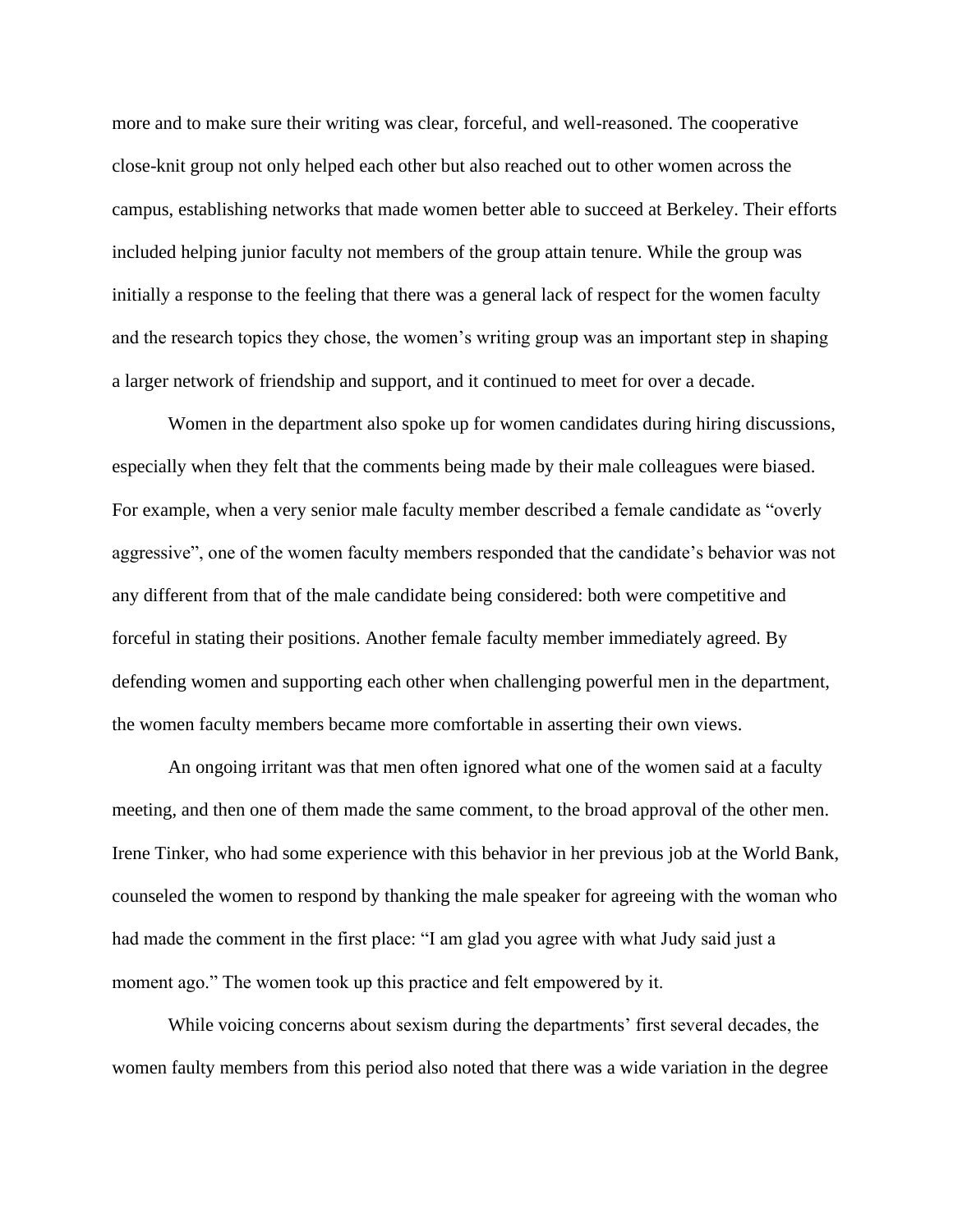more and to make sure their writing was clear, forceful, and well-reasoned. The cooperative close-knit group not only helped each other but also reached out to other women across the campus, establishing networks that made women better able to succeed at Berkeley. Their efforts included helping junior faculty not members of the group attain tenure. While the group was initially a response to the feeling that there was a general lack of respect for the women faculty and the research topics they chose, the women's writing group was an important step in shaping a larger network of friendship and support, and it continued to meet for over a decade.

Women in the department also spoke up for women candidates during hiring discussions, especially when they felt that the comments being made by their male colleagues were biased. For example, when a very senior male faculty member described a female candidate as "overly aggressive", one of the women faculty members responded that the candidate's behavior was not any different from that of the male candidate being considered: both were competitive and forceful in stating their positions. Another female faculty member immediately agreed. By defending women and supporting each other when challenging powerful men in the department, the women faculty members became more comfortable in asserting their own views.

An ongoing irritant was that men often ignored what one of the women said at a faculty meeting, and then one of them made the same comment, to the broad approval of the other men. Irene Tinker, who had some experience with this behavior in her previous job at the World Bank, counseled the women to respond by thanking the male speaker for agreeing with the woman who had made the comment in the first place: "I am glad you agree with what Judy said just a moment ago." The women took up this practice and felt empowered by it.

While voicing concerns about sexism during the departments' first several decades, the women faulty members from this period also noted that there was a wide variation in the degree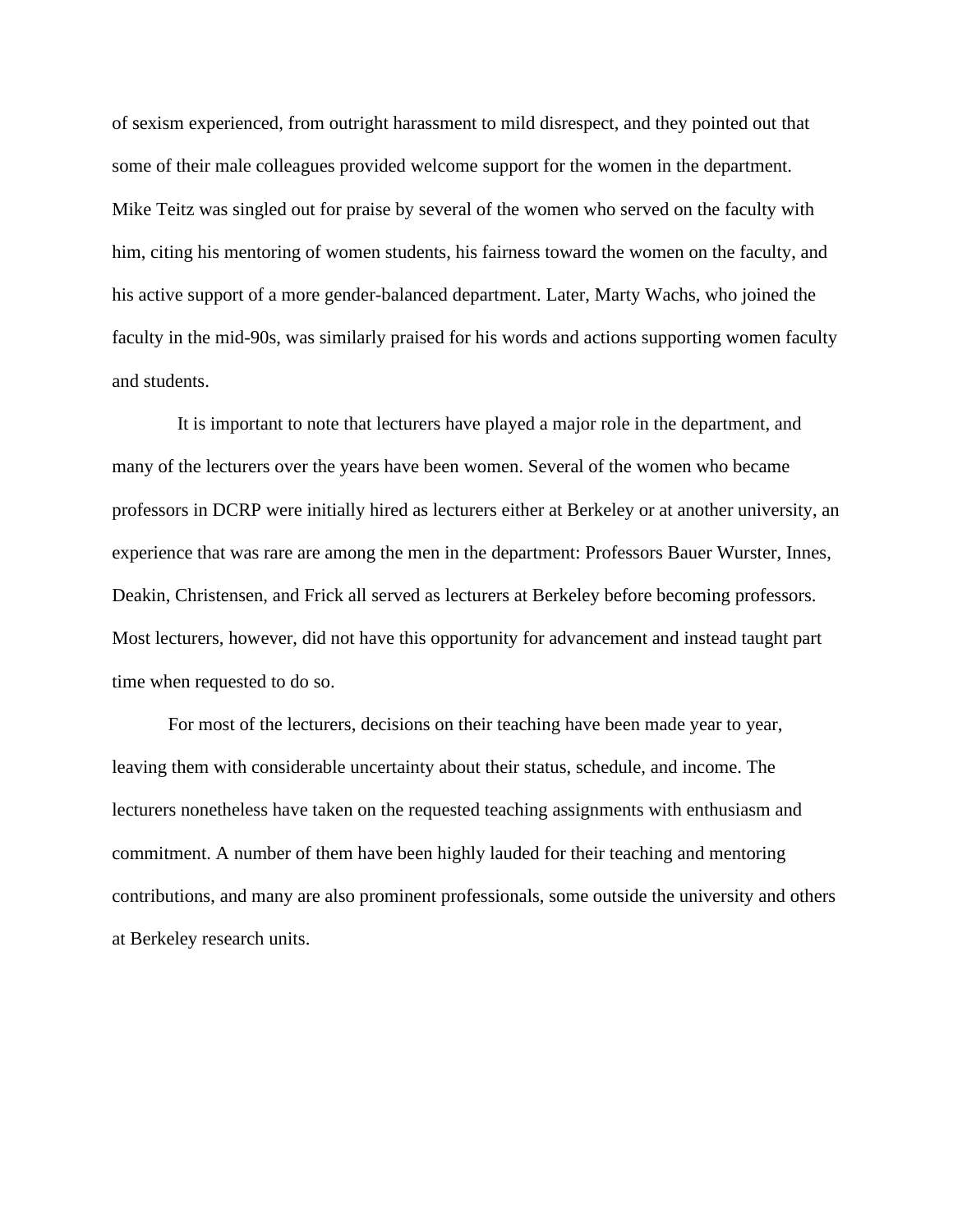of sexism experienced, from outright harassment to mild disrespect, and they pointed out that some of their male colleagues provided welcome support for the women in the department. Mike Teitz was singled out for praise by several of the women who served on the faculty with him, citing his mentoring of women students, his fairness toward the women on the faculty, and his active support of a more gender-balanced department. Later, Marty Wachs, who joined the faculty in the mid-90s, was similarly praised for his words and actions supporting women faculty and students.

It is important to note that lecturers have played a major role in the department, and many of the lecturers over the years have been women. Several of the women who became professors in DCRP were initially hired as lecturers either at Berkeley or at another university, an experience that was rare are among the men in the department: Professors Bauer Wurster, Innes, Deakin, Christensen, and Frick all served as lecturers at Berkeley before becoming professors. Most lecturers, however, did not have this opportunity for advancement and instead taught part time when requested to do so.

For most of the lecturers, decisions on their teaching have been made year to year, leaving them with considerable uncertainty about their status, schedule, and income. The lecturers nonetheless have taken on the requested teaching assignments with enthusiasm and commitment. A number of them have been highly lauded for their teaching and mentoring contributions, and many are also prominent professionals, some outside the university and others at Berkeley research units.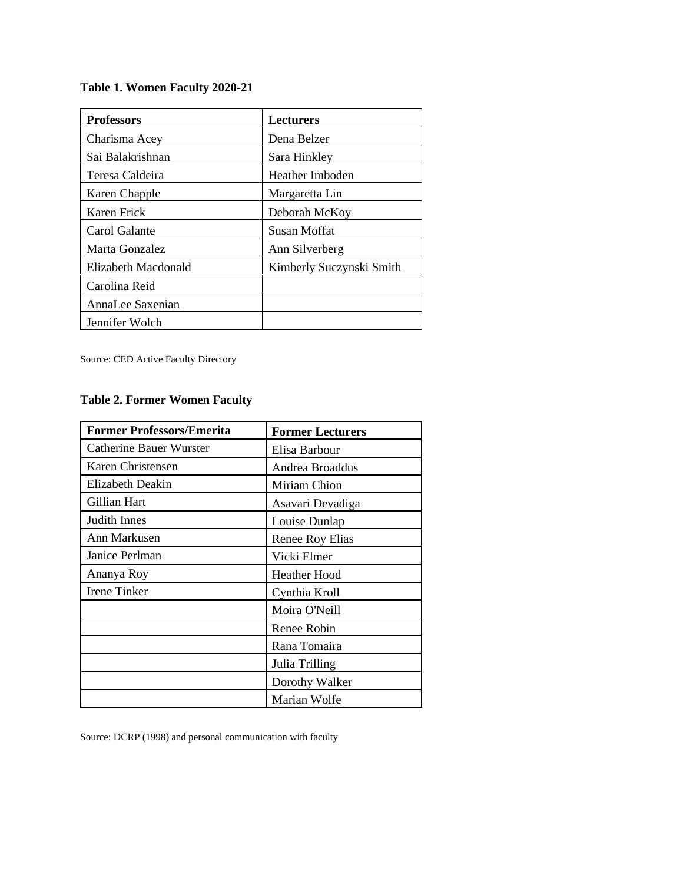**Table 1. Women Faculty 2020-21**

| Professors | Lecturers |
| --- | --- |
| Charisma Acey | Dena Belzer |
| Sai Balakrishnan | Sara Hinkley |
| Teresa Caldeira | Heather Imboden |
| Karen Chapple | Margaretta Lin |
| Karen Frick | Deborah McKoy |
| Carol Galante | Susan Moffat |
| Marta Gonzalez | Ann Silverberg |
| Elizabeth Macdonald | Kimberly Suczynski Smith |
| Carolina Reid | |
| AnnaLee Saxenian | |
| Jennifer Wolch | |

Source: CED Active Faculty Directory

**Table 2. Former Women Faculty**

| Former Professors/Emerita | Former Lecturers |
| --- | --- |
| Catherine Bauer Wurster | Elisa Barbour |
| Karen Christensen | Andrea Broaddus |
| Elizabeth Deakin | Miriam Chion |
| Gillian Hart | Asavari Devadiga |
| Judith Innes | Louise Dunlap |
| Ann Markusen | Renee Roy Elias |
| Janice Perlman | Vicki Elmer |
| Ananya Roy | Heather Hood |
| Irene Tinker | Cynthia Kroll |
| | Moira O'Neill |
| | Renee Robin |
| | Rana Tomaira |
| | Julia Trilling |
| | Dorothy Walker |
| | Marian Wolfe |

Source: DCRP (1998) and personal communication with faculty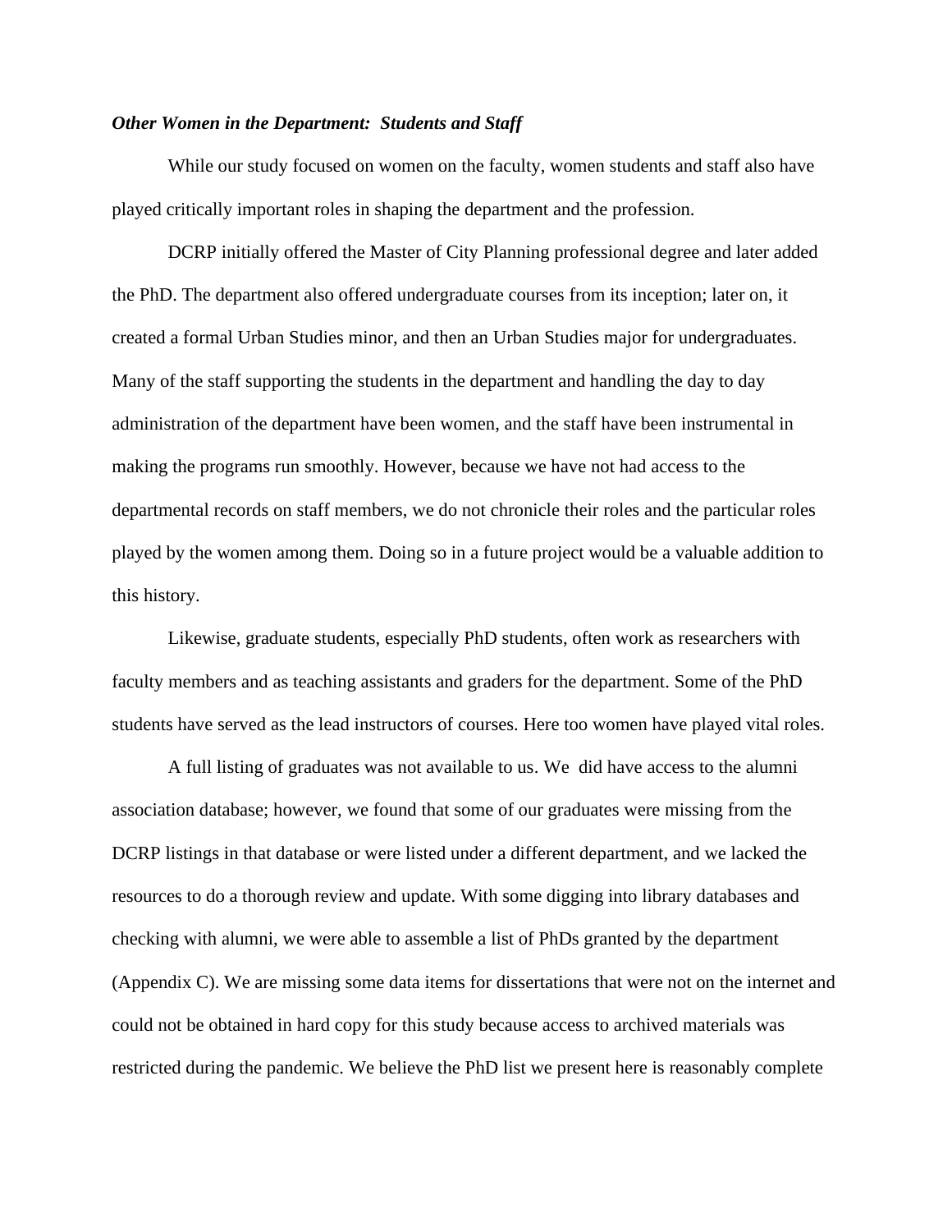### *Other Women in the Department: Students and Staff*

While our study focused on women on the faculty, women students and staff also have played critically important roles in shaping the department and the profession.

DCRP initially offered the Master of City Planning professional degree and later added the PhD. The department also offered undergraduate courses from its inception; later on, it created a formal Urban Studies minor, and then an Urban Studies major for undergraduates. Many of the staff supporting the students in the department and handling the day to day administration of the department have been women, and the staff have been instrumental in making the programs run smoothly. However, because we have not had access to the departmental records on staff members, we do not chronicle their roles and the particular roles played by the women among them. Doing so in a future project would be a valuable addition to this history.

Likewise, graduate students, especially PhD students, often work as researchers with faculty members and as teaching assistants and graders for the department. Some of the PhD students have served as the lead instructors of courses. Here too women have played vital roles.

A full listing of graduates was not available to us. We did have access to the alumni association database; however, we found that some of our graduates were missing from the DCRP listings in that database or were listed under a different department, and we lacked the resources to do a thorough review and update. With some digging into library databases and checking with alumni, we were able to assemble a list of PhDs granted by the department (Appendix C). We are missing some data items for dissertations that were not on the internet and could not be obtained in hard copy for this study because access to archived materials was restricted during the pandemic. We believe the PhD list we present here is reasonably complete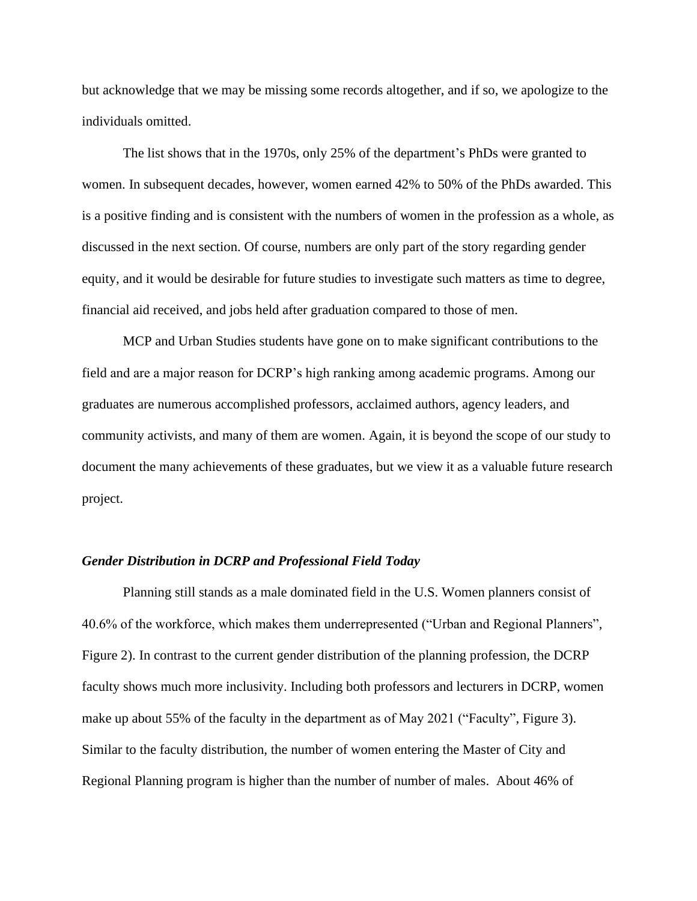but acknowledge that we may be missing some records altogether, and if so, we apologize to the individuals omitted.

The list shows that in the 1970s, only 25% of the department's PhDs were granted to women. In subsequent decades, however, women earned 42% to 50% of the PhDs awarded. This is a positive finding and is consistent with the numbers of women in the profession as a whole, as discussed in the next section. Of course, numbers are only part of the story regarding gender equity, and it would be desirable for future studies to investigate such matters as time to degree, financial aid received, and jobs held after graduation compared to those of men.

MCP and Urban Studies students have gone on to make significant contributions to the field and are a major reason for DCRP's high ranking among academic programs. Among our graduates are numerous accomplished professors, acclaimed authors, agency leaders, and community activists, and many of them are women. Again, it is beyond the scope of our study to document the many achievements of these graduates, but we view it as a valuable future research project.

### *Gender Distribution in DCRP and Professional Field Today*

Planning still stands as a male dominated field in the U.S. Women planners consist of 40.6% of the workforce, which makes them underrepresented ("Urban and Regional Planners", Figure 2). In contrast to the current gender distribution of the planning profession, the DCRP faculty shows much more inclusivity. Including both professors and lecturers in DCRP, women make up about 55% of the faculty in the department as of May 2021 ("Faculty", Figure 3). Similar to the faculty distribution, the number of women entering the Master of City and Regional Planning program is higher than the number of number of males. About 46% of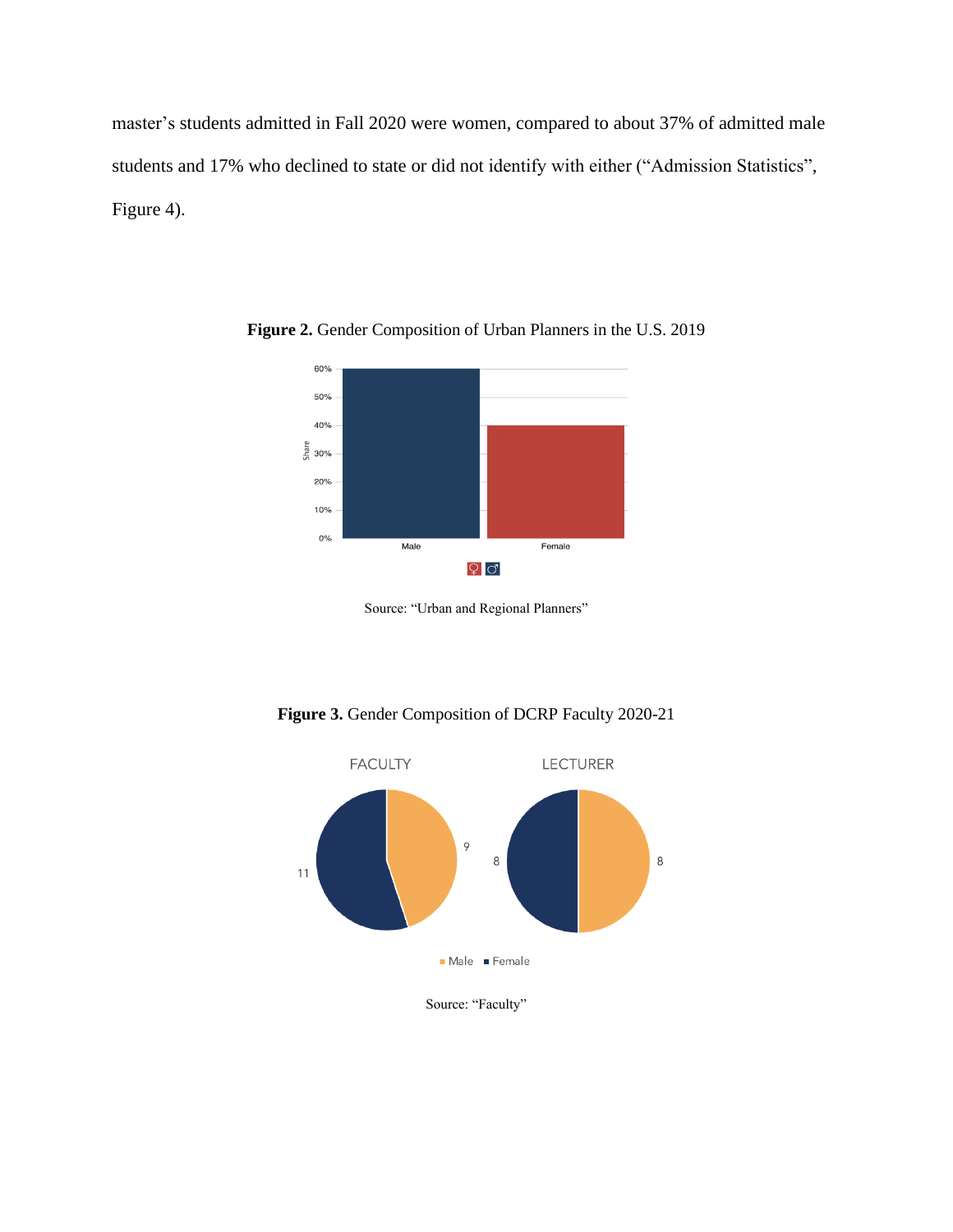master's students admitted in Fall 2020 were women, compared to about 37% of admitted male students and 17% who declined to state or did not identify with either ("Admission Statistics", Figure 4).

**Figure 2.** Gender Composition of Urban Planners in the U.S. 2019

Source: "Urban and Regional Planners"

**Figure 3.** Gender Composition of DCRP Faculty 2020-21

Source: "Faculty"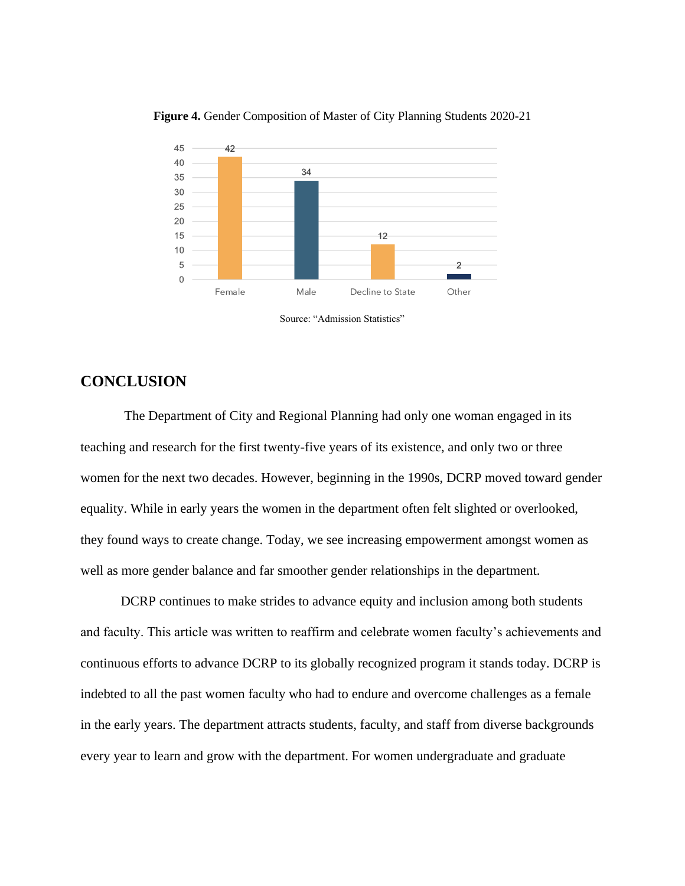**Figure 4.** Gender Composition of Master of City Planning Students 2020-21

| Female | Male | Decline to State | Other |
|---|---|---|---|
| 42 | 34 | 12 | 2 |

Source: "Admission Statistics"

## CONCLUSION

The Department of City and Regional Planning had only one woman engaged in its teaching and research for the first twenty-five years of its existence, and only two or three women for the next two decades. However, beginning in the 1990s, DCRP moved toward gender equality. While in early years the women in the department often felt slighted or overlooked, they found ways to create change. Today, we see increasing empowerment amongst women as well as more gender balance and far smoother gender relationships in the department.

DCRP continues to make strides to advance equity and inclusion among both students and faculty. This article was written to reaffirm and celebrate women faculty's achievements and continuous efforts to advance DCRP to its globally recognized program it stands today. DCRP is indebted to all the past women faculty who had to endure and overcome challenges as a female in the early years. The department attracts students, faculty, and staff from diverse backgrounds every year to learn and grow with the department. For women undergraduate and graduate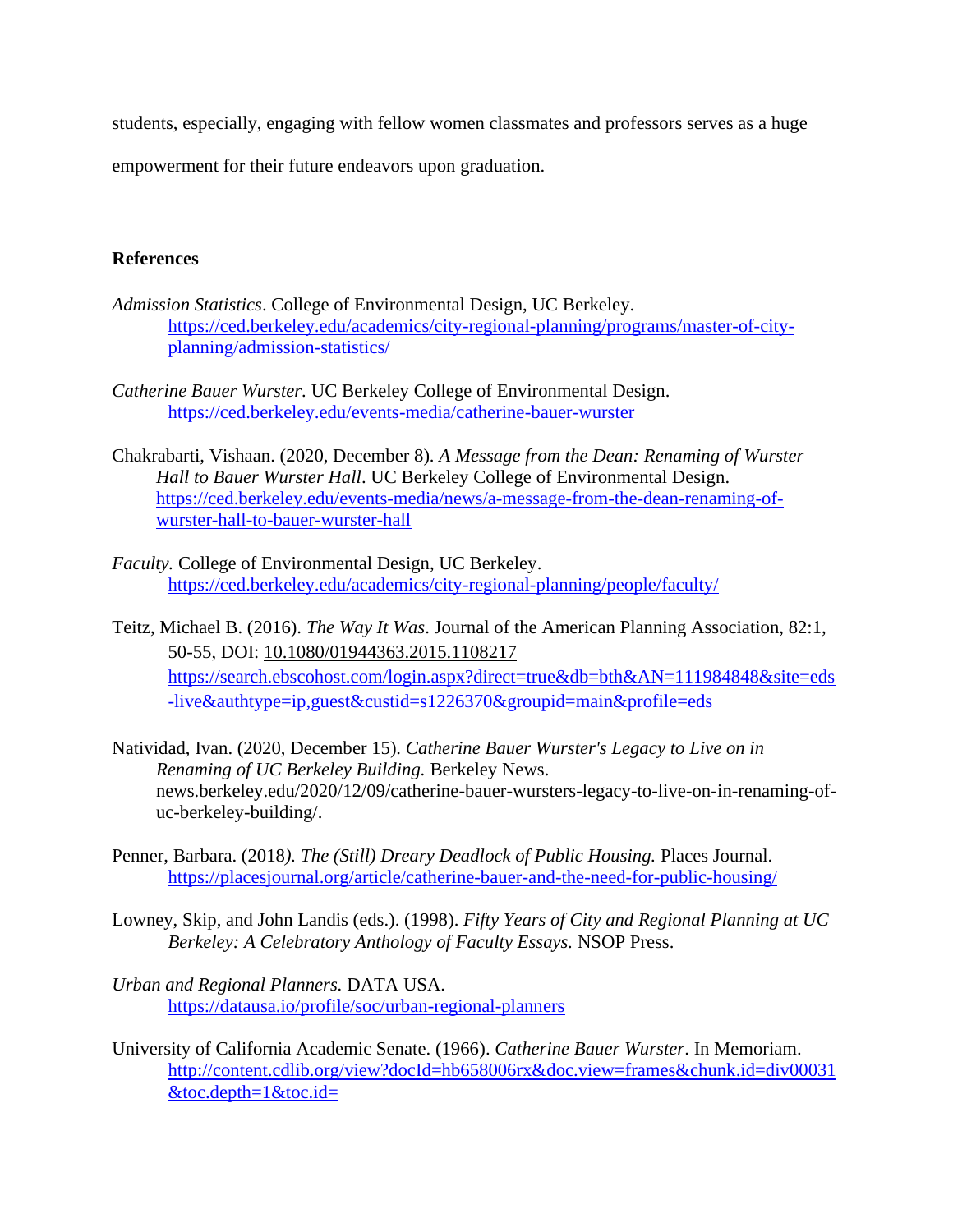students, especially, engaging with fellow women classmates and professors serves as a huge empowerment for their future endeavors upon graduation.

**References**

*Admission Statistics*. College of Environmental Design, UC Berkeley. https://ced.berkeley.edu/academics/city-regional-planning/programs/master-of-city-planning/admission-statistics/

*Catherine Bauer Wurster*. UC Berkeley College of Environmental Design. https://ced.berkeley.edu/events-media/catherine-bauer-wurster

Chakrabarti, Vishaan. (2020, December 8). *A Message from the Dean: Renaming of Wurster Hall to Bauer Wurster Hall*. UC Berkeley College of Environmental Design. https://ced.berkeley.edu/events-media/news/a-message-from-the-dean-renaming-of-wurster-hall-to-bauer-wurster-hall

*Faculty.* College of Environmental Design, UC Berkeley. https://ced.berkeley.edu/academics/city-regional-planning/people/faculty/

Teitz, Michael B. (2016). *The Way It Was*. Journal of the American Planning Association, 82:1, 50-55, DOI: 10.1080/01944363.2015.1108217 https://search.ebscohost.com/login.aspx?direct=true&db=bth&AN=111984848&site=eds-live&authtype=ip,guest&custid=s1226370&groupid=main&profile=eds

Natividad, Ivan. (2020, December 15). *Catherine Bauer Wurster's Legacy to Live on in Renaming of UC Berkeley Building.* Berkeley News. news.berkeley.edu/2020/12/09/catherine-bauer-wursters-legacy-to-live-on-in-renaming-of-uc-berkeley-building/.

Penner, Barbara. (2018*). The (Still) Dreary Deadlock of Public Housing.* Places Journal. https://placesjournal.org/article/catherine-bauer-and-the-need-for-public-housing/

Lowney, Skip, and John Landis (eds.). (1998). *Fifty Years of City and Regional Planning at UC Berkeley: A Celebratory Anthology of Faculty Essays.* NSOP Press.

*Urban and Regional Planners.* DATA USA. https://datausa.io/profile/soc/urban-regional-planners

University of California Academic Senate. (1966). *Catherine Bauer Wurster*. In Memoriam. http://content.cdlib.org/view?docId=hb658006rx&doc.view=frames&chunk.id=div00031&toc.depth=1&toc.id=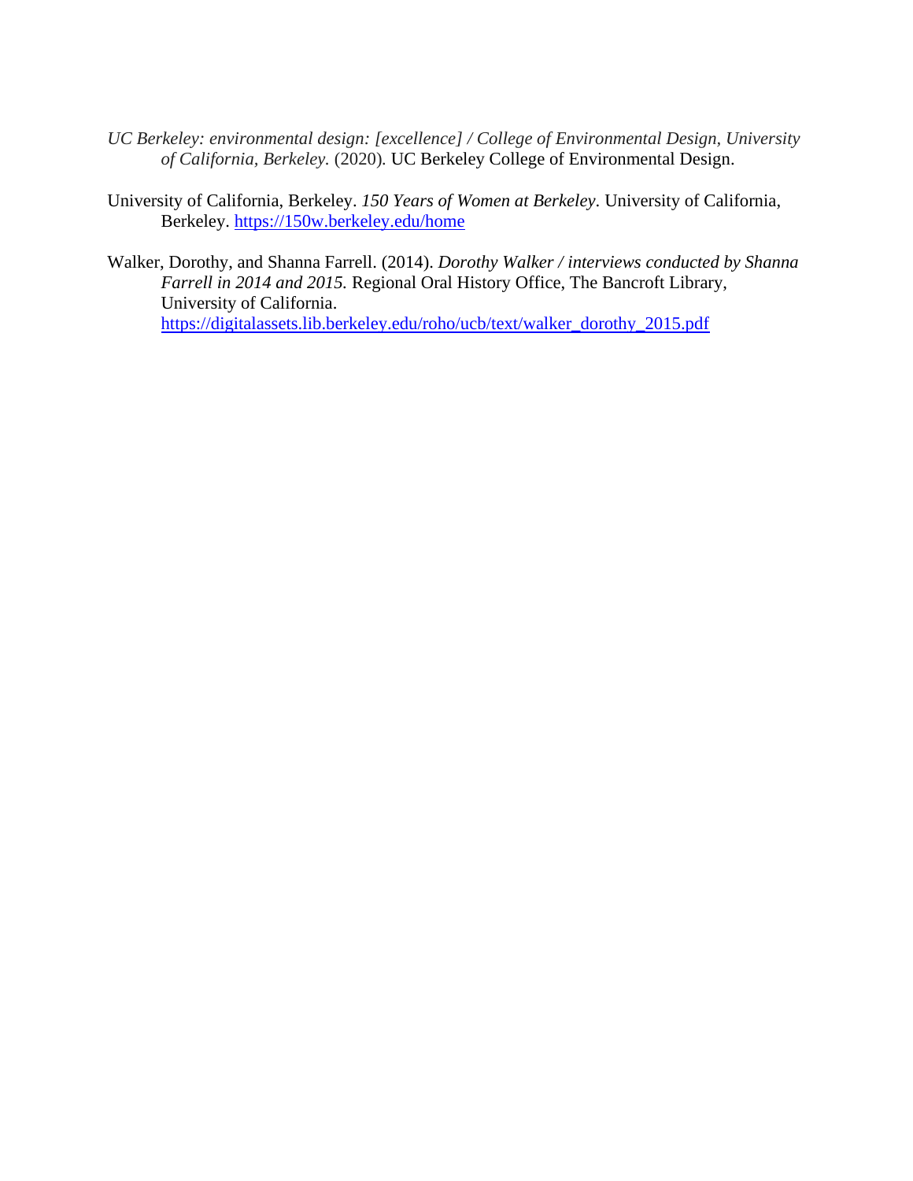*UC Berkeley: environmental design: [excellence] / College of Environmental Design, University of California, Berkeley.* (2020). UC Berkeley College of Environmental Design.

University of California, Berkeley. *150 Years of Women at Berkeley*. University of California, Berkeley. https://150w.berkeley.edu/home

Walker, Dorothy, and Shanna Farrell. (2014). *Dorothy Walker / interviews conducted by Shanna Farrell in 2014 and 2015.* Regional Oral History Office, The Bancroft Library, University of California. https://digitalassets.lib.berkeley.edu/roho/ucb/text/walker_dorothy_2015.pdf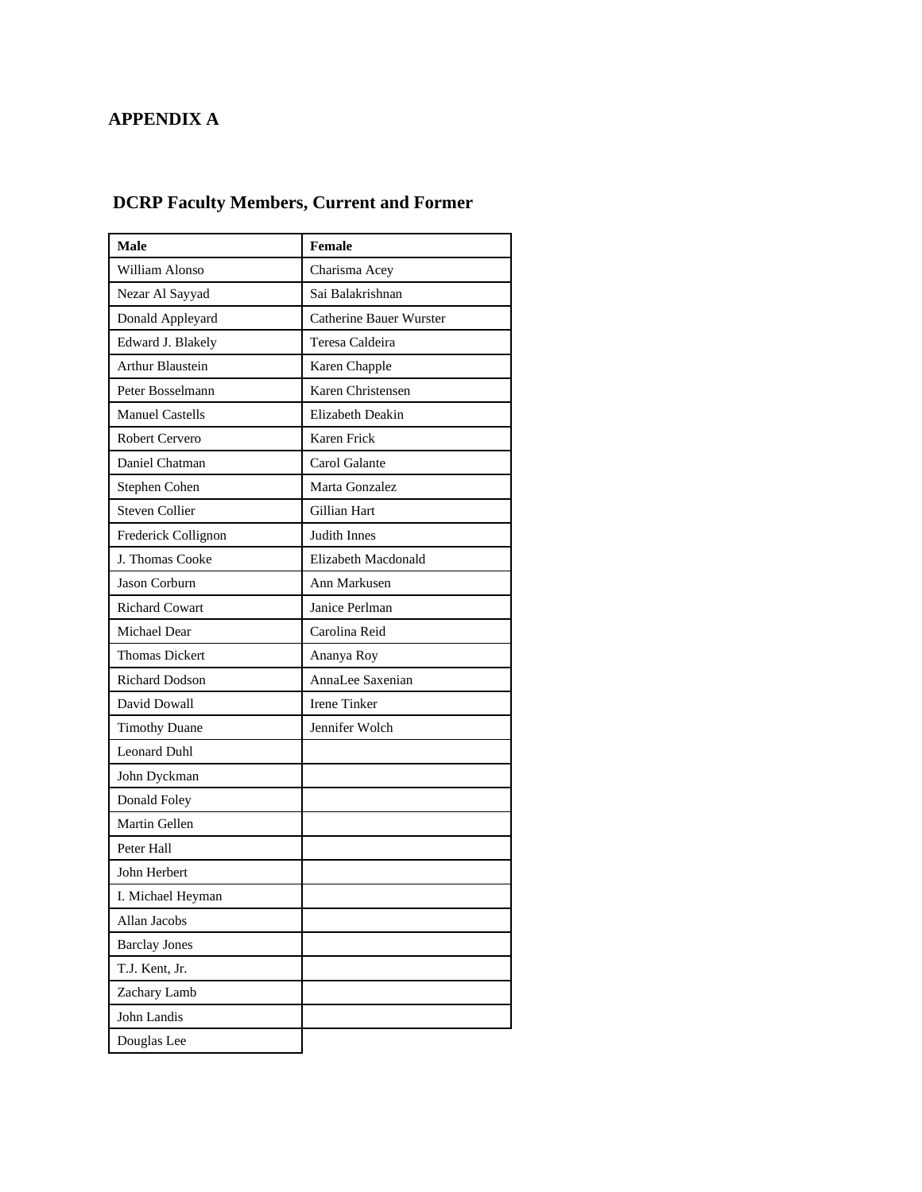## APPENDIX A

### DCRP Faculty Members, Current and Former

| Male | Female |
|---|---|
| William Alonso | Charisma Acey |
| Nezar Al Sayyad | Sai Balakrishnan |
| Donald Appleyard | Catherine Bauer Wurster |
| Edward J. Blakely | Teresa Caldeira |
| Arthur Blaustein | Karen Chapple |
| Peter Bosselmann | Karen Christensen |
| Manuel Castells | Elizabeth Deakin |
| Robert Cervero | Karen Frick |
| Daniel Chatman | Carol Galante |
| Stephen Cohen | Marta Gonzalez |
| Steven Collier | Gillian Hart |
| Frederick Collignon | Judith Innes |
| J. Thomas Cooke | Elizabeth Macdonald |
| Jason Corburn | Ann Markusen |
| Richard Cowart | Janice Perlman |
| Michael Dear | Carolina Reid |
| Thomas Dickert | Ananya Roy |
| Richard Dodson | AnnaLee Saxenian |
| David Dowall | Irene Tinker |
| Timothy Duane | Jennifer Wolch |
| Leonard Duhl | |
| John Dyckman | |
| Donald Foley | |
| Martin Gellen | |
| Peter Hall | |
| John Herbert | |
| I. Michael Heyman | |
| Allan Jacobs | |
| Barclay Jones | |
| T.J. Kent, Jr. | |
| Zachary Lamb | |
| John Landis | |
| Douglas Lee | |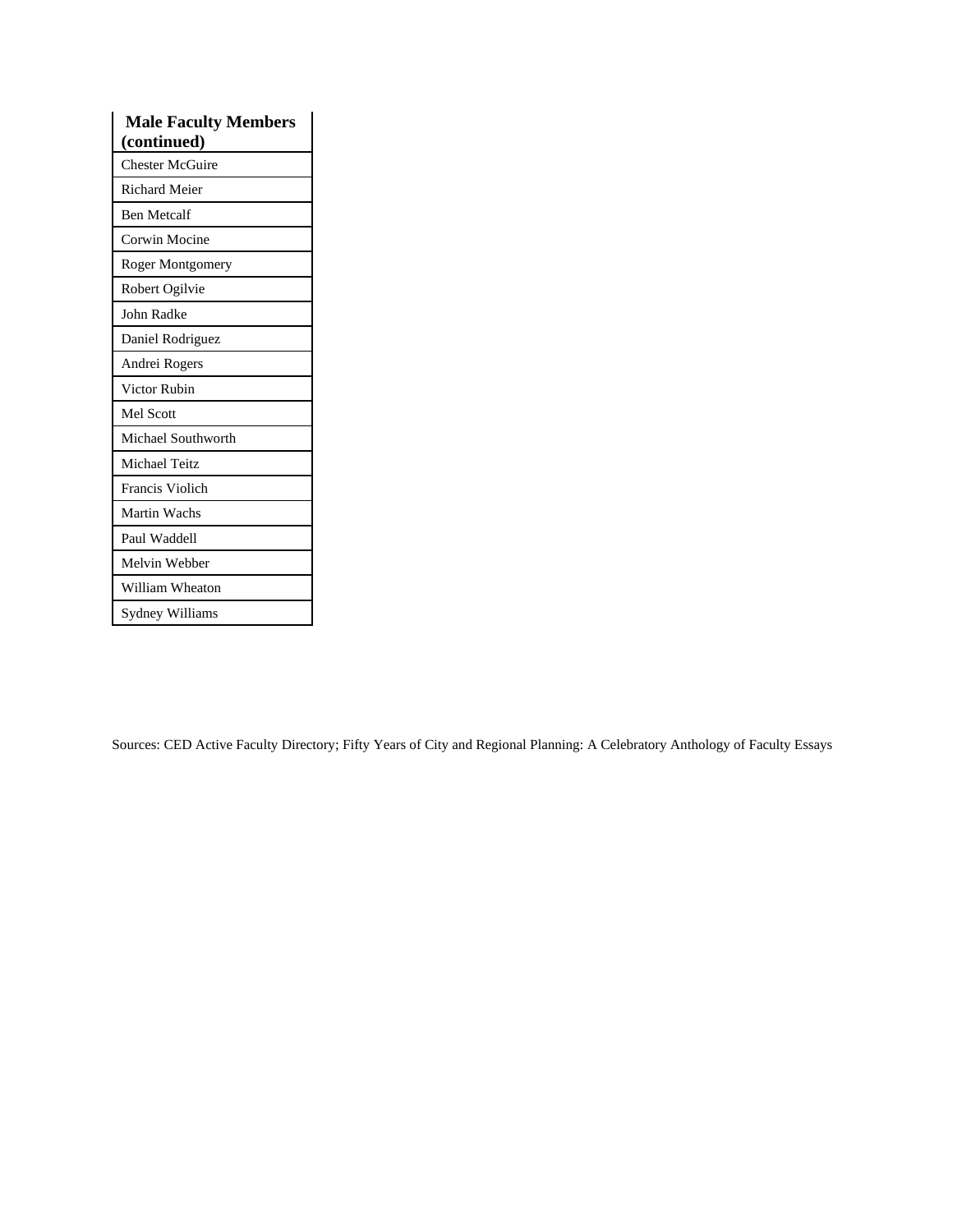| Male Faculty Members (continued) |
| --- |
| Chester McGuire |
| Richard Meier |
| Ben Metcalf |
| Corwin Mocine |
| Roger Montgomery |
| Robert Ogilvie |
| John Radke |
| Daniel Rodriguez |
| Andrei Rogers |
| Victor Rubin |
| Mel Scott |
| Michael Southworth |
| Michael Teitz |
| Francis Violich |
| Martin Wachs |
| Paul Waddell |
| Melvin Webber |
| William Wheaton |
| Sydney Williams |

Sources: CED Active Faculty Directory; Fifty Years of City and Regional Planning: A Celebratory Anthology of Faculty Essays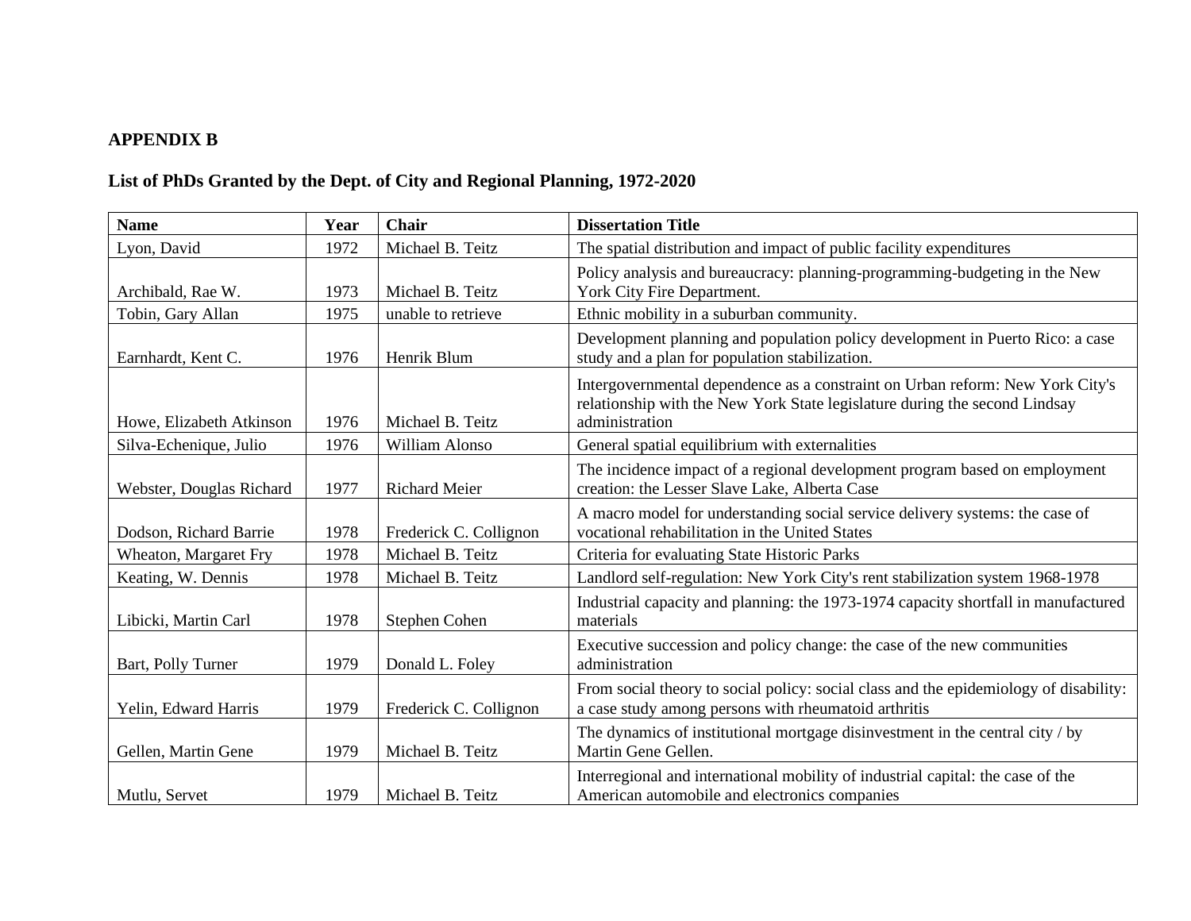**APPENDIX B**

**List of PhDs Granted by the Dept. of City and Regional Planning, 1972-2020**

| Name | Year | Chair | Dissertation Title |
|---|---|---|---|
| Lyon, David | 1972 | Michael B. Teitz | The spatial distribution and impact of public facility expenditures |
| Archibald, Rae W. | 1973 | Michael B. Teitz | Policy analysis and bureaucracy: planning-programming-budgeting in the New York City Fire Department. |
| Tobin, Gary Allan | 1975 | unable to retrieve | Ethnic mobility in a suburban community. |
| Earnhardt, Kent C. | 1976 | Henrik Blum | Development planning and population policy development in Puerto Rico: a case study and a plan for population stabilization. |
| Howe, Elizabeth Atkinson | 1976 | Michael B. Teitz | Intergovernmental dependence as a constraint on Urban reform: New York City's relationship with the New York State legislature during the second Lindsay administration |
| Silva-Echenique, Julio | 1976 | William Alonso | General spatial equilibrium with externalities |
| Webster, Douglas Richard | 1977 | Richard Meier | The incidence impact of a regional development program based on employment creation: the Lesser Slave Lake, Alberta Case |
| Dodson, Richard Barrie | 1978 | Frederick C. Collignon | A macro model for understanding social service delivery systems: the case of vocational rehabilitation in the United States |
| Wheaton, Margaret Fry | 1978 | Michael B. Teitz | Criteria for evaluating State Historic Parks |
| Keating, W. Dennis | 1978 | Michael B. Teitz | Landlord self-regulation: New York City's rent stabilization system 1968-1978 |
| Libicki, Martin Carl | 1978 | Stephen Cohen | Industrial capacity and planning: the 1973-1974 capacity shortfall in manufactured materials |
| Bart, Polly Turner | 1979 | Donald L. Foley | Executive succession and policy change: the case of the new communities administration |
| Yelin, Edward Harris | 1979 | Frederick C. Collignon | From social theory to social policy: social class and the epidemiology of disability: a case study among persons with rheumatoid arthritis |
| Gellen, Martin Gene | 1979 | Michael B. Teitz | The dynamics of institutional mortgage disinvestment in the central city / by Martin Gene Gellen. |
| Mutlu, Servet | 1979 | Michael B. Teitz | Interregional and international mobility of industrial capital: the case of the American automobile and electronics companies |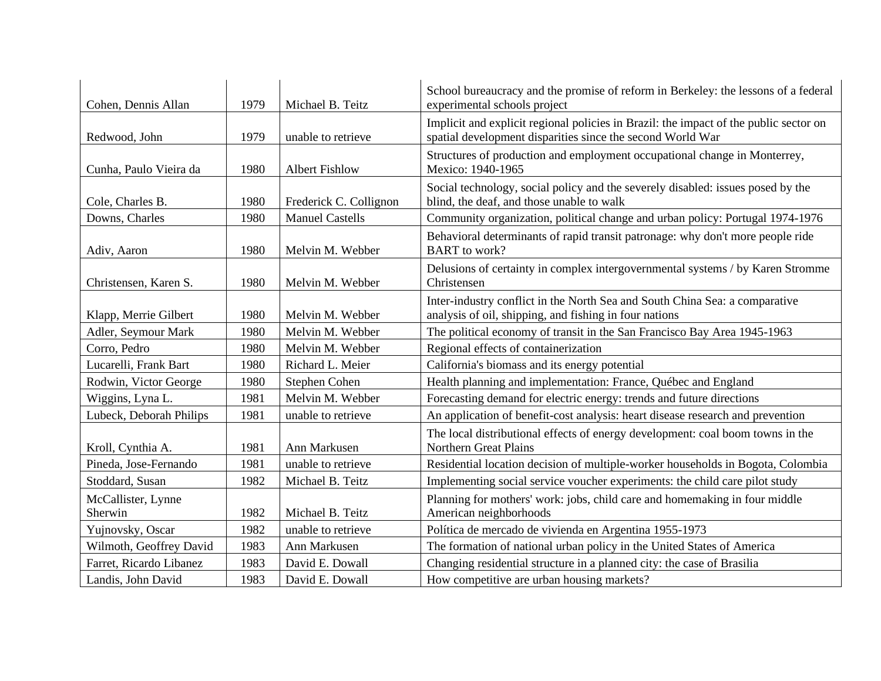| Cohen, Dennis Allan | 1979 | Michael B. Teitz | School bureaucracy and the promise of reform in Berkeley: the lessons of a federal experimental schools project |
|---|---|---|---|
| Redwood, John | 1979 | unable to retrieve | Implicit and explicit regional policies in Brazil: the impact of the public sector on spatial development disparities since the second World War |
| Cunha, Paulo Vieira da | 1980 | Albert Fishlow | Structures of production and employment occupational change in Monterrey, Mexico: 1940-1965 |
| Cole, Charles B. | 1980 | Frederick C. Collignon | Social technology, social policy and the severely disabled: issues posed by the blind, the deaf, and those unable to walk |
| Downs, Charles | 1980 | Manuel Castells | Community organization, political change and urban policy: Portugal 1974-1976 |
| Adiv, Aaron | 1980 | Melvin M. Webber | Behavioral determinants of rapid transit patronage: why don't more people ride BART to work? |
| Christensen, Karen S. | 1980 | Melvin M. Webber | Delusions of certainty in complex intergovernmental systems / by Karen Stromme Christensen |
| Klapp, Merrie Gilbert | 1980 | Melvin M. Webber | Inter-industry conflict in the North Sea and South China Sea: a comparative analysis of oil, shipping, and fishing in four nations |
| Adler, Seymour Mark | 1980 | Melvin M. Webber | The political economy of transit in the San Francisco Bay Area 1945-1963 |
| Corro, Pedro | 1980 | Melvin M. Webber | Regional effects of containerization |
| Lucarelli, Frank Bart | 1980 | Richard L. Meier | California's biomass and its energy potential |
| Rodwin, Victor George | 1980 | Stephen Cohen | Health planning and implementation: France, Québec and England |
| Wiggins, Lyna L. | 1981 | Melvin M. Webber | Forecasting demand for electric energy: trends and future directions |
| Lubeck, Deborah Philips | 1981 | unable to retrieve | An application of benefit-cost analysis: heart disease research and prevention |
| Kroll, Cynthia A. | 1981 | Ann Markusen | The local distributional effects of energy development: coal boom towns in the Northern Great Plains |
| Pineda, Jose-Fernando | 1981 | unable to retrieve | Residential location decision of multiple-worker households in Bogota, Colombia |
| Stoddard, Susan | 1982 | Michael B. Teitz | Implementing social service voucher experiments: the child care pilot study |
| McCallister, Lynne Sherwin | 1982 | Michael B. Teitz | Planning for mothers' work: jobs, child care and homemaking in four middle American neighborhoods |
| Yujnovsky, Oscar | 1982 | unable to retrieve | Política de mercado de vivienda en Argentina 1955-1973 |
| Wilmoth, Geoffrey David | 1983 | Ann Markusen | The formation of national urban policy in the United States of America |
| Farret, Ricardo Libanez | 1983 | David E. Dowall | Changing residential structure in a planned city: the case of Brasilia |
| Landis, John David | 1983 | David E. Dowall | How competitive are urban housing markets? |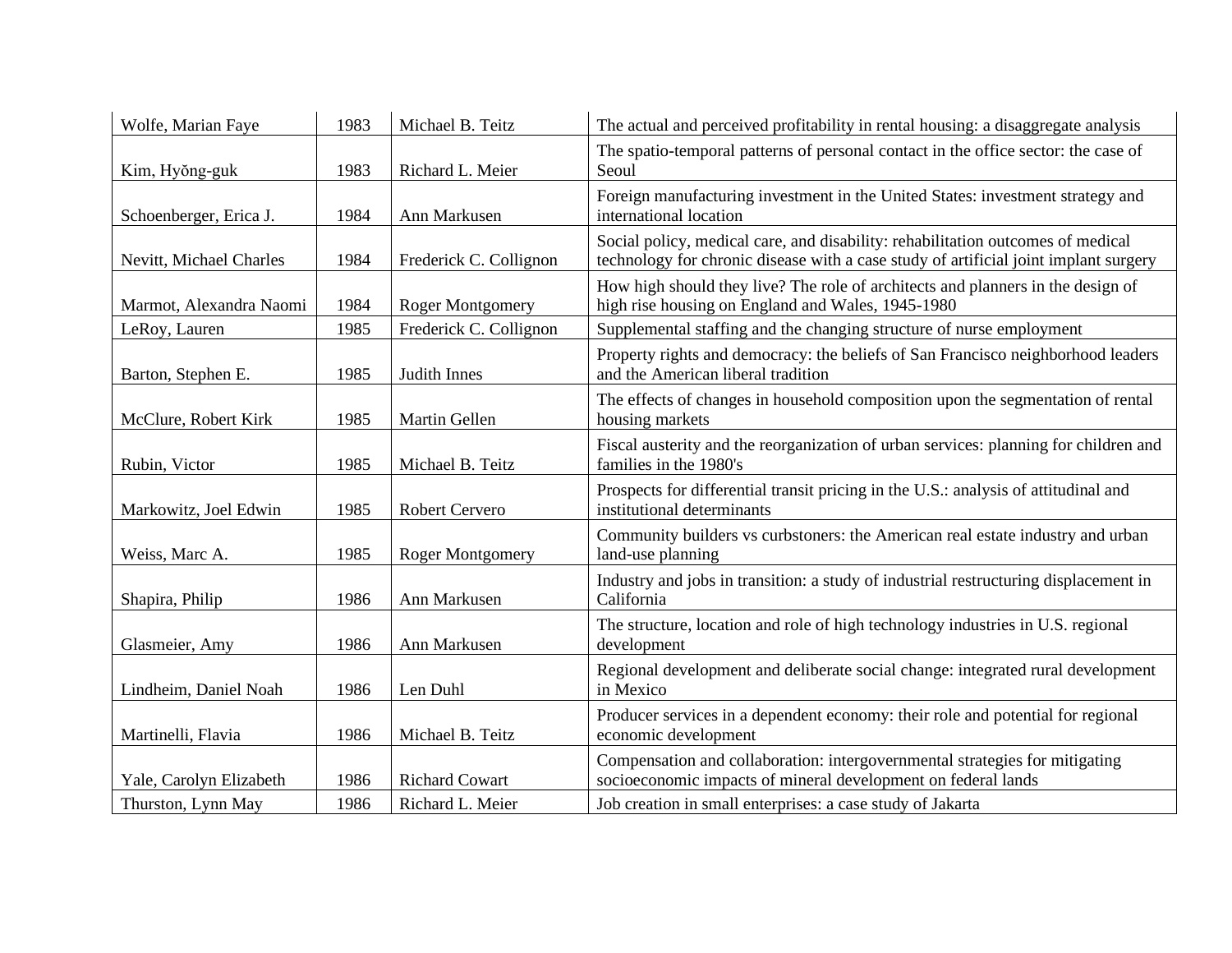| Wolfe, Marian Faye | 1983 | Michael B. Teitz | The actual and perceived profitability in rental housing: a disaggregate analysis |
|---|---|---|---|
| Kim, Hyŏng-guk | 1983 | Richard L. Meier | The spatio-temporal patterns of personal contact in the office sector: the case of Seoul |
| Schoenberger, Erica J. | 1984 | Ann Markusen | Foreign manufacturing investment in the United States: investment strategy and international location |
| Nevitt, Michael Charles | 1984 | Frederick C. Collignon | Social policy, medical care, and disability: rehabilitation outcomes of medical technology for chronic disease with a case study of artificial joint implant surgery |
| Marmot, Alexandra Naomi | 1984 | Roger Montgomery | How high should they live? The role of architects and planners in the design of high rise housing on England and Wales, 1945-1980 |
| LeRoy, Lauren | 1985 | Frederick C. Collignon | Supplemental staffing and the changing structure of nurse employment |
| Barton, Stephen E. | 1985 | Judith Innes | Property rights and democracy: the beliefs of San Francisco neighborhood leaders and the American liberal tradition |
| McClure, Robert Kirk | 1985 | Martin Gellen | The effects of changes in household composition upon the segmentation of rental housing markets |
| Rubin, Victor | 1985 | Michael B. Teitz | Fiscal austerity and the reorganization of urban services: planning for children and families in the 1980's |
| Markowitz, Joel Edwin | 1985 | Robert Cervero | Prospects for differential transit pricing in the U.S.: analysis of attitudinal and institutional determinants |
| Weiss, Marc A. | 1985 | Roger Montgomery | Community builders vs curbstoners: the American real estate industry and urban land-use planning |
| Shapira, Philip | 1986 | Ann Markusen | Industry and jobs in transition: a study of industrial restructuring displacement in California |
| Glasmeier, Amy | 1986 | Ann Markusen | The structure, location and role of high technology industries in U.S. regional development |
| Lindheim, Daniel Noah | 1986 | Len Duhl | Regional development and deliberate social change: integrated rural development in Mexico |
| Martinelli, Flavia | 1986 | Michael B. Teitz | Producer services in a dependent economy: their role and potential for regional economic development |
| Yale, Carolyn Elizabeth | 1986 | Richard Cowart | Compensation and collaboration: intergovernmental strategies for mitigating socioeconomic impacts of mineral development on federal lands |
| Thurston, Lynn May | 1986 | Richard L. Meier | Job creation in small enterprises: a case study of Jakarta |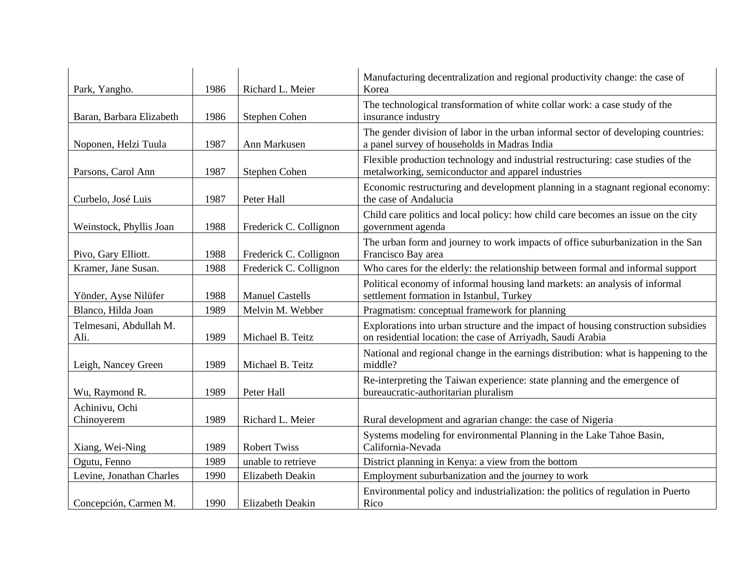| | | | |
|---|---|---|---|
| Park, Yangho. | 1986 | Richard L. Meier | Manufacturing decentralization and regional productivity change: the case of Korea |
| Baran, Barbara Elizabeth | 1986 | Stephen Cohen | The technological transformation of white collar work: a case study of the insurance industry |
| Noponen, Helzi Tuula | 1987 | Ann Markusen | The gender division of labor in the urban informal sector of developing countries: a panel survey of households in Madras India |
| Parsons, Carol Ann | 1987 | Stephen Cohen | Flexible production technology and industrial restructuring: case studies of the metalworking, semiconductor and apparel industries |
| Curbelo, José Luis | 1987 | Peter Hall | Economic restructuring and development planning in a stagnant regional economy: the case of Andalucia |
| Weinstock, Phyllis Joan | 1988 | Frederick C. Collignon | Child care politics and local policy: how child care becomes an issue on the city government agenda |
| Pivo, Gary Elliott. | 1988 | Frederick C. Collignon | The urban form and journey to work impacts of office suburbanization in the San Francisco Bay area |
| Kramer, Jane Susan. | 1988 | Frederick C. Collignon | Who cares for the elderly: the relationship between formal and informal support |
| Yönder, Ayse Nilüfer | 1988 | Manuel Castells | Political economy of informal housing land markets: an analysis of informal settlement formation in Istanbul, Turkey |
| Blanco, Hilda Joan | 1989 | Melvin M. Webber | Pragmatism: conceptual framework for planning |
| Telmesani, Abdullah M. Ali. | 1989 | Michael B. Teitz | Explorations into urban structure and the impact of housing construction subsidies on residential location: the case of Arriyadh, Saudi Arabia |
| Leigh, Nancey Green | 1989 | Michael B. Teitz | National and regional change in the earnings distribution: what is happening to the middle? |
| Wu, Raymond R. | 1989 | Peter Hall | Re-interpreting the Taiwan experience: state planning and the emergence of bureaucratic-authoritarian pluralism |
| Achinivu, Ochi Chinoyerem | 1989 | Richard L. Meier | Rural development and agrarian change: the case of Nigeria |
| Xiang, Wei-Ning | 1989 | Robert Twiss | Systems modeling for environmental Planning in the Lake Tahoe Basin, California-Nevada |
| Ogutu, Fenno | 1989 | unable to retrieve | District planning in Kenya: a view from the bottom |
| Levine, Jonathan Charles | 1990 | Elizabeth Deakin | Employment suburbanization and the journey to work |
| Concepción, Carmen M. | 1990 | Elizabeth Deakin | Environmental policy and industrialization: the politics of regulation in Puerto Rico |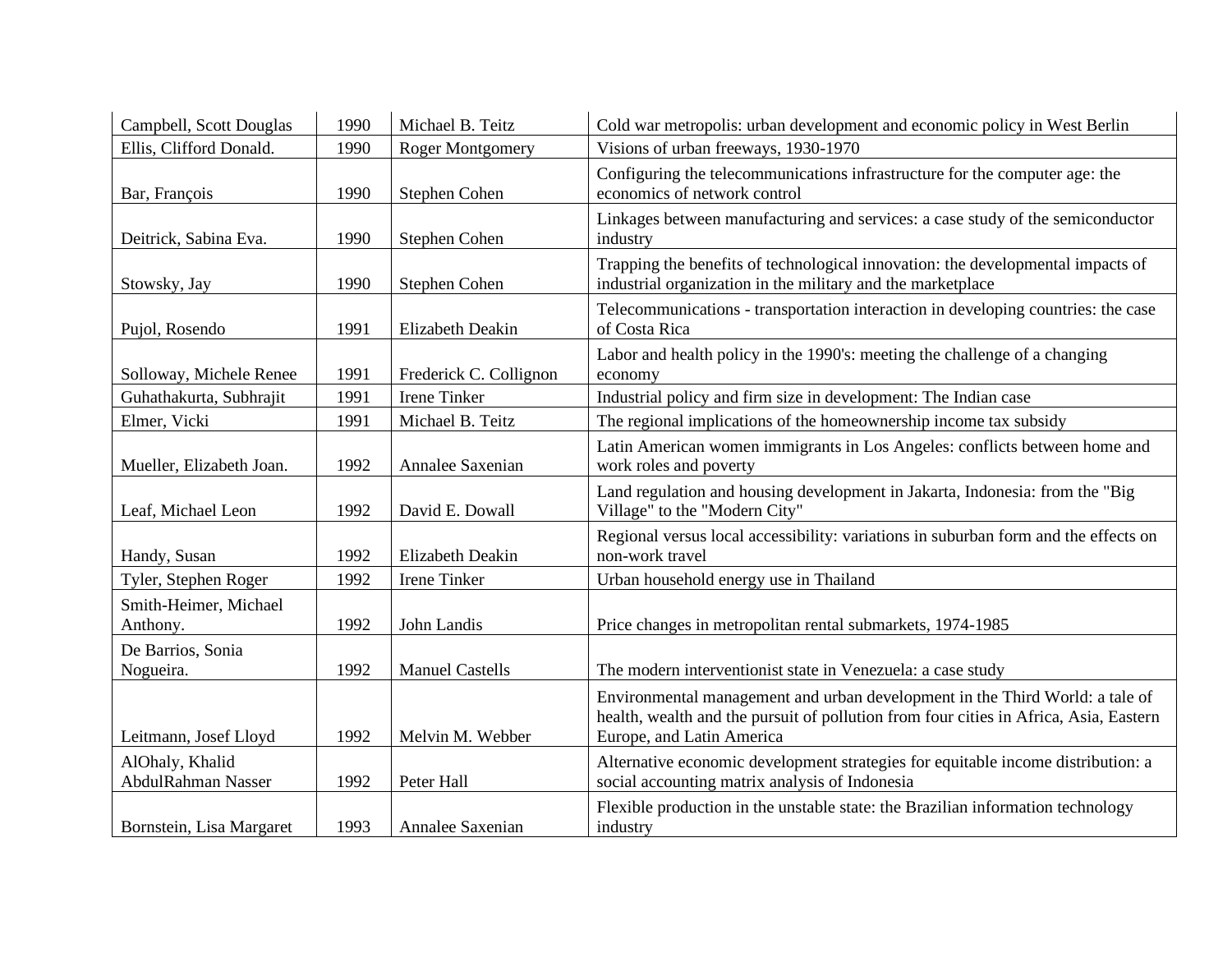| | | | |
|---|---|---|---|
| Campbell, Scott Douglas | 1990 | Michael B. Teitz | Cold war metropolis: urban development and economic policy in West Berlin |
| Ellis, Clifford Donald. | 1990 | Roger Montgomery | Visions of urban freeways, 1930-1970 |
| Bar, François | 1990 | Stephen Cohen | Configuring the telecommunications infrastructure for the computer age: the economics of network control |
| Deitrick, Sabina Eva. | 1990 | Stephen Cohen | Linkages between manufacturing and services: a case study of the semiconductor industry |
| Stowsky, Jay | 1990 | Stephen Cohen | Trapping the benefits of technological innovation: the developmental impacts of industrial organization in the military and the marketplace |
| Pujol, Rosendo | 1991 | Elizabeth Deakin | Telecommunications - transportation interaction in developing countries: the case of Costa Rica |
| Solloway, Michele Renee | 1991 | Frederick C. Collignon | Labor and health policy in the 1990's: meeting the challenge of a changing economy |
| Guhathakurta, Subhrajit | 1991 | Irene Tinker | Industrial policy and firm size in development: The Indian case |
| Elmer, Vicki | 1991 | Michael B. Teitz | The regional implications of the homeownership income tax subsidy |
| Mueller, Elizabeth Joan. | 1992 | Annalee Saxenian | Latin American women immigrants in Los Angeles: conflicts between home and work roles and poverty |
| Leaf, Michael Leon | 1992 | David E. Dowall | Land regulation and housing development in Jakarta, Indonesia: from the "Big Village" to the "Modern City" |
| Handy, Susan | 1992 | Elizabeth Deakin | Regional versus local accessibility: variations in suburban form and the effects on non-work travel |
| Tyler, Stephen Roger | 1992 | Irene Tinker | Urban household energy use in Thailand |
| Smith-Heimer, Michael Anthony. | 1992 | John Landis | Price changes in metropolitan rental submarkets, 1974-1985 |
| De Barrios, Sonia Nogueira. | 1992 | Manuel Castells | The modern interventionist state in Venezuela: a case study |
| Leitmann, Josef Lloyd | 1992 | Melvin M. Webber | Environmental management and urban development in the Third World: a tale of health, wealth and the pursuit of pollution from four cities in Africa, Asia, Eastern Europe, and Latin America |
| AlOhaly, Khalid AbdulRahman Nasser | 1992 | Peter Hall | Alternative economic development strategies for equitable income distribution: a social accounting matrix analysis of Indonesia |
| Bornstein, Lisa Margaret | 1993 | Annalee Saxenian | Flexible production in the unstable state: the Brazilian information technology industry |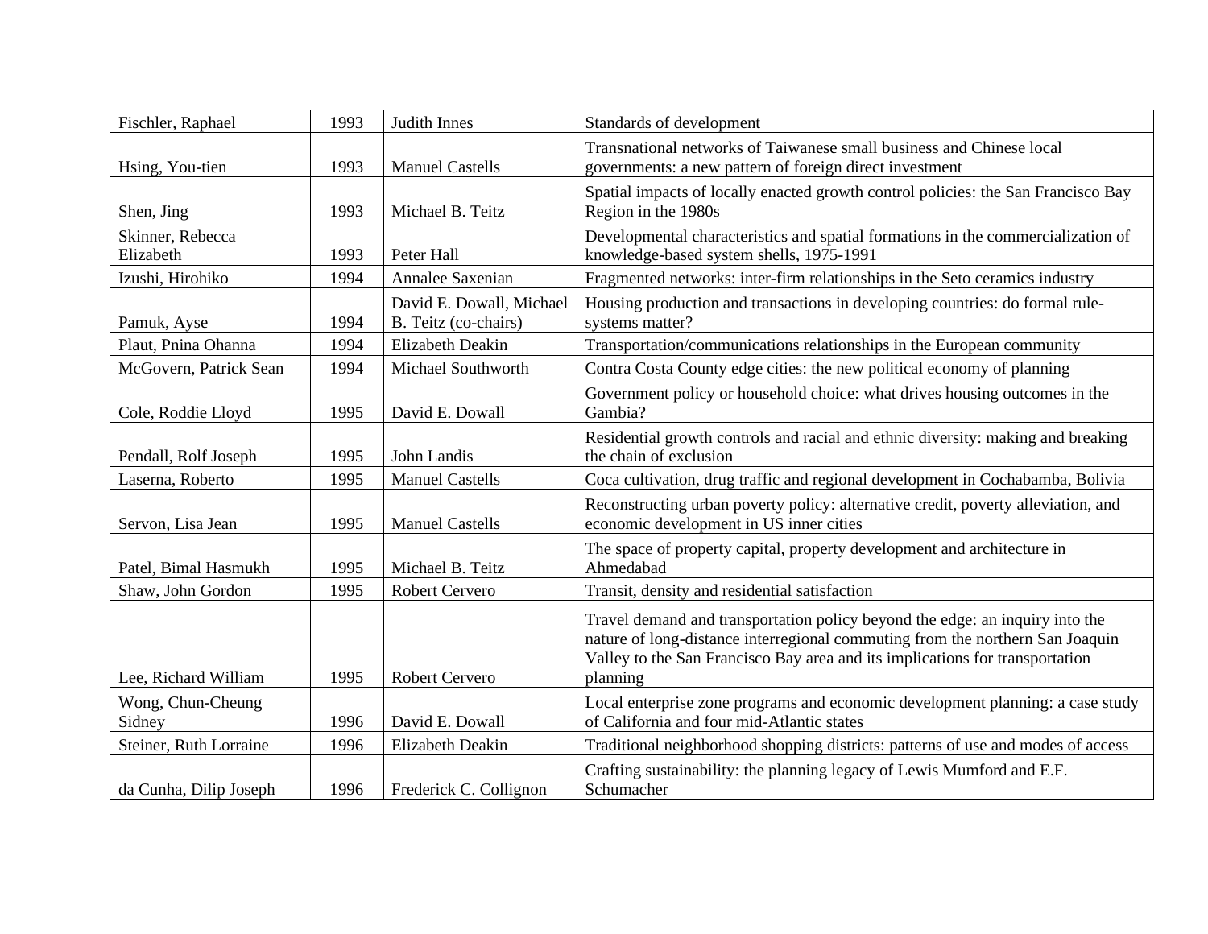| | | | |
|---|---|---|---|
| Fischler, Raphael | 1993 | Judith Innes | Standards of development |
| Hsing, You-tien | 1993 | Manuel Castells | Transnational networks of Taiwanese small business and Chinese local governments: a new pattern of foreign direct investment |
| Shen, Jing | 1993 | Michael B. Teitz | Spatial impacts of locally enacted growth control policies: the San Francisco Bay Region in the 1980s |
| Skinner, Rebecca Elizabeth | 1993 | Peter Hall | Developmental characteristics and spatial formations in the commercialization of knowledge-based system shells, 1975-1991 |
| Izushi, Hirohiko | 1994 | Annalee Saxenian | Fragmented networks: inter-firm relationships in the Seto ceramics industry |
| Pamuk, Ayse | 1994 | David E. Dowall, Michael B. Teitz (co-chairs) | Housing production and transactions in developing countries: do formal rule-systems matter? |
| Plaut, Pnina Ohanna | 1994 | Elizabeth Deakin | Transportation/communications relationships in the European community |
| McGovern, Patrick Sean | 1994 | Michael Southworth | Contra Costa County edge cities: the new political economy of planning |
| Cole, Roddie Lloyd | 1995 | David E. Dowall | Government policy or household choice: what drives housing outcomes in the Gambia? |
| Pendall, Rolf Joseph | 1995 | John Landis | Residential growth controls and racial and ethnic diversity: making and breaking the chain of exclusion |
| Laserna, Roberto | 1995 | Manuel Castells | Coca cultivation, drug traffic and regional development in Cochabamba, Bolivia |
| Servon, Lisa Jean | 1995 | Manuel Castells | Reconstructing urban poverty policy: alternative credit, poverty alleviation, and economic development in US inner cities |
| Patel, Bimal Hasmukh | 1995 | Michael B. Teitz | The space of property capital, property development and architecture in Ahmedabad |
| Shaw, John Gordon | 1995 | Robert Cervero | Transit, density and residential satisfaction |
| Lee, Richard William | 1995 | Robert Cervero | Travel demand and transportation policy beyond the edge: an inquiry into the nature of long-distance interregional commuting from the northern San Joaquin Valley to the San Francisco Bay area and its implications for transportation planning |
| Wong, Chun-Cheung Sidney | 1996 | David E. Dowall | Local enterprise zone programs and economic development planning: a case study of California and four mid-Atlantic states |
| Steiner, Ruth Lorraine | 1996 | Elizabeth Deakin | Traditional neighborhood shopping districts: patterns of use and modes of access |
| da Cunha, Dilip Joseph | 1996 | Frederick C. Collignon | Crafting sustainability: the planning legacy of Lewis Mumford and E.F. Schumacher |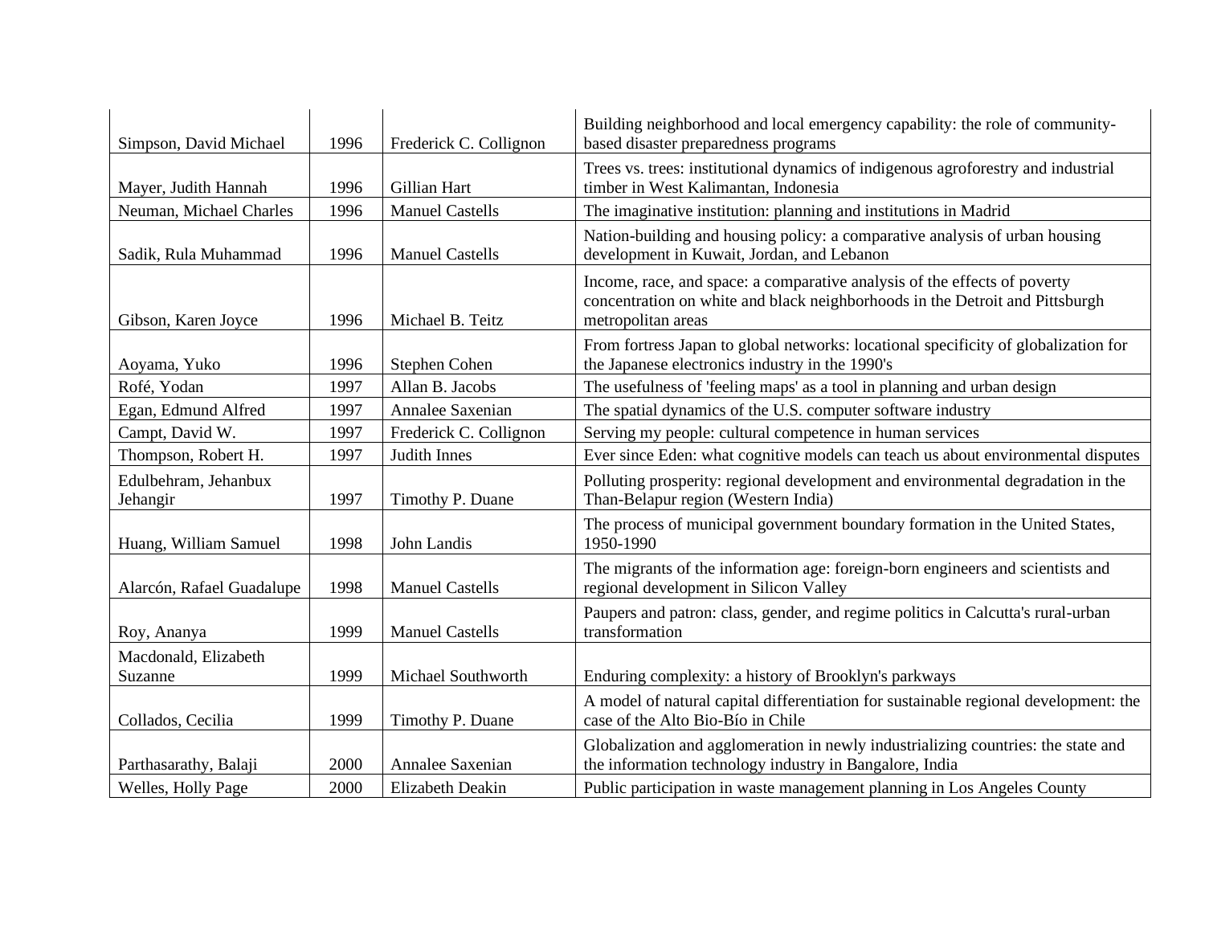| | | | |
|---|---|---|---|
| Simpson, David Michael | 1996 | Frederick C. Collignon | Building neighborhood and local emergency capability: the role of community-based disaster preparedness programs |
| Mayer, Judith Hannah | 1996 | Gillian Hart | Trees vs. trees: institutional dynamics of indigenous agroforestry and industrial timber in West Kalimantan, Indonesia |
| Neuman, Michael Charles | 1996 | Manuel Castells | The imaginative institution: planning and institutions in Madrid |
| Sadik, Rula Muhammad | 1996 | Manuel Castells | Nation-building and housing policy: a comparative analysis of urban housing development in Kuwait, Jordan, and Lebanon |
| Gibson, Karen Joyce | 1996 | Michael B. Teitz | Income, race, and space: a comparative analysis of the effects of poverty concentration on white and black neighborhoods in the Detroit and Pittsburgh metropolitan areas |
| Aoyama, Yuko | 1996 | Stephen Cohen | From fortress Japan to global networks: locational specificity of globalization for the Japanese electronics industry in the 1990's |
| Rofé, Yodan | 1997 | Allan B. Jacobs | The usefulness of 'feeling maps' as a tool in planning and urban design |
| Egan, Edmund Alfred | 1997 | Annalee Saxenian | The spatial dynamics of the U.S. computer software industry |
| Campt, David W. | 1997 | Frederick C. Collignon | Serving my people: cultural competence in human services |
| Thompson, Robert H. | 1997 | Judith Innes | Ever since Eden: what cognitive models can teach us about environmental disputes |
| Edulbehram, Jehanbux Jehangir | 1997 | Timothy P. Duane | Polluting prosperity: regional development and environmental degradation in the Than-Belapur region (Western India) |
| Huang, William Samuel | 1998 | John Landis | The process of municipal government boundary formation in the United States, 1950-1990 |
| Alarcón, Rafael Guadalupe | 1998 | Manuel Castells | The migrants of the information age: foreign-born engineers and scientists and regional development in Silicon Valley |
| Roy, Ananya | 1999 | Manuel Castells | Paupers and patron: class, gender, and regime politics in Calcutta's rural-urban transformation |
| Macdonald, Elizabeth Suzanne | 1999 | Michael Southworth | Enduring complexity: a history of Brooklyn's parkways |
| Collados, Cecilia | 1999 | Timothy P. Duane | A model of natural capital differentiation for sustainable regional development: the case of the Alto Bio-Bío in Chile |
| Parthasarathy, Balaji | 2000 | Annalee Saxenian | Globalization and agglomeration in newly industrializing countries: the state and the information technology industry in Bangalore, India |
| Welles, Holly Page | 2000 | Elizabeth Deakin | Public participation in waste management planning in Los Angeles County |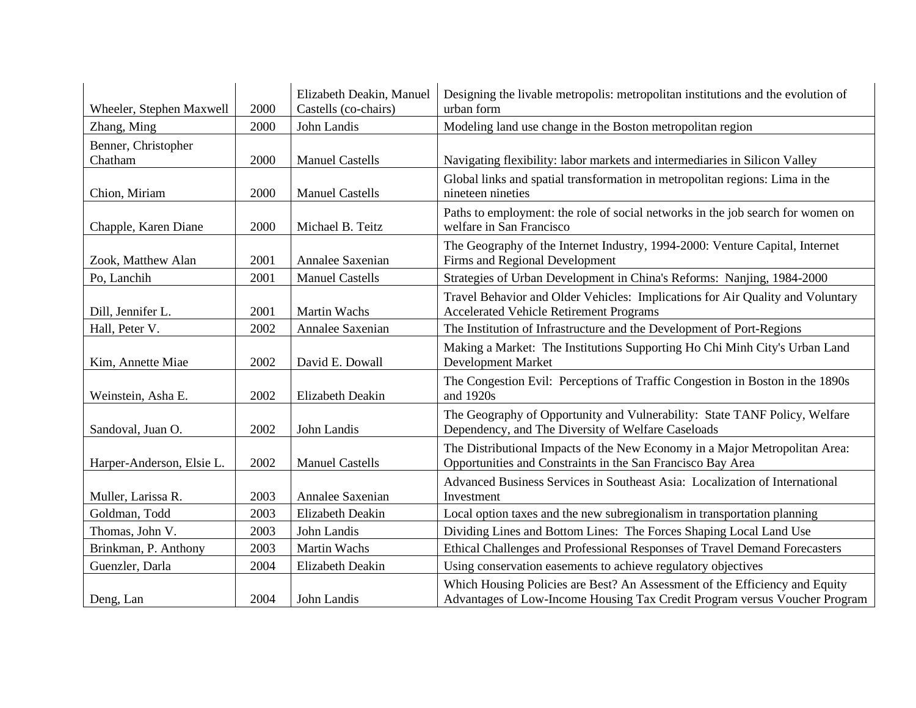| | | | |
|---|---|---|---|
| Wheeler, Stephen Maxwell | 2000 | Elizabeth Deakin, Manuel Castells (co-chairs) | Designing the livable metropolis: metropolitan institutions and the evolution of urban form |
| Zhang, Ming | 2000 | John Landis | Modeling land use change in the Boston metropolitan region |
| Benner, Christopher Chatham | 2000 | Manuel Castells | Navigating flexibility: labor markets and intermediaries in Silicon Valley |
| Chion, Miriam | 2000 | Manuel Castells | Global links and spatial transformation in metropolitan regions: Lima in the nineteen nineties |
| Chapple, Karen Diane | 2000 | Michael B. Teitz | Paths to employment: the role of social networks in the job search for women on welfare in San Francisco |
| Zook, Matthew Alan | 2001 | Annalee Saxenian | The Geography of the Internet Industry, 1994-2000: Venture Capital, Internet Firms and Regional Development |
| Po, Lanchih | 2001 | Manuel Castells | Strategies of Urban Development in China's Reforms: Nanjing, 1984-2000 |
| Dill, Jennifer L. | 2001 | Martin Wachs | Travel Behavior and Older Vehicles: Implications for Air Quality and Voluntary Accelerated Vehicle Retirement Programs |
| Hall, Peter V. | 2002 | Annalee Saxenian | The Institution of Infrastructure and the Development of Port-Regions |
| Kim, Annette Miae | 2002 | David E. Dowall | Making a Market: The Institutions Supporting Ho Chi Minh City's Urban Land Development Market |
| Weinstein, Asha E. | 2002 | Elizabeth Deakin | The Congestion Evil: Perceptions of Traffic Congestion in Boston in the 1890s and 1920s |
| Sandoval, Juan O. | 2002 | John Landis | The Geography of Opportunity and Vulnerability: State TANF Policy, Welfare Dependency, and The Diversity of Welfare Caseloads |
| Harper-Anderson, Elsie L. | 2002 | Manuel Castells | The Distributional Impacts of the New Economy in a Major Metropolitan Area: Opportunities and Constraints in the San Francisco Bay Area |
| Muller, Larissa R. | 2003 | Annalee Saxenian | Advanced Business Services in Southeast Asia: Localization of International Investment |
| Goldman, Todd | 2003 | Elizabeth Deakin | Local option taxes and the new subregionalism in transportation planning |
| Thomas, John V. | 2003 | John Landis | Dividing Lines and Bottom Lines: The Forces Shaping Local Land Use |
| Brinkman, P. Anthony | 2003 | Martin Wachs | Ethical Challenges and Professional Responses of Travel Demand Forecasters |
| Guenzler, Darla | 2004 | Elizabeth Deakin | Using conservation easements to achieve regulatory objectives |
| Deng, Lan | 2004 | John Landis | Which Housing Policies are Best? An Assessment of the Efficiency and Equity Advantages of Low-Income Housing Tax Credit Program versus Voucher Program |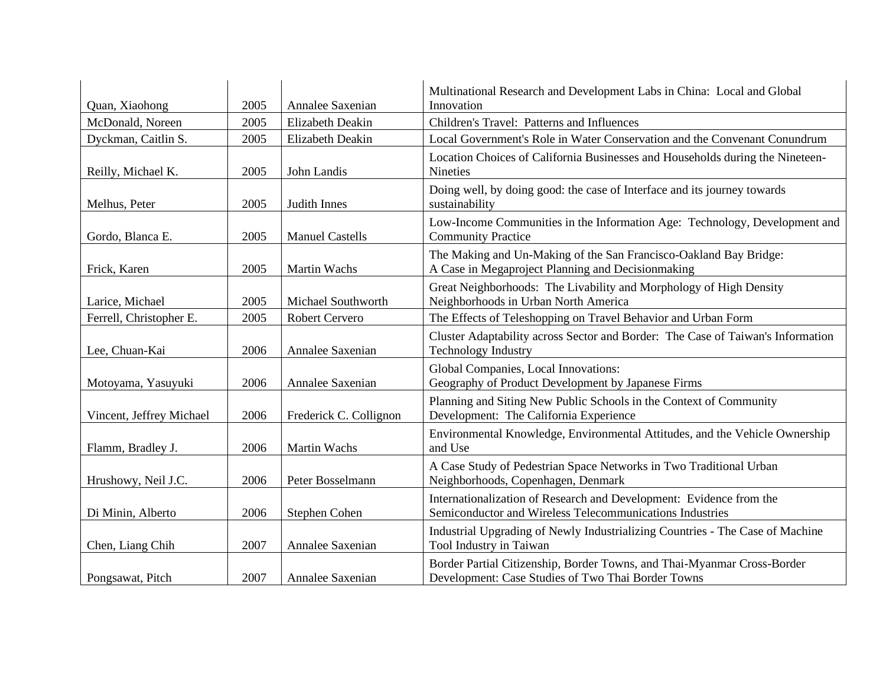| | | | |
|---|---|---|---|
| Quan, Xiaohong | 2005 | Annalee Saxenian | Multinational Research and Development Labs in China: Local and Global Innovation |
| McDonald, Noreen | 2005 | Elizabeth Deakin | Children's Travel: Patterns and Influences |
| Dyckman, Caitlin S. | 2005 | Elizabeth Deakin | Local Government's Role in Water Conservation and the Convenant Conundrum |
| Reilly, Michael K. | 2005 | John Landis | Location Choices of California Businesses and Households during the Nineteen-Nineties |
| Melhus, Peter | 2005 | Judith Innes | Doing well, by doing good: the case of Interface and its journey towards sustainability |
| Gordo, Blanca E. | 2005 | Manuel Castells | Low-Income Communities in the Information Age: Technology, Development and Community Practice |
| Frick, Karen | 2005 | Martin Wachs | The Making and Un-Making of the San Francisco-Oakland Bay Bridge: A Case in Megaproject Planning and Decisionmaking |
| Larice, Michael | 2005 | Michael Southworth | Great Neighborhoods: The Livability and Morphology of High Density Neighborhoods in Urban North America |
| Ferrell, Christopher E. | 2005 | Robert Cervero | The Effects of Teleshopping on Travel Behavior and Urban Form |
| Lee, Chuan-Kai | 2006 | Annalee Saxenian | Cluster Adaptability across Sector and Border: The Case of Taiwan's Information Technology Industry |
| Motoyama, Yasuyuki | 2006 | Annalee Saxenian | Global Companies, Local Innovations: Geography of Product Development by Japanese Firms |
| Vincent, Jeffrey Michael | 2006 | Frederick C. Collignon | Planning and Siting New Public Schools in the Context of Community Development: The California Experience |
| Flamm, Bradley J. | 2006 | Martin Wachs | Environmental Knowledge, Environmental Attitudes, and the Vehicle Ownership and Use |
| Hrushowy, Neil J.C. | 2006 | Peter Bosselmann | A Case Study of Pedestrian Space Networks in Two Traditional Urban Neighborhoods, Copenhagen, Denmark |
| Di Minin, Alberto | 2006 | Stephen Cohen | Internationalization of Research and Development: Evidence from the Semiconductor and Wireless Telecommunications Industries |
| Chen, Liang Chih | 2007 | Annalee Saxenian | Industrial Upgrading of Newly Industrializing Countries - The Case of Machine Tool Industry in Taiwan |
| Pongsawat, Pitch | 2007 | Annalee Saxenian | Border Partial Citizenship, Border Towns, and Thai-Myanmar Cross-Border Development: Case Studies of Two Thai Border Towns |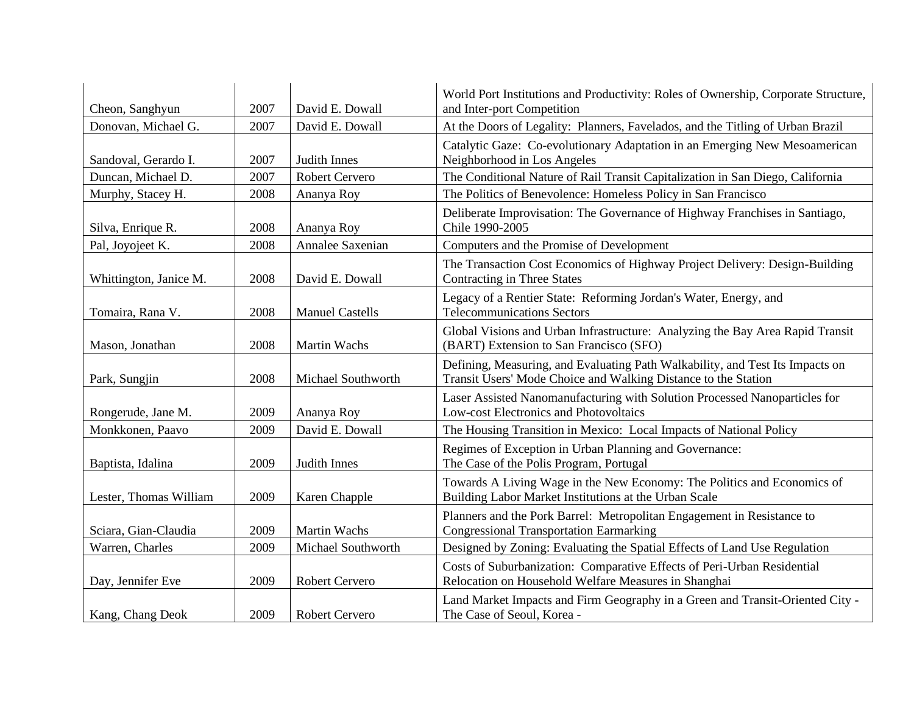| | | | |
|---|---|---|---|
| Cheon, Sanghyun | 2007 | David E. Dowall | World Port Institutions and Productivity: Roles of Ownership, Corporate Structure, and Inter-port Competition |
| Donovan, Michael G. | 2007 | David E. Dowall | At the Doors of Legality: Planners, Favelados, and the Titling of Urban Brazil |
| Sandoval, Gerardo I. | 2007 | Judith Innes | Catalytic Gaze: Co-evolutionary Adaptation in an Emerging New Mesoamerican Neighborhood in Los Angeles |
| Duncan, Michael D. | 2007 | Robert Cervero | The Conditional Nature of Rail Transit Capitalization in San Diego, California |
| Murphy, Stacey H. | 2008 | Ananya Roy | The Politics of Benevolence: Homeless Policy in San Francisco |
| Silva, Enrique R. | 2008 | Ananya Roy | Deliberate Improvisation: The Governance of Highway Franchises in Santiago, Chile 1990-2005 |
| Pal, Joyojeet K. | 2008 | Annalee Saxenian | Computers and the Promise of Development |
| Whittington, Janice M. | 2008 | David E. Dowall | The Transaction Cost Economics of Highway Project Delivery: Design-Building Contracting in Three States |
| Tomaira, Rana V. | 2008 | Manuel Castells | Legacy of a Rentier State: Reforming Jordan's Water, Energy, and Telecommunications Sectors |
| Mason, Jonathan | 2008 | Martin Wachs | Global Visions and Urban Infrastructure: Analyzing the Bay Area Rapid Transit (BART) Extension to San Francisco (SFO) |
| Park, Sungjin | 2008 | Michael Southworth | Defining, Measuring, and Evaluating Path Walkability, and Test Its Impacts on Transit Users' Mode Choice and Walking Distance to the Station |
| Rongerude, Jane M. | 2009 | Ananya Roy | Laser Assisted Nanomanufacturing with Solution Processed Nanoparticles for Low-cost Electronics and Photovoltaics |
| Monkkonen, Paavo | 2009 | David E. Dowall | The Housing Transition in Mexico: Local Impacts of National Policy |
| Baptista, Idalina | 2009 | Judith Innes | Regimes of Exception in Urban Planning and Governance: The Case of the Polis Program, Portugal |
| Lester, Thomas William | 2009 | Karen Chapple | Towards A Living Wage in the New Economy: The Politics and Economics of Building Labor Market Institutions at the Urban Scale |
| Sciara, Gian-Claudia | 2009 | Martin Wachs | Planners and the Pork Barrel: Metropolitan Engagement in Resistance to Congressional Transportation Earmarking |
| Warren, Charles | 2009 | Michael Southworth | Designed by Zoning: Evaluating the Spatial Effects of Land Use Regulation |
| Day, Jennifer Eve | 2009 | Robert Cervero | Costs of Suburbanization: Comparative Effects of Peri-Urban Residential Relocation on Household Welfare Measures in Shanghai |
| Kang, Chang Deok | 2009 | Robert Cervero | Land Market Impacts and Firm Geography in a Green and Transit-Oriented City - The Case of Seoul, Korea - |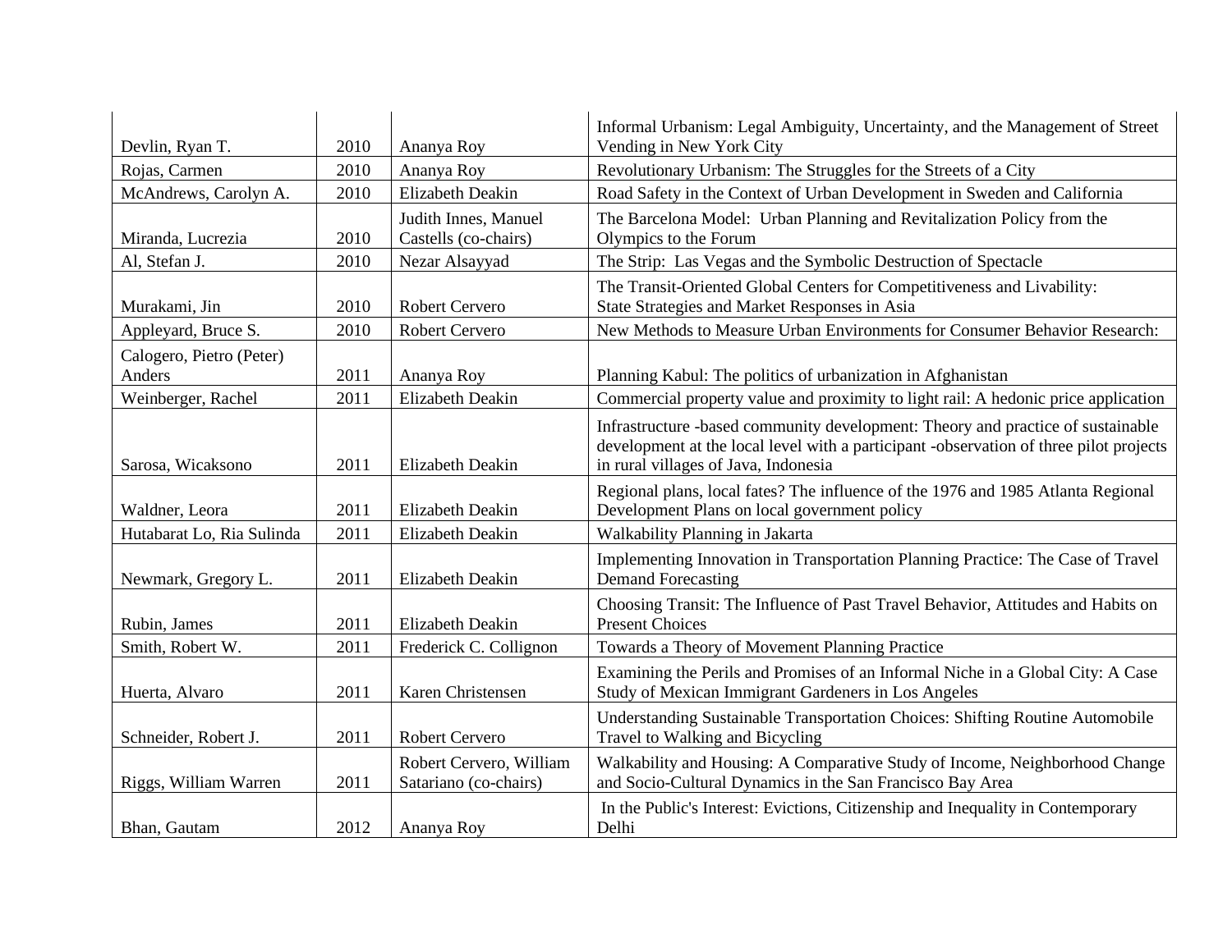| | | | |
|---|---|---|---|
| Devlin, Ryan T. | 2010 | Ananya Roy | Informal Urbanism: Legal Ambiguity, Uncertainty, and the Management of Street Vending in New York City |
| Rojas, Carmen | 2010 | Ananya Roy | Revolutionary Urbanism: The Struggles for the Streets of a City |
| McAndrews, Carolyn A. | 2010 | Elizabeth Deakin | Road Safety in the Context of Urban Development in Sweden and California |
| Miranda, Lucrezia | 2010 | Judith Innes, Manuel Castells (co-chairs) | The Barcelona Model: Urban Planning and Revitalization Policy from the Olympics to the Forum |
| Al, Stefan J. | 2010 | Nezar Alsayyad | The Strip: Las Vegas and the Symbolic Destruction of Spectacle |
| Murakami, Jin | 2010 | Robert Cervero | The Transit-Oriented Global Centers for Competitiveness and Livability: State Strategies and Market Responses in Asia |
| Appleyard, Bruce S. | 2010 | Robert Cervero | New Methods to Measure Urban Environments for Consumer Behavior Research: |
| Calogero, Pietro (Peter) Anders | 2011 | Ananya Roy | Planning Kabul: The politics of urbanization in Afghanistan |
| Weinberger, Rachel | 2011 | Elizabeth Deakin | Commercial property value and proximity to light rail: A hedonic price application |
| Sarosa, Wicaksono | 2011 | Elizabeth Deakin | Infrastructure -based community development: Theory and practice of sustainable development at the local level with a participant -observation of three pilot projects in rural villages of Java, Indonesia |
| Waldner, Leora | 2011 | Elizabeth Deakin | Regional plans, local fates? The influence of the 1976 and 1985 Atlanta Regional Development Plans on local government policy |
| Hutabarat Lo, Ria Sulinda | 2011 | Elizabeth Deakin | Walkability Planning in Jakarta |
| Newmark, Gregory L. | 2011 | Elizabeth Deakin | Implementing Innovation in Transportation Planning Practice: The Case of Travel Demand Forecasting |
| Rubin, James | 2011 | Elizabeth Deakin | Choosing Transit: The Influence of Past Travel Behavior, Attitudes and Habits on Present Choices |
| Smith, Robert W. | 2011 | Frederick C. Collignon | Towards a Theory of Movement Planning Practice |
| Huerta, Alvaro | 2011 | Karen Christensen | Examining the Perils and Promises of an Informal Niche in a Global City: A Case Study of Mexican Immigrant Gardeners in Los Angeles |
| Schneider, Robert J. | 2011 | Robert Cervero | Understanding Sustainable Transportation Choices: Shifting Routine Automobile Travel to Walking and Bicycling |
| Riggs, William Warren | 2011 | Robert Cervero, William Satariano (co-chairs) | Walkability and Housing: A Comparative Study of Income, Neighborhood Change and Socio-Cultural Dynamics in the San Francisco Bay Area |
| Bhan, Gautam | 2012 | Ananya Roy | In the Public's Interest: Evictions, Citizenship and Inequality in Contemporary Delhi |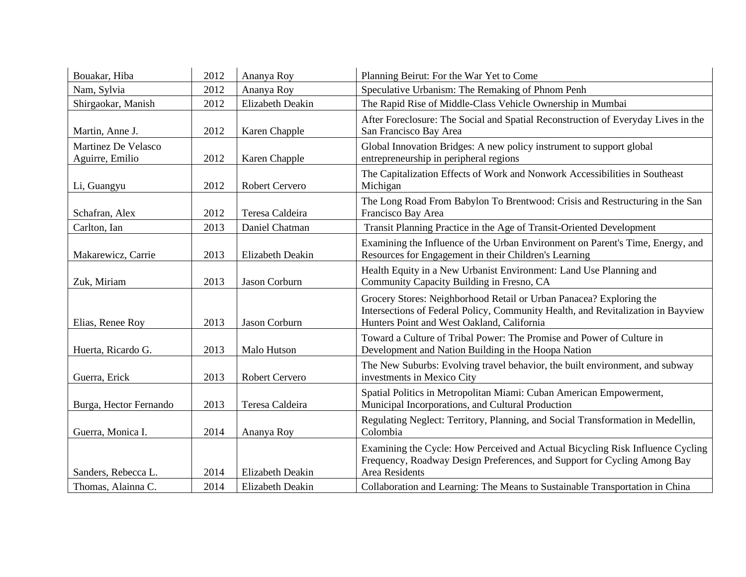| | | | |
|---|---|---|---|
| Bouakar, Hiba | 2012 | Ananya Roy | Planning Beirut: For the War Yet to Come |
| Nam, Sylvia | 2012 | Ananya Roy | Speculative Urbanism: The Remaking of Phnom Penh |
| Shirgaokar, Manish | 2012 | Elizabeth Deakin | The Rapid Rise of Middle-Class Vehicle Ownership in Mumbai |
| Martin, Anne J. | 2012 | Karen Chapple | After Foreclosure: The Social and Spatial Reconstruction of Everyday Lives in the San Francisco Bay Area |
| Martinez De Velasco Aguirre, Emilio | 2012 | Karen Chapple | Global Innovation Bridges: A new policy instrument to support global entrepreneurship in peripheral regions |
| Li, Guangyu | 2012 | Robert Cervero | The Capitalization Effects of Work and Nonwork Accessibilities in Southeast Michigan |
| Schafran, Alex | 2012 | Teresa Caldeira | The Long Road From Babylon To Brentwood: Crisis and Restructuring in the San Francisco Bay Area |
| Carlton, Ian | 2013 | Daniel Chatman | Transit Planning Practice in the Age of Transit-Oriented Development |
| Makarewicz, Carrie | 2013 | Elizabeth Deakin | Examining the Influence of the Urban Environment on Parent's Time, Energy, and Resources for Engagement in their Children's Learning |
| Zuk, Miriam | 2013 | Jason Corburn | Health Equity in a New Urbanist Environment: Land Use Planning and Community Capacity Building in Fresno, CA |
| Elias, Renee Roy | 2013 | Jason Corburn | Grocery Stores: Neighborhood Retail or Urban Panacea? Exploring the Intersections of Federal Policy, Community Health, and Revitalization in Bayview Hunters Point and West Oakland, California |
| Huerta, Ricardo G. | 2013 | Malo Hutson | Toward a Culture of Tribal Power: The Promise and Power of Culture in Development and Nation Building in the Hoopa Nation |
| Guerra, Erick | 2013 | Robert Cervero | The New Suburbs: Evolving travel behavior, the built environment, and subway investments in Mexico City |
| Burga, Hector Fernando | 2013 | Teresa Caldeira | Spatial Politics in Metropolitan Miami: Cuban American Empowerment, Municipal Incorporations, and Cultural Production |
| Guerra, Monica I. | 2014 | Ananya Roy | Regulating Neglect: Territory, Planning, and Social Transformation in Medellin, Colombia |
| Sanders, Rebecca L. | 2014 | Elizabeth Deakin | Examining the Cycle: How Perceived and Actual Bicycling Risk Influence Cycling Frequency, Roadway Design Preferences, and Support for Cycling Among Bay Area Residents |
| Thomas, Alainna C. | 2014 | Elizabeth Deakin | Collaboration and Learning: The Means to Sustainable Transportation in China |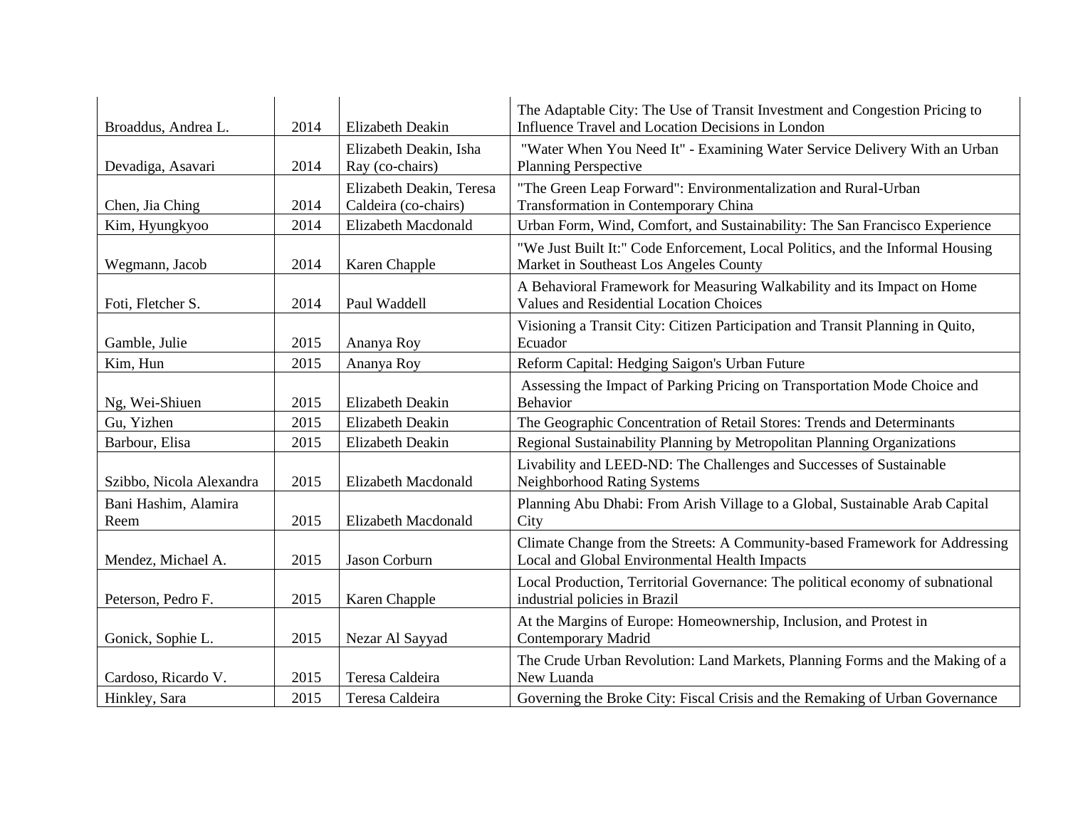| | | | |
|---|---|---|---|
| Broaddus, Andrea L. | 2014 | Elizabeth Deakin | The Adaptable City: The Use of Transit Investment and Congestion Pricing to Influence Travel and Location Decisions in London |
| Devadiga, Asavari | 2014 | Elizabeth Deakin, Isha Ray (co-chairs) | "Water When You Need It" - Examining Water Service Delivery With an Urban Planning Perspective |
| Chen, Jia Ching | 2014 | Elizabeth Deakin, Teresa Caldeira (co-chairs) | "The Green Leap Forward": Environmentalization and Rural-Urban Transformation in Contemporary China |
| Kim, Hyungkyoo | 2014 | Elizabeth Macdonald | Urban Form, Wind, Comfort, and Sustainability: The San Francisco Experience |
| Wegmann, Jacob | 2014 | Karen Chapple | "We Just Built It:" Code Enforcement, Local Politics, and the Informal Housing Market in Southeast Los Angeles County |
| Foti, Fletcher S. | 2014 | Paul Waddell | A Behavioral Framework for Measuring Walkability and its Impact on Home Values and Residential Location Choices |
| Gamble, Julie | 2015 | Ananya Roy | Visioning a Transit City: Citizen Participation and Transit Planning in Quito, Ecuador |
| Kim, Hun | 2015 | Ananya Roy | Reform Capital: Hedging Saigon's Urban Future |
| Ng, Wei-Shiuen | 2015 | Elizabeth Deakin | Assessing the Impact of Parking Pricing on Transportation Mode Choice and Behavior |
| Gu, Yizhen | 2015 | Elizabeth Deakin | The Geographic Concentration of Retail Stores: Trends and Determinants |
| Barbour, Elisa | 2015 | Elizabeth Deakin | Regional Sustainability Planning by Metropolitan Planning Organizations |
| Szibbo, Nicola Alexandra | 2015 | Elizabeth Macdonald | Livability and LEED-ND: The Challenges and Successes of Sustainable Neighborhood Rating Systems |
| Bani Hashim, Alamira Reem | 2015 | Elizabeth Macdonald | Planning Abu Dhabi: From Arish Village to a Global, Sustainable Arab Capital City |
| Mendez, Michael A. | 2015 | Jason Corburn | Climate Change from the Streets: A Community-based Framework for Addressing Local and Global Environmental Health Impacts |
| Peterson, Pedro F. | 2015 | Karen Chapple | Local Production, Territorial Governance: The political economy of subnational industrial policies in Brazil |
| Gonick, Sophie L. | 2015 | Nezar Al Sayyad | At the Margins of Europe: Homeownership, Inclusion, and Protest in Contemporary Madrid |
| Cardoso, Ricardo V. | 2015 | Teresa Caldeira | The Crude Urban Revolution: Land Markets, Planning Forms and the Making of a New Luanda |
| Hinkley, Sara | 2015 | Teresa Caldeira | Governing the Broke City: Fiscal Crisis and the Remaking of Urban Governance |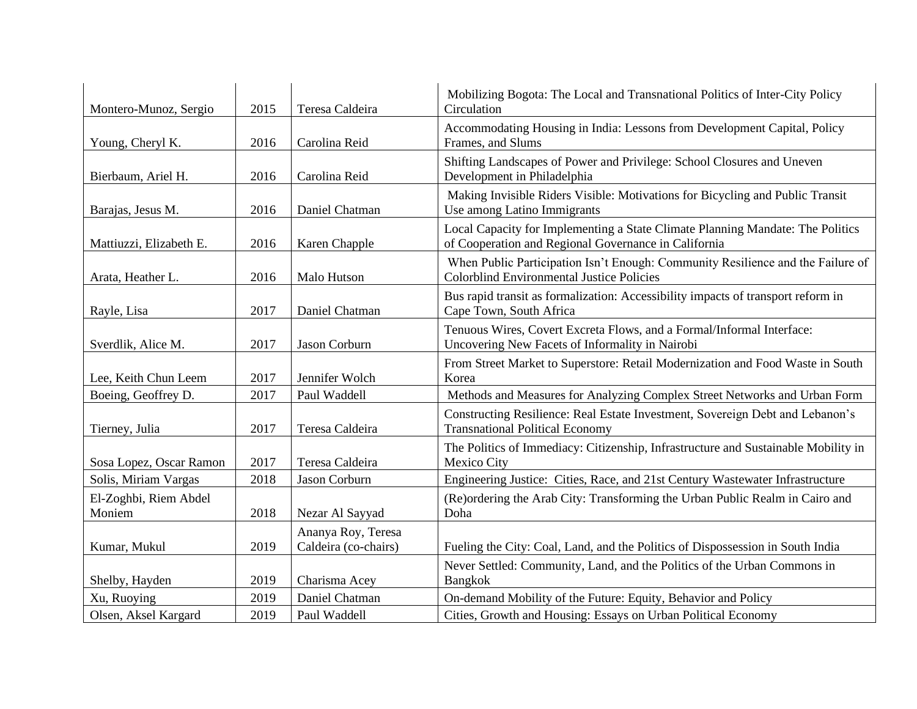| | | | |
|---|---|---|---|
| Montero-Munoz, Sergio | 2015 | Teresa Caldeira | Mobilizing Bogota: The Local and Transnational Politics of Inter-City Policy Circulation |
| Young, Cheryl K. | 2016 | Carolina Reid | Accommodating Housing in India: Lessons from Development Capital, Policy Frames, and Slums |
| Bierbaum, Ariel H. | 2016 | Carolina Reid | Shifting Landscapes of Power and Privilege: School Closures and Uneven Development in Philadelphia |
| Barajas, Jesus M. | 2016 | Daniel Chatman | Making Invisible Riders Visible: Motivations for Bicycling and Public Transit Use among Latino Immigrants |
| Mattiuzzi, Elizabeth E. | 2016 | Karen Chapple | Local Capacity for Implementing a State Climate Planning Mandate: The Politics of Cooperation and Regional Governance in California |
| Arata, Heather L. | 2016 | Malo Hutson | When Public Participation Isn't Enough: Community Resilience and the Failure of Colorblind Environmental Justice Policies |
| Rayle, Lisa | 2017 | Daniel Chatman | Bus rapid transit as formalization: Accessibility impacts of transport reform in Cape Town, South Africa |
| Sverdlik, Alice M. | 2017 | Jason Corburn | Tenuous Wires, Covert Excreta Flows, and a Formal/Informal Interface: Uncovering New Facets of Informality in Nairobi |
| Lee, Keith Chun Leem | 2017 | Jennifer Wolch | From Street Market to Superstore: Retail Modernization and Food Waste in South Korea |
| Boeing, Geoffrey D. | 2017 | Paul Waddell | Methods and Measures for Analyzing Complex Street Networks and Urban Form |
| Tierney, Julia | 2017 | Teresa Caldeira | Constructing Resilience: Real Estate Investment, Sovereign Debt and Lebanon's Transnational Political Economy |
| Sosa Lopez, Oscar Ramon | 2017 | Teresa Caldeira | The Politics of Immediacy: Citizenship, Infrastructure and Sustainable Mobility in Mexico City |
| Solis, Miriam Vargas | 2018 | Jason Corburn | Engineering Justice: Cities, Race, and 21st Century Wastewater Infrastructure |
| El-Zoghbi, Riem Abdel Moniem | 2018 | Nezar Al Sayyad | (Re)ordering the Arab City: Transforming the Urban Public Realm in Cairo and Doha |
| Kumar, Mukul | 2019 | Ananya Roy, Teresa Caldeira (co-chairs) | Fueling the City: Coal, Land, and the Politics of Dispossession in South India |
| Shelby, Hayden | 2019 | Charisma Acey | Never Settled: Community, Land, and the Politics of the Urban Commons in Bangkok |
| Xu, Ruoying | 2019 | Daniel Chatman | On-demand Mobility of the Future: Equity, Behavior and Policy |
| Olsen, Aksel Kargard | 2019 | Paul Waddell | Cities, Growth and Housing: Essays on Urban Political Economy |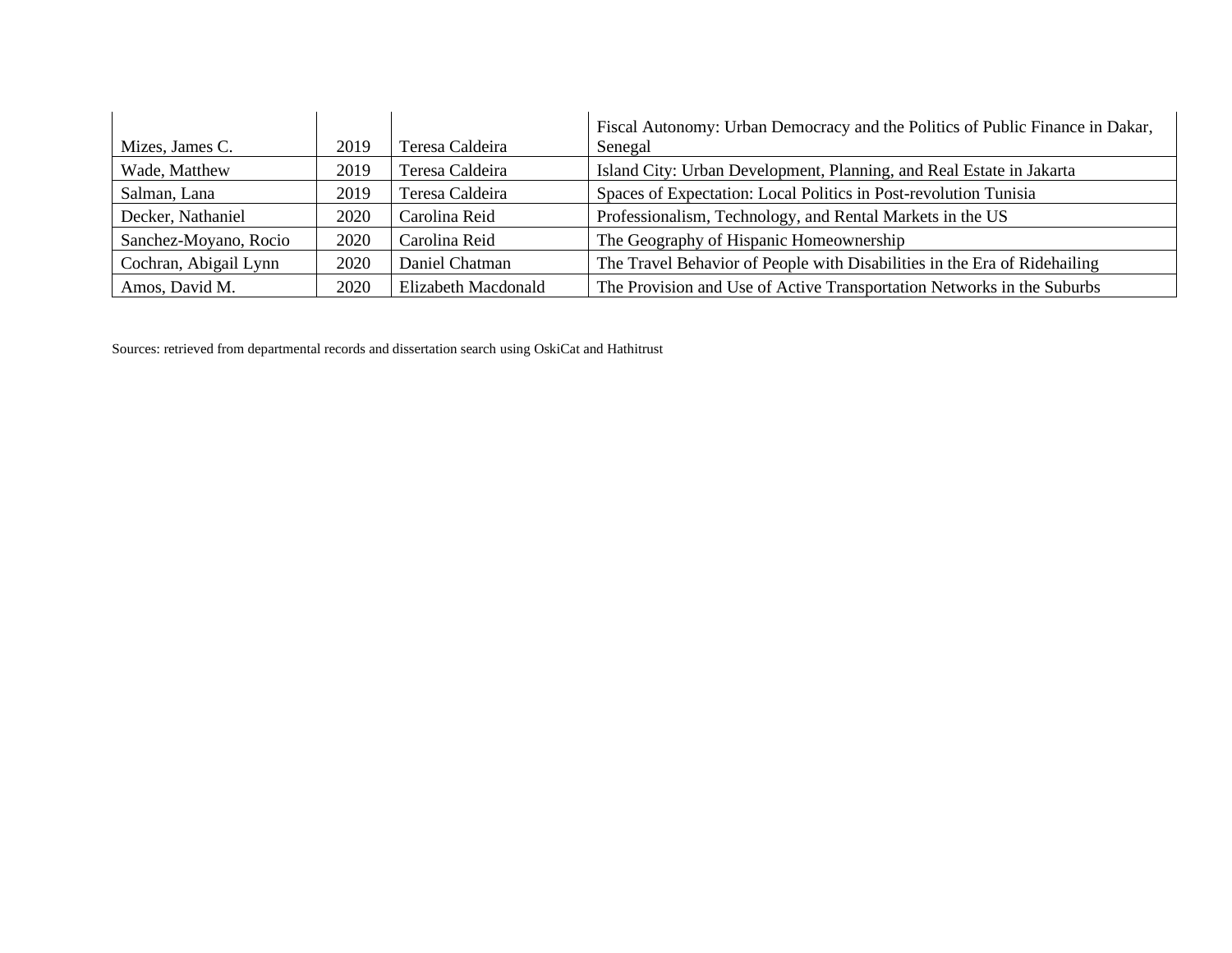| | | | |
|---|---|---|---|
| Mizes, James C. | 2019 | Teresa Caldeira | Fiscal Autonomy: Urban Democracy and the Politics of Public Finance in Dakar, Senegal |
| Wade, Matthew | 2019 | Teresa Caldeira | Island City: Urban Development, Planning, and Real Estate in Jakarta |
| Salman, Lana | 2019 | Teresa Caldeira | Spaces of Expectation: Local Politics in Post-revolution Tunisia |
| Decker, Nathaniel | 2020 | Carolina Reid | Professionalism, Technology, and Rental Markets in the US |
| Sanchez-Moyano, Rocio | 2020 | Carolina Reid | The Geography of Hispanic Homeownership |
| Cochran, Abigail Lynn | 2020 | Daniel Chatman | The Travel Behavior of People with Disabilities in the Era of Ridehailing |
| Amos, David M. | 2020 | Elizabeth Macdonald | The Provision and Use of Active Transportation Networks in the Suburbs |

Sources: retrieved from departmental records and dissertation search using OskiCat and Hathitrust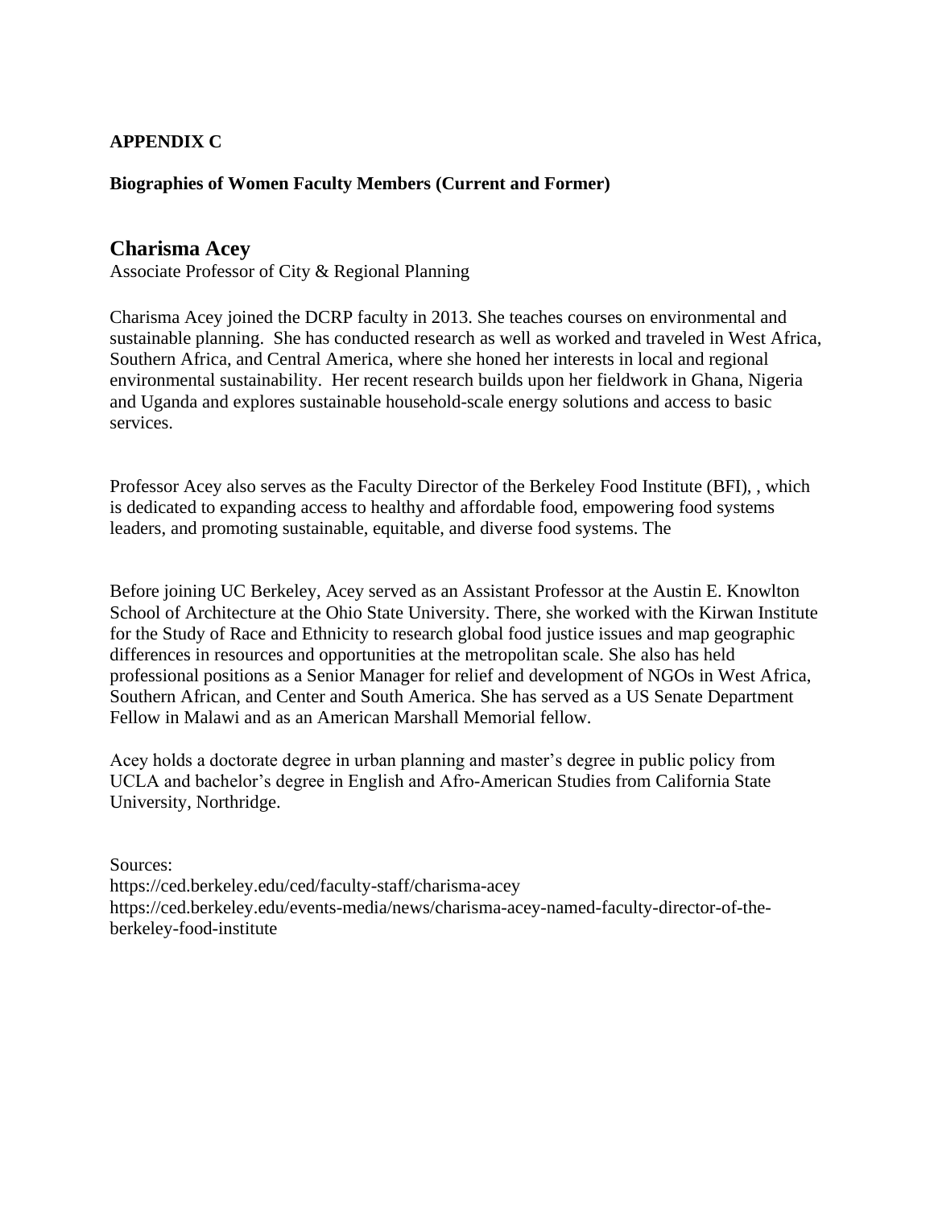**APPENDIX C**

**Biographies of Women Faculty Members (Current and Former)**

## Charisma Acey

Associate Professor of City & Regional Planning

Charisma Acey joined the DCRP faculty in 2013. She teaches courses on environmental and sustainable planning. She has conducted research as well as worked and traveled in West Africa, Southern Africa, and Central America, where she honed her interests in local and regional environmental sustainability. Her recent research builds upon her fieldwork in Ghana, Nigeria and Uganda and explores sustainable household-scale energy solutions and access to basic services.

Professor Acey also serves as the Faculty Director of the Berkeley Food Institute (BFI), , which is dedicated to expanding access to healthy and affordable food, empowering food systems leaders, and promoting sustainable, equitable, and diverse food systems. The

Before joining UC Berkeley, Acey served as an Assistant Professor at the Austin E. Knowlton School of Architecture at the Ohio State University. There, she worked with the Kirwan Institute for the Study of Race and Ethnicity to research global food justice issues and map geographic differences in resources and opportunities at the metropolitan scale. She also has held professional positions as a Senior Manager for relief and development of NGOs in West Africa, Southern African, and Center and South America. She has served as a US Senate Department Fellow in Malawi and as an American Marshall Memorial fellow.

Acey holds a doctorate degree in urban planning and master's degree in public policy from UCLA and bachelor's degree in English and Afro-American Studies from California State University, Northridge.

Sources:
https://ced.berkeley.edu/ced/faculty-staff/charisma-acey
https://ced.berkeley.edu/events-media/news/charisma-acey-named-faculty-director-of-the-berkeley-food-institute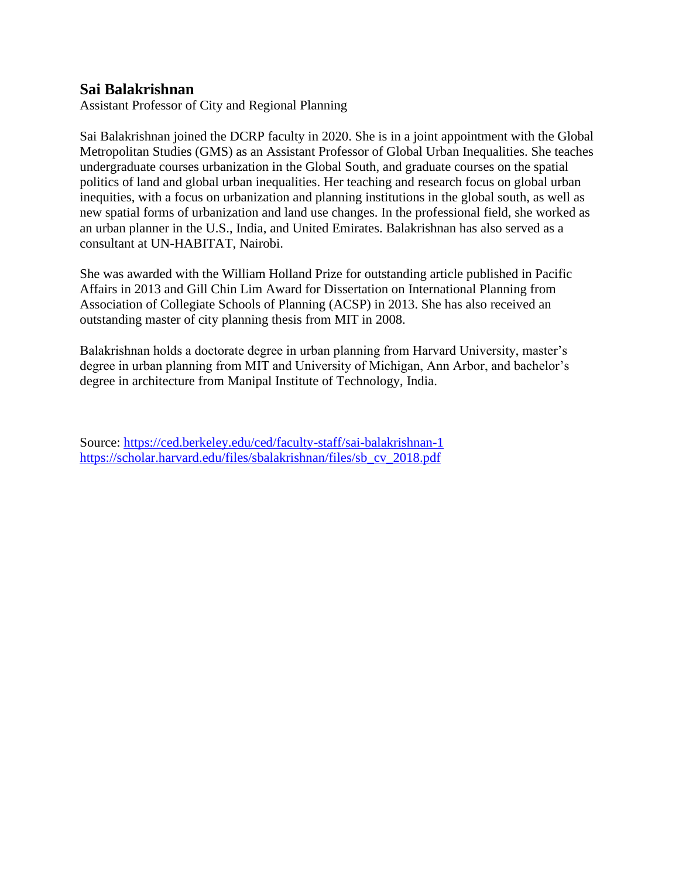## Sai Balakrishnan

Assistant Professor of City and Regional Planning

Sai Balakrishnan joined the DCRP faculty in 2020. She is in a joint appointment with the Global Metropolitan Studies (GMS) as an Assistant Professor of Global Urban Inequalities. She teaches undergraduate courses urbanization in the Global South, and graduate courses on the spatial politics of land and global urban inequalities. Her teaching and research focus on global urban inequities, with a focus on urbanization and planning institutions in the global south, as well as new spatial forms of urbanization and land use changes. In the professional field, she worked as an urban planner in the U.S., India, and United Emirates. Balakrishnan has also served as a consultant at UN-HABITAT, Nairobi.

She was awarded with the William Holland Prize for outstanding article published in Pacific Affairs in 2013 and Gill Chin Lim Award for Dissertation on International Planning from Association of Collegiate Schools of Planning (ACSP) in 2013. She has also received an outstanding master of city planning thesis from MIT in 2008.

Balakrishnan holds a doctorate degree in urban planning from Harvard University, master's degree in urban planning from MIT and University of Michigan, Ann Arbor, and bachelor's degree in architecture from Manipal Institute of Technology, India.

Source: https://ced.berkeley.edu/ced/faculty-staff/sai-balakrishnan-1
https://scholar.harvard.edu/files/sbalakrishnan/files/sb_cv_2018.pdf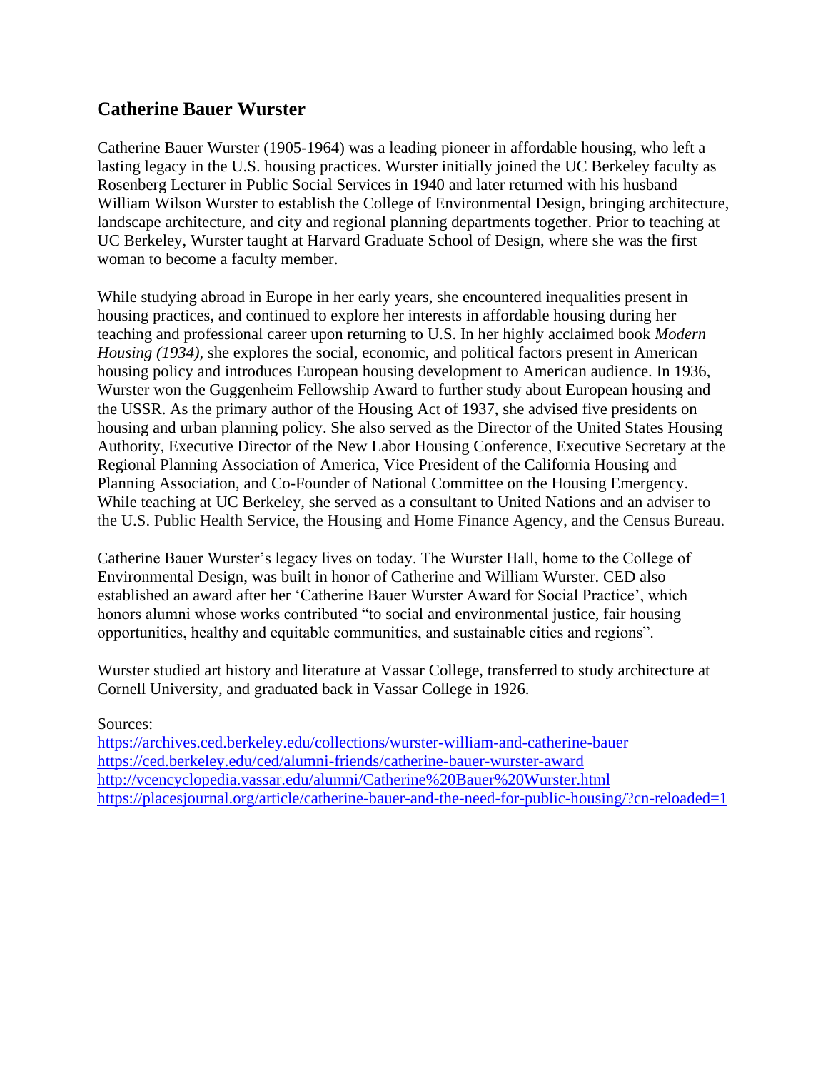## Catherine Bauer Wurster

Catherine Bauer Wurster (1905-1964) was a leading pioneer in affordable housing, who left a lasting legacy in the U.S. housing practices. Wurster initially joined the UC Berkeley faculty as Rosenberg Lecturer in Public Social Services in 1940 and later returned with his husband William Wilson Wurster to establish the College of Environmental Design, bringing architecture, landscape architecture, and city and regional planning departments together. Prior to teaching at UC Berkeley, Wurster taught at Harvard Graduate School of Design, where she was the first woman to become a faculty member.

While studying abroad in Europe in her early years, she encountered inequalities present in housing practices, and continued to explore her interests in affordable housing during her teaching and professional career upon returning to U.S. In her highly acclaimed book *Modern Housing (1934)*, she explores the social, economic, and political factors present in American housing policy and introduces European housing development to American audience. In 1936, Wurster won the Guggenheim Fellowship Award to further study about European housing and the USSR. As the primary author of the Housing Act of 1937, she advised five presidents on housing and urban planning policy. She also served as the Director of the United States Housing Authority, Executive Director of the New Labor Housing Conference, Executive Secretary at the Regional Planning Association of America, Vice President of the California Housing and Planning Association, and Co-Founder of National Committee on the Housing Emergency. While teaching at UC Berkeley, she served as a consultant to United Nations and an adviser to the U.S. Public Health Service, the Housing and Home Finance Agency, and the Census Bureau.

Catherine Bauer Wurster's legacy lives on today. The Wurster Hall, home to the College of Environmental Design, was built in honor of Catherine and William Wurster. CED also established an award after her 'Catherine Bauer Wurster Award for Social Practice', which honors alumni whose works contributed "to social and environmental justice, fair housing opportunities, healthy and equitable communities, and sustainable cities and regions".

Wurster studied art history and literature at Vassar College, transferred to study architecture at Cornell University, and graduated back in Vassar College in 1926.

Sources:
https://archives.ced.berkeley.edu/collections/wurster-william-and-catherine-bauer
https://ced.berkeley.edu/ced/alumni-friends/catherine-bauer-wurster-award
http://vcencyclopedia.vassar.edu/alumni/Catherine%20Bauer%20Wurster.html
https://placesjournal.org/article/catherine-bauer-and-the-need-for-public-housing/?cn-reloaded=1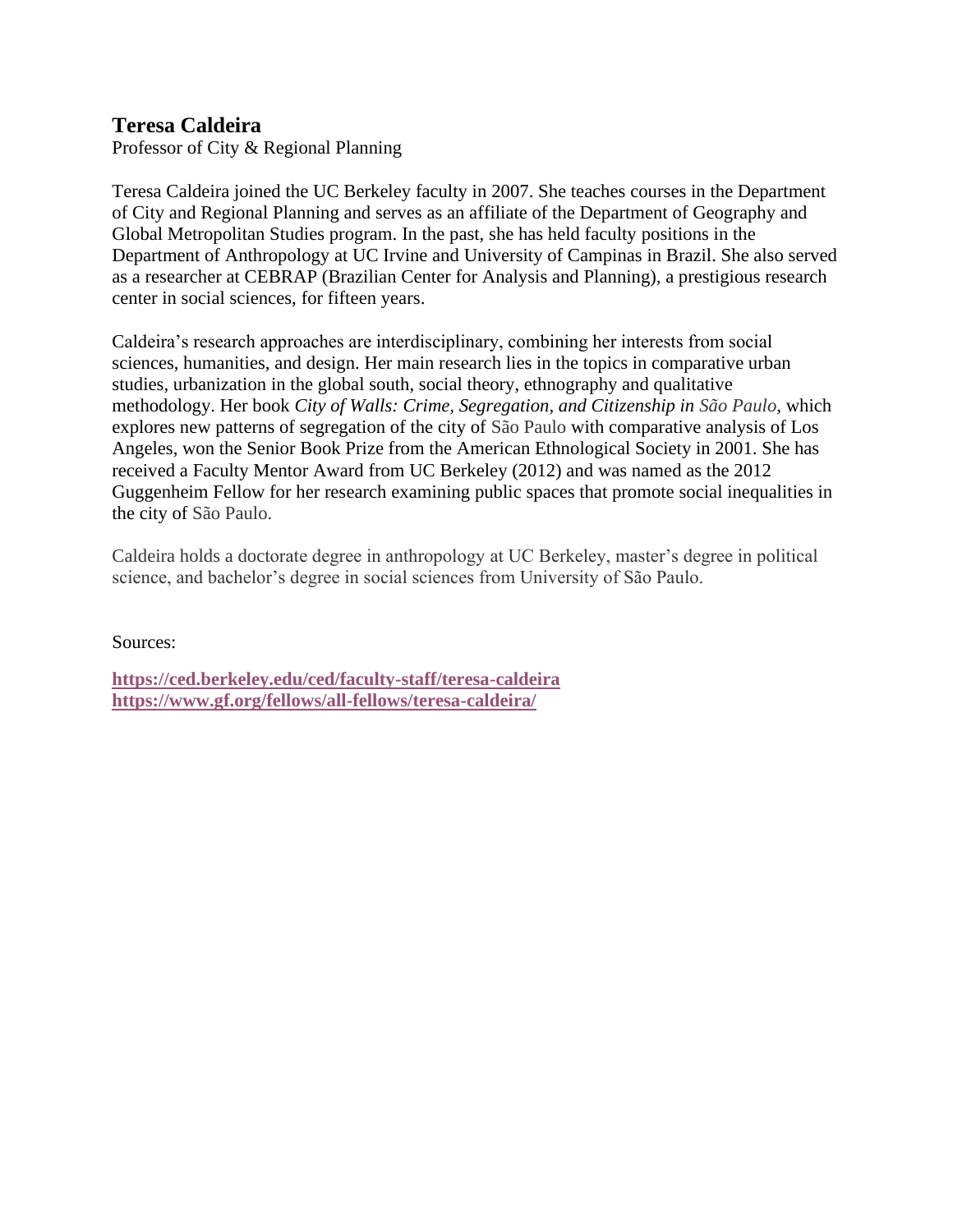## Teresa Caldeira

Professor of City & Regional Planning

Teresa Caldeira joined the UC Berkeley faculty in 2007. She teaches courses in the Department of City and Regional Planning and serves as an affiliate of the Department of Geography and Global Metropolitan Studies program. In the past, she has held faculty positions in the Department of Anthropology at UC Irvine and University of Campinas in Brazil. She also served as a researcher at CEBRAP (Brazilian Center for Analysis and Planning), a prestigious research center in social sciences, for fifteen years.

Caldeira's research approaches are interdisciplinary, combining her interests from social sciences, humanities, and design. Her main research lies in the topics in comparative urban studies, urbanization in the global south, social theory, ethnography and qualitative methodology. Her book *City of Walls: Crime, Segregation, and Citizenship in São Paulo,* which explores new patterns of segregation of the city of São Paulo with comparative analysis of Los Angeles, won the Senior Book Prize from the American Ethnological Society in 2001. She has received a Faculty Mentor Award from UC Berkeley (2012) and was named as the 2012 Guggenheim Fellow for her research examining public spaces that promote social inequalities in the city of São Paulo.

Caldeira holds a doctorate degree in anthropology at UC Berkeley, master's degree in political science, and bachelor's degree in social sciences from University of São Paulo.

Sources:

**https://ced.berkeley.edu/ced/faculty-staff/teresa-caldeira**
**https://www.gf.org/fellows/all-fellows/teresa-caldeira/**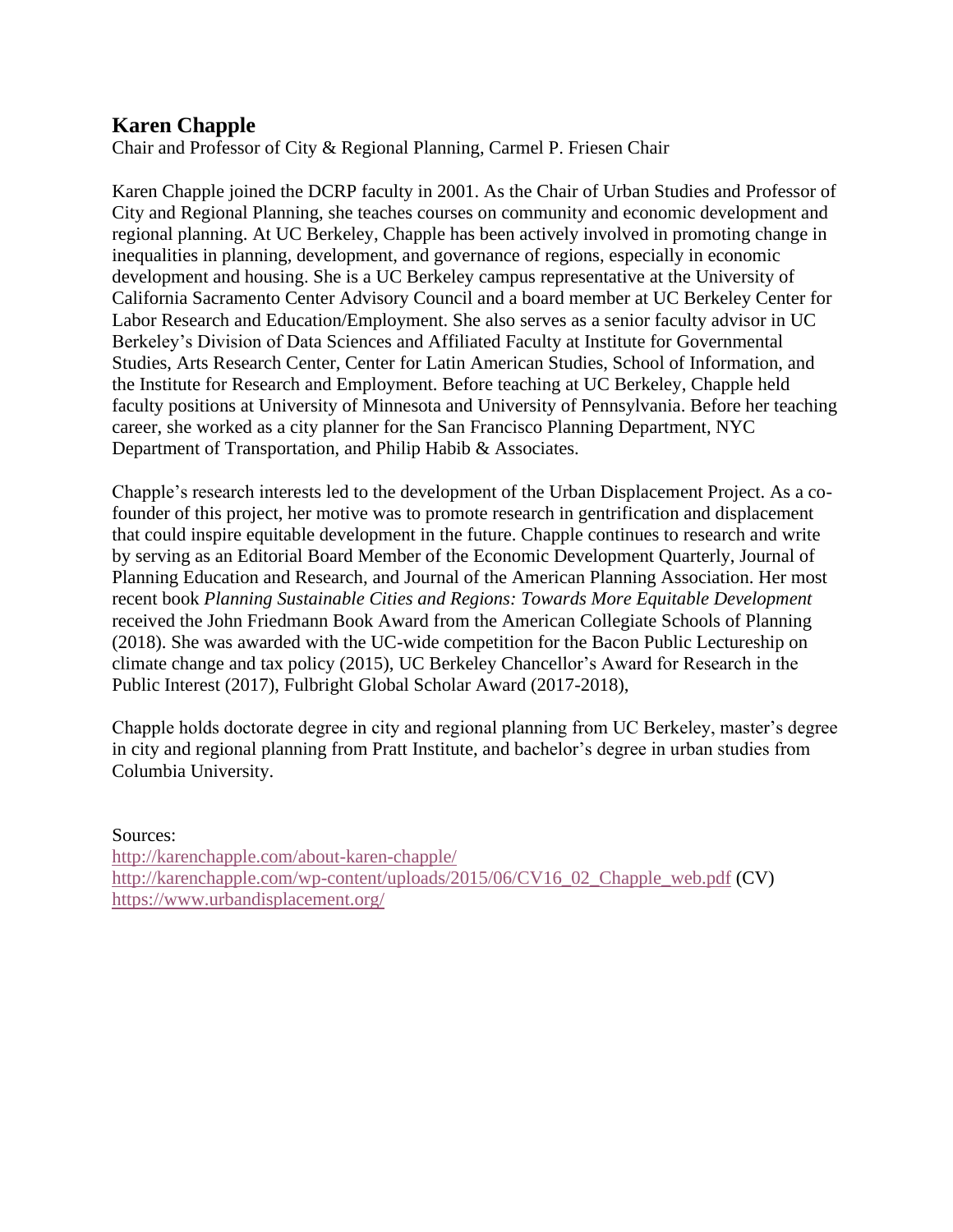## Karen Chapple

Chair and Professor of City & Regional Planning, Carmel P. Friesen Chair

Karen Chapple joined the DCRP faculty in 2001. As the Chair of Urban Studies and Professor of City and Regional Planning, she teaches courses on community and economic development and regional planning. At UC Berkeley, Chapple has been actively involved in promoting change in inequalities in planning, development, and governance of regions, especially in economic development and housing. She is a UC Berkeley campus representative at the University of California Sacramento Center Advisory Council and a board member at UC Berkeley Center for Labor Research and Education/Employment. She also serves as a senior faculty advisor in UC Berkeley's Division of Data Sciences and Affiliated Faculty at Institute for Governmental Studies, Arts Research Center, Center for Latin American Studies, School of Information, and the Institute for Research and Employment. Before teaching at UC Berkeley, Chapple held faculty positions at University of Minnesota and University of Pennsylvania. Before her teaching career, she worked as a city planner for the San Francisco Planning Department, NYC Department of Transportation, and Philip Habib & Associates.

Chapple's research interests led to the development of the Urban Displacement Project. As a co-founder of this project, her motive was to promote research in gentrification and displacement that could inspire equitable development in the future. Chapple continues to research and write by serving as an Editorial Board Member of the Economic Development Quarterly, Journal of Planning Education and Research, and Journal of the American Planning Association. Her most recent book *Planning Sustainable Cities and Regions: Towards More Equitable Development* received the John Friedmann Book Award from the American Collegiate Schools of Planning (2018). She was awarded with the UC-wide competition for the Bacon Public Lectureship on climate change and tax policy (2015), UC Berkeley Chancellor's Award for Research in the Public Interest (2017), Fulbright Global Scholar Award (2017-2018),

Chapple holds doctorate degree in city and regional planning from UC Berkeley, master's degree in city and regional planning from Pratt Institute, and bachelor's degree in urban studies from Columbia University.

Sources:
http://karenchapple.com/about-karen-chapple/
http://karenchapple.com/wp-content/uploads/2015/06/CV16_02_Chapple_web.pdf (CV)
https://www.urbandisplacement.org/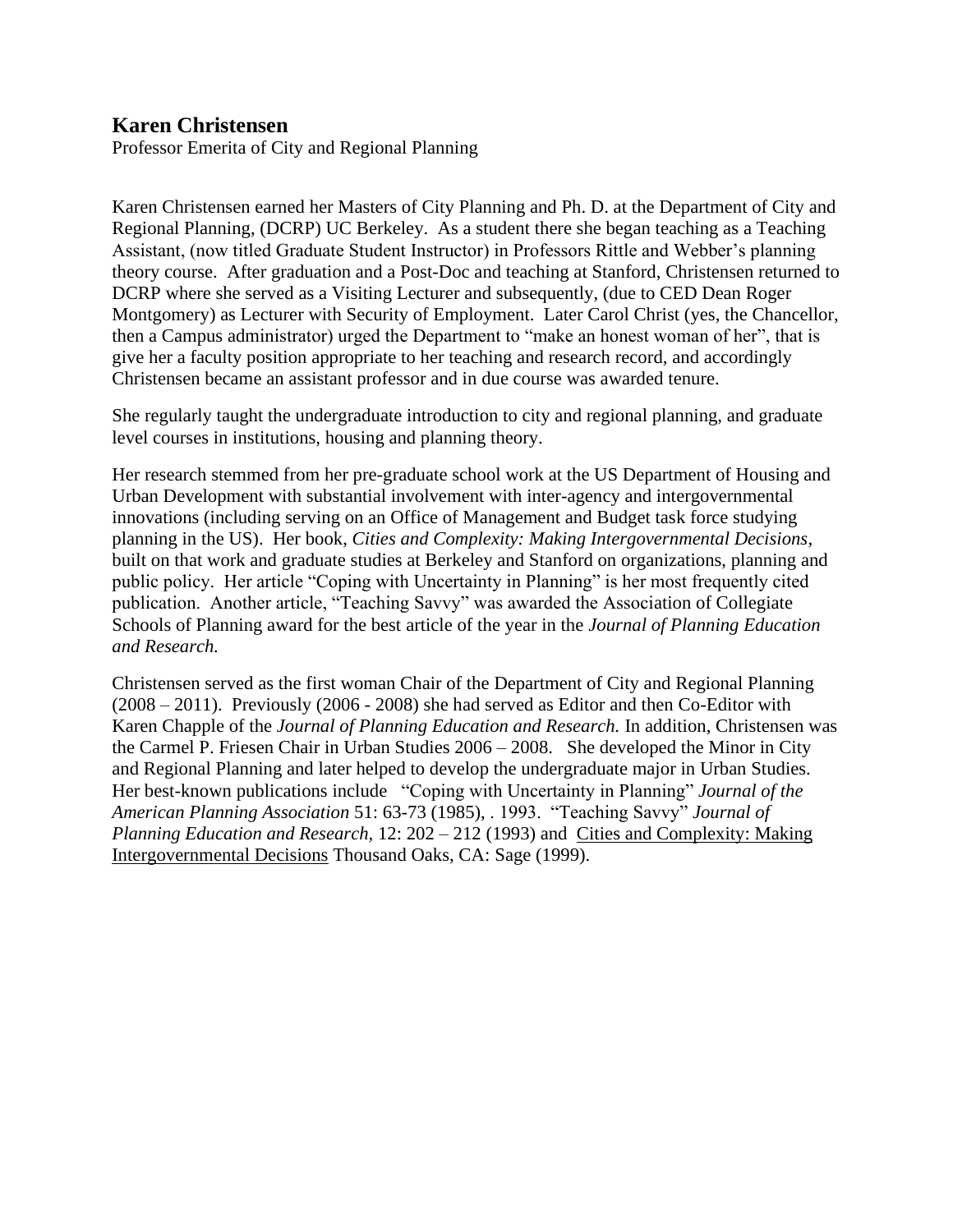## Karen Christensen

Professor Emerita of City and Regional Planning

Karen Christensen earned her Masters of City Planning and Ph. D. at the Department of City and Regional Planning, (DCRP) UC Berkeley. As a student there she began teaching as a Teaching Assistant, (now titled Graduate Student Instructor) in Professors Rittle and Webber's planning theory course. After graduation and a Post-Doc and teaching at Stanford, Christensen returned to DCRP where she served as a Visiting Lecturer and subsequently, (due to CED Dean Roger Montgomery) as Lecturer with Security of Employment. Later Carol Christ (yes, the Chancellor, then a Campus administrator) urged the Department to "make an honest woman of her", that is give her a faculty position appropriate to her teaching and research record, and accordingly Christensen became an assistant professor and in due course was awarded tenure.

She regularly taught the undergraduate introduction to city and regional planning, and graduate level courses in institutions, housing and planning theory.

Her research stemmed from her pre-graduate school work at the US Department of Housing and Urban Development with substantial involvement with inter-agency and intergovernmental innovations (including serving on an Office of Management and Budget task force studying planning in the US). Her book, *Cities and Complexity: Making Intergovernmental Decisions*, built on that work and graduate studies at Berkeley and Stanford on organizations, planning and public policy. Her article "Coping with Uncertainty in Planning" is her most frequently cited publication. Another article, "Teaching Savvy" was awarded the Association of Collegiate Schools of Planning award for the best article of the year in the *Journal of Planning Education and Research.*

Christensen served as the first woman Chair of the Department of City and Regional Planning (2008 – 2011). Previously (2006 - 2008) she had served as Editor and then Co-Editor with Karen Chapple of the *Journal of Planning Education and Research.* In addition, Christensen was the Carmel P. Friesen Chair in Urban Studies 2006 – 2008. She developed the Minor in City and Regional Planning and later helped to develop the undergraduate major in Urban Studies. Her best-known publications include "Coping with Uncertainty in Planning" *Journal of the American Planning Association* 51: 63-73 (1985), . 1993. "Teaching Savvy" *Journal of Planning Education and Research,* 12: 202 – 212 (1993) and Cities and Complexity: Making Intergovernmental Decisions Thousand Oaks, CA: Sage (1999).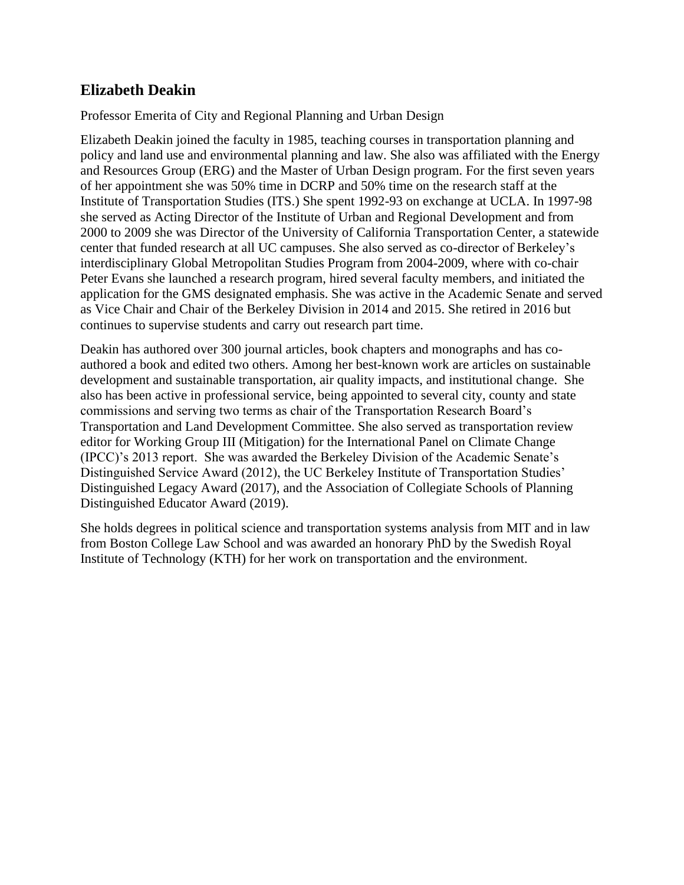## Elizabeth Deakin

Professor Emerita of City and Regional Planning and Urban Design

Elizabeth Deakin joined the faculty in 1985, teaching courses in transportation planning and policy and land use and environmental planning and law. She also was affiliated with the Energy and Resources Group (ERG) and the Master of Urban Design program. For the first seven years of her appointment she was 50% time in DCRP and 50% time on the research staff at the Institute of Transportation Studies (ITS.) She spent 1992-93 on exchange at UCLA. In 1997-98 she served as Acting Director of the Institute of Urban and Regional Development and from 2000 to 2009 she was Director of the University of California Transportation Center, a statewide center that funded research at all UC campuses. She also served as co-director of Berkeley's interdisciplinary Global Metropolitan Studies Program from 2004-2009, where with co-chair Peter Evans she launched a research program, hired several faculty members, and initiated the application for the GMS designated emphasis. She was active in the Academic Senate and served as Vice Chair and Chair of the Berkeley Division in 2014 and 2015. She retired in 2016 but continues to supervise students and carry out research part time.

Deakin has authored over 300 journal articles, book chapters and monographs and has co-authored a book and edited two others. Among her best-known work are articles on sustainable development and sustainable transportation, air quality impacts, and institutional change. She also has been active in professional service, being appointed to several city, county and state commissions and serving two terms as chair of the Transportation Research Board's Transportation and Land Development Committee. She also served as transportation review editor for Working Group III (Mitigation) for the International Panel on Climate Change (IPCC)'s 2013 report. She was awarded the Berkeley Division of the Academic Senate's Distinguished Service Award (2012), the UC Berkeley Institute of Transportation Studies' Distinguished Legacy Award (2017), and the Association of Collegiate Schools of Planning Distinguished Educator Award (2019).

She holds degrees in political science and transportation systems analysis from MIT and in law from Boston College Law School and was awarded an honorary PhD by the Swedish Royal Institute of Technology (KTH) for her work on transportation and the environment.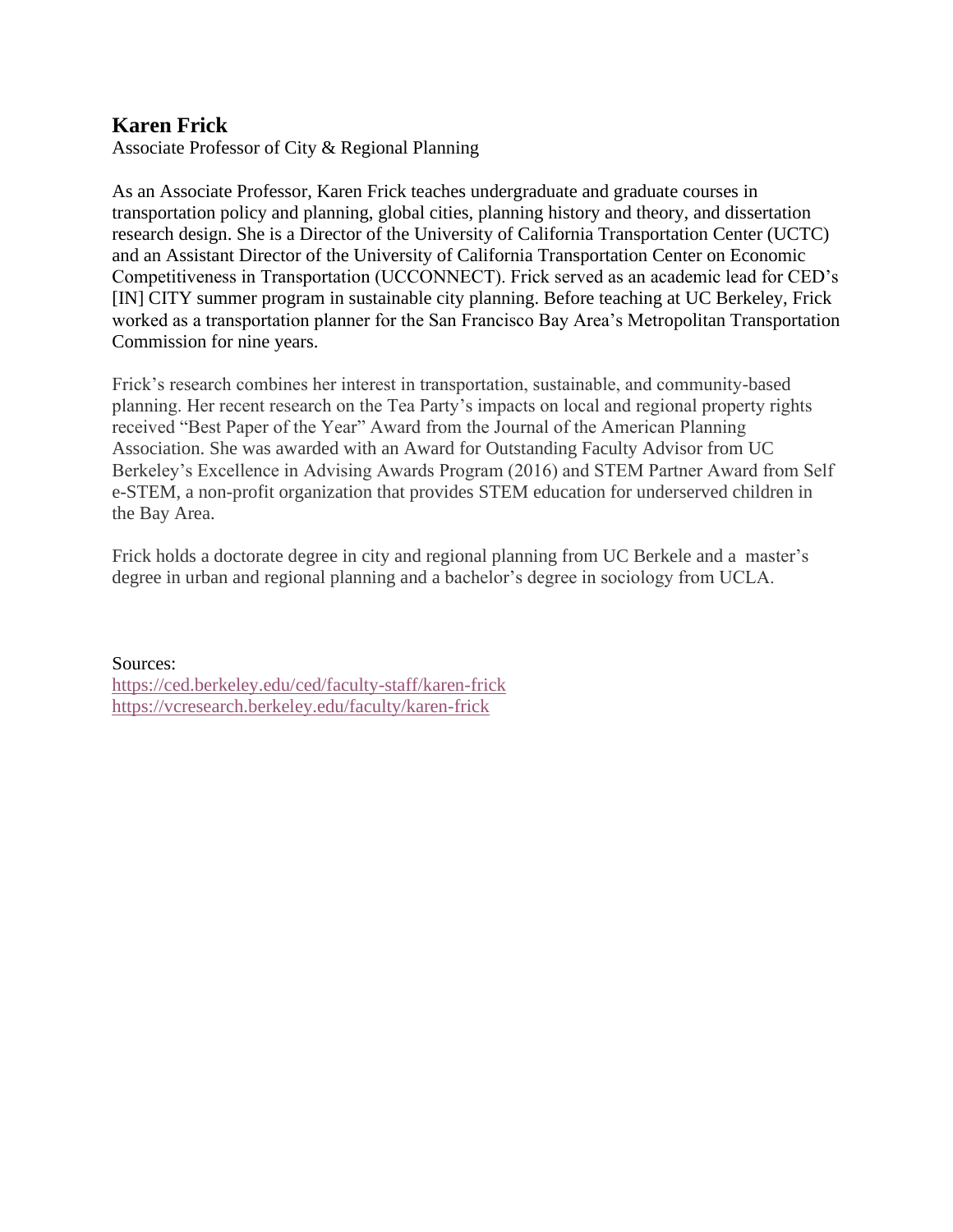## Karen Frick

Associate Professor of City & Regional Planning

As an Associate Professor, Karen Frick teaches undergraduate and graduate courses in transportation policy and planning, global cities, planning history and theory, and dissertation research design. She is a Director of the University of California Transportation Center (UCTC) and an Assistant Director of the University of California Transportation Center on Economic Competitiveness in Transportation (UCCONNECT). Frick served as an academic lead for CED's [IN] CITY summer program in sustainable city planning. Before teaching at UC Berkeley, Frick worked as a transportation planner for the San Francisco Bay Area's Metropolitan Transportation Commission for nine years.

Frick's research combines her interest in transportation, sustainable, and community-based planning. Her recent research on the Tea Party's impacts on local and regional property rights received "Best Paper of the Year" Award from the Journal of the American Planning Association. She was awarded with an Award for Outstanding Faculty Advisor from UC Berkeley's Excellence in Advising Awards Program (2016) and STEM Partner Award from Self e-STEM, a non-profit organization that provides STEM education for underserved children in the Bay Area.

Frick holds a doctorate degree in city and regional planning from UC Berkele and a master's degree in urban and regional planning and a bachelor's degree in sociology from UCLA.

Sources:
https://ced.berkeley.edu/ced/faculty-staff/karen-frick
https://vcresearch.berkeley.edu/faculty/karen-frick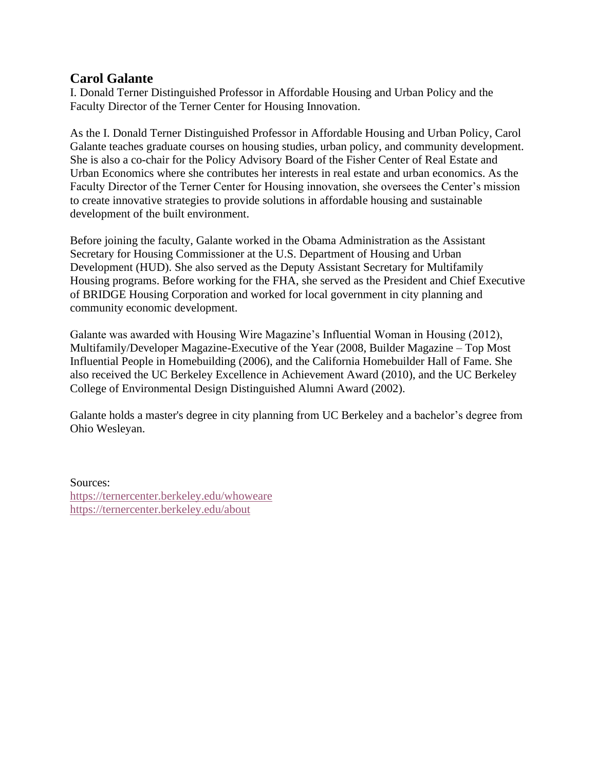## Carol Galante

I. Donald Terner Distinguished Professor in Affordable Housing and Urban Policy and the Faculty Director of the Terner Center for Housing Innovation.

As the I. Donald Terner Distinguished Professor in Affordable Housing and Urban Policy, Carol Galante teaches graduate courses on housing studies, urban policy, and community development. She is also a co-chair for the Policy Advisory Board of the Fisher Center of Real Estate and Urban Economics where she contributes her interests in real estate and urban economics. As the Faculty Director of the Terner Center for Housing innovation, she oversees the Center's mission to create innovative strategies to provide solutions in affordable housing and sustainable development of the built environment.

Before joining the faculty, Galante worked in the Obama Administration as the Assistant Secretary for Housing Commissioner at the U.S. Department of Housing and Urban Development (HUD). She also served as the Deputy Assistant Secretary for Multifamily Housing programs. Before working for the FHA, she served as the President and Chief Executive of BRIDGE Housing Corporation and worked for local government in city planning and community economic development.

Galante was awarded with Housing Wire Magazine's Influential Woman in Housing (2012), Multifamily/Developer Magazine-Executive of the Year (2008, Builder Magazine – Top Most Influential People in Homebuilding (2006), and the California Homebuilder Hall of Fame. She also received the UC Berkeley Excellence in Achievement Award (2010), and the UC Berkeley College of Environmental Design Distinguished Alumni Award (2002).

Galante holds a master's degree in city planning from UC Berkeley and a bachelor's degree from Ohio Wesleyan.

Sources:
https://ternercenter.berkeley.edu/whoweare
https://ternercenter.berkeley.edu/about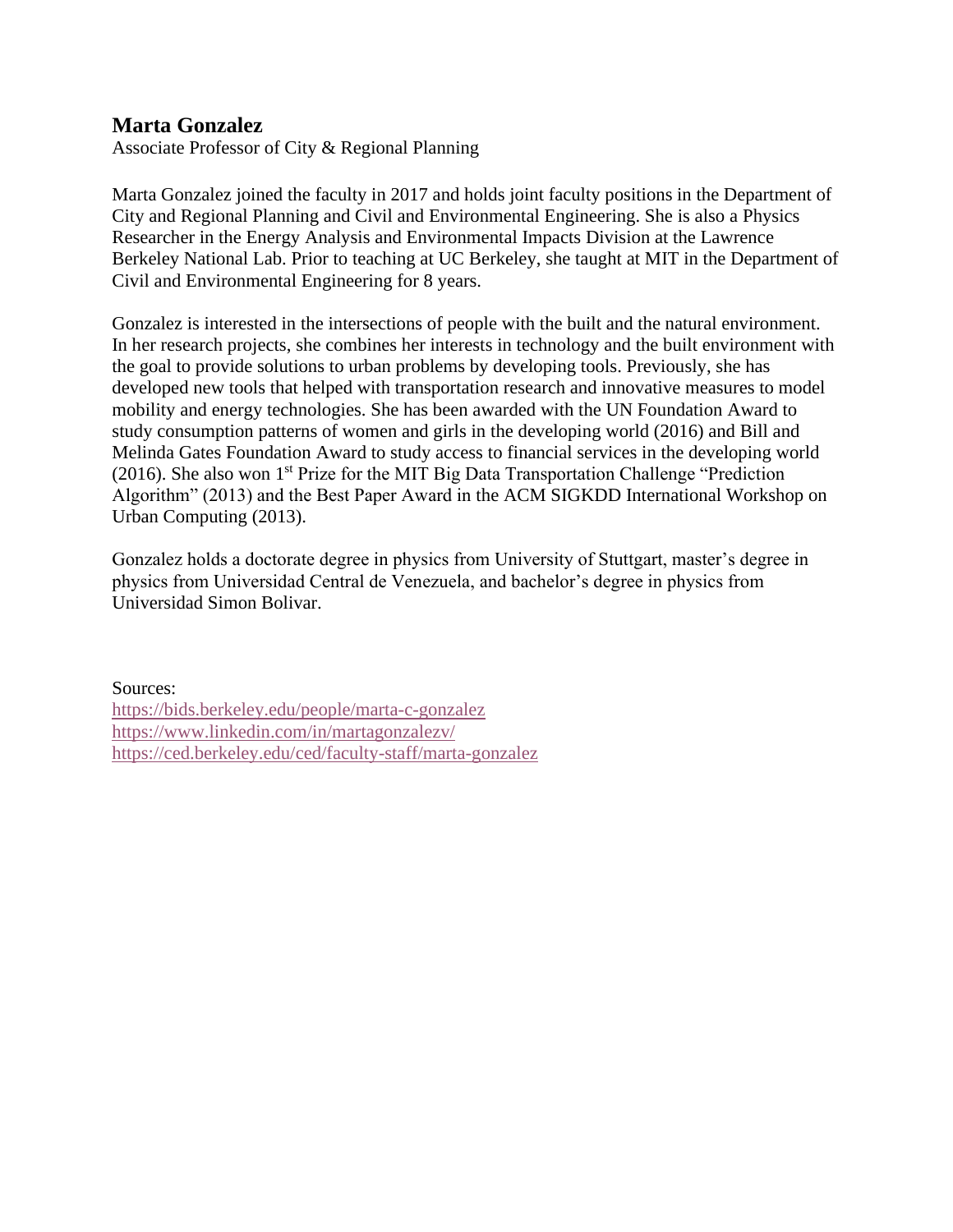## Marta Gonzalez

Associate Professor of City & Regional Planning

Marta Gonzalez joined the faculty in 2017 and holds joint faculty positions in the Department of City and Regional Planning and Civil and Environmental Engineering. She is also a Physics Researcher in the Energy Analysis and Environmental Impacts Division at the Lawrence Berkeley National Lab. Prior to teaching at UC Berkeley, she taught at MIT in the Department of Civil and Environmental Engineering for 8 years.

Gonzalez is interested in the intersections of people with the built and the natural environment. In her research projects, she combines her interests in technology and the built environment with the goal to provide solutions to urban problems by developing tools. Previously, she has developed new tools that helped with transportation research and innovative measures to model mobility and energy technologies. She has been awarded with the UN Foundation Award to study consumption patterns of women and girls in the developing world (2016) and Bill and Melinda Gates Foundation Award to study access to financial services in the developing world (2016). She also won 1st Prize for the MIT Big Data Transportation Challenge "Prediction Algorithm" (2013) and the Best Paper Award in the ACM SIGKDD International Workshop on Urban Computing (2013).

Gonzalez holds a doctorate degree in physics from University of Stuttgart, master's degree in physics from Universidad Central de Venezuela, and bachelor's degree in physics from Universidad Simon Bolivar.

Sources:
https://bids.berkeley.edu/people/marta-c-gonzalez
https://www.linkedin.com/in/martagonzalezv/
https://ced.berkeley.edu/ced/faculty-staff/marta-gonzalez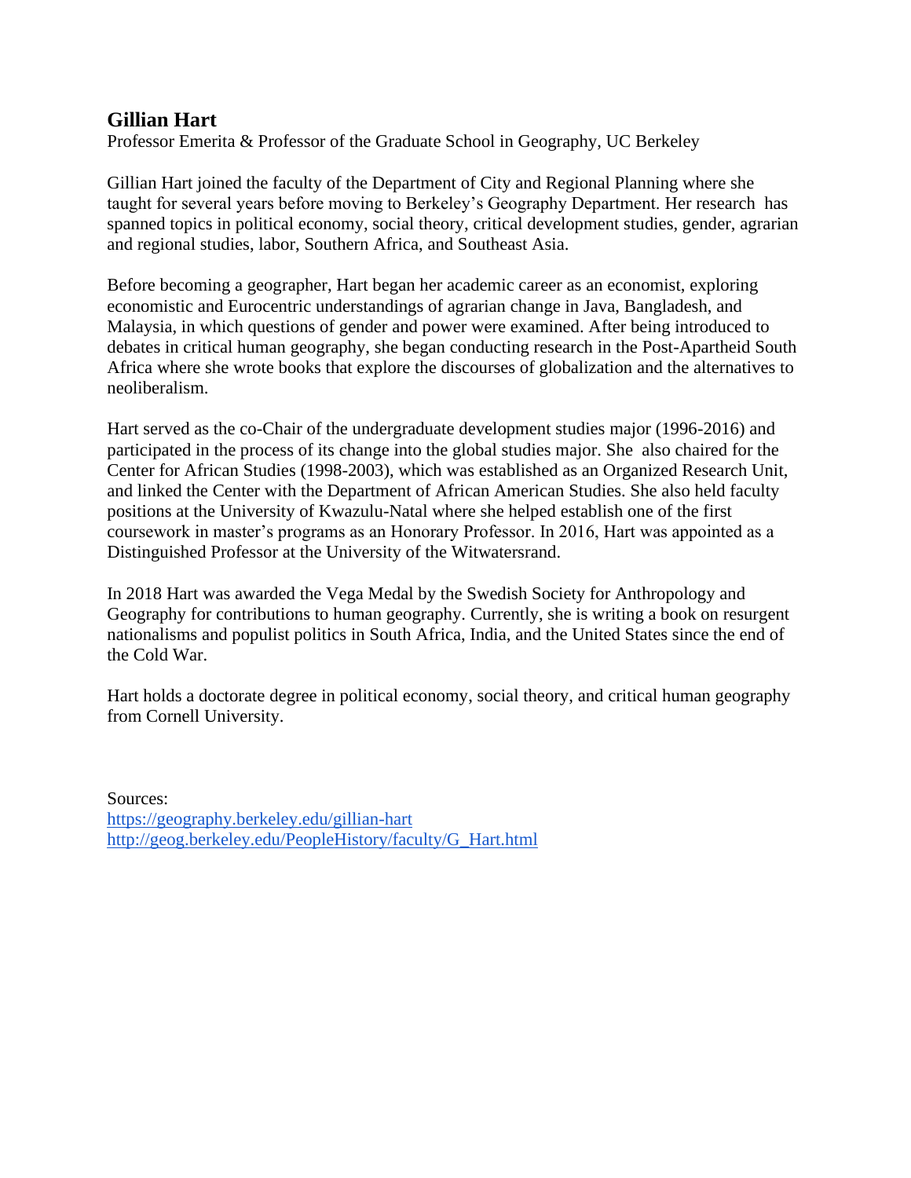## Gillian Hart

Professor Emerita & Professor of the Graduate School in Geography, UC Berkeley

Gillian Hart joined the faculty of the Department of City and Regional Planning where she taught for several years before moving to Berkeley's Geography Department. Her research has spanned topics in political economy, social theory, critical development studies, gender, agrarian and regional studies, labor, Southern Africa, and Southeast Asia.

Before becoming a geographer, Hart began her academic career as an economist, exploring economistic and Eurocentric understandings of agrarian change in Java, Bangladesh, and Malaysia, in which questions of gender and power were examined. After being introduced to debates in critical human geography, she began conducting research in the Post-Apartheid South Africa where she wrote books that explore the discourses of globalization and the alternatives to neoliberalism.

Hart served as the co-Chair of the undergraduate development studies major (1996-2016) and participated in the process of its change into the global studies major. She also chaired for the Center for African Studies (1998-2003), which was established as an Organized Research Unit, and linked the Center with the Department of African American Studies. She also held faculty positions at the University of Kwazulu-Natal where she helped establish one of the first coursework in master's programs as an Honorary Professor. In 2016, Hart was appointed as a Distinguished Professor at the University of the Witwatersrand.

In 2018 Hart was awarded the Vega Medal by the Swedish Society for Anthropology and Geography for contributions to human geography. Currently, she is writing a book on resurgent nationalisms and populist politics in South Africa, India, and the United States since the end of the Cold War.

Hart holds a doctorate degree in political economy, social theory, and critical human geography from Cornell University.

Sources:
https://geography.berkeley.edu/gillian-hart
http://geog.berkeley.edu/PeopleHistory/faculty/G_Hart.html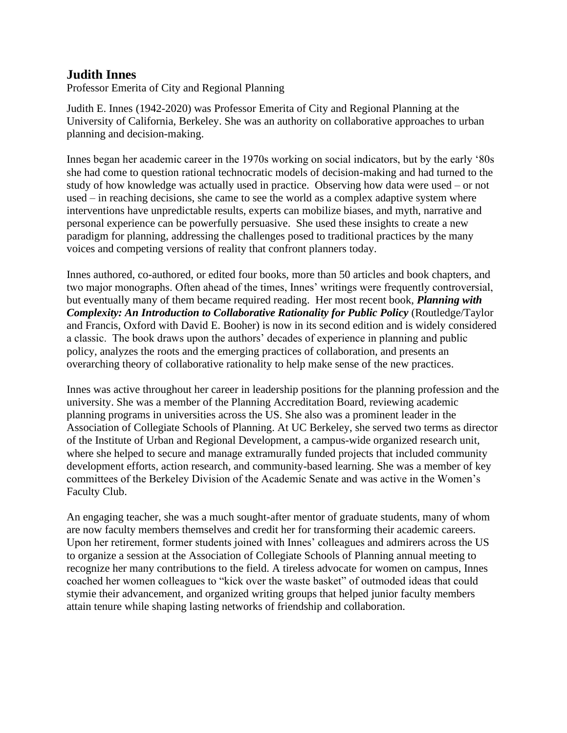## Judith Innes

Professor Emerita of City and Regional Planning

Judith E. Innes (1942-2020) was Professor Emerita of City and Regional Planning at the University of California, Berkeley. She was an authority on collaborative approaches to urban planning and decision-making.

Innes began her academic career in the 1970s working on social indicators, but by the early '80s she had come to question rational technocratic models of decision-making and had turned to the study of how knowledge was actually used in practice. Observing how data were used – or not used – in reaching decisions, she came to see the world as a complex adaptive system where interventions have unpredictable results, experts can mobilize biases, and myth, narrative and personal experience can be powerfully persuasive. She used these insights to create a new paradigm for planning, addressing the challenges posed to traditional practices by the many voices and competing versions of reality that confront planners today.

Innes authored, co-authored, or edited four books, more than 50 articles and book chapters, and two major monographs. Often ahead of the times, Innes' writings were frequently controversial, but eventually many of them became required reading. Her most recent book, ***Planning with Complexity: An Introduction to Collaborative Rationality for Public Policy*** (Routledge/Taylor and Francis, Oxford with David E. Booher) is now in its second edition and is widely considered a classic. The book draws upon the authors' decades of experience in planning and public policy, analyzes the roots and the emerging practices of collaboration, and presents an overarching theory of collaborative rationality to help make sense of the new practices.

Innes was active throughout her career in leadership positions for the planning profession and the university. She was a member of the Planning Accreditation Board, reviewing academic planning programs in universities across the US. She also was a prominent leader in the Association of Collegiate Schools of Planning. At UC Berkeley, she served two terms as director of the Institute of Urban and Regional Development, a campus-wide organized research unit, where she helped to secure and manage extramurally funded projects that included community development efforts, action research, and community-based learning. She was a member of key committees of the Berkeley Division of the Academic Senate and was active in the Women's Faculty Club.

An engaging teacher, she was a much sought-after mentor of graduate students, many of whom are now faculty members themselves and credit her for transforming their academic careers. Upon her retirement, former students joined with Innes' colleagues and admirers across the US to organize a session at the Association of Collegiate Schools of Planning annual meeting to recognize her many contributions to the field. A tireless advocate for women on campus, Innes coached her women colleagues to "kick over the waste basket" of outmoded ideas that could stymie their advancement, and organized writing groups that helped junior faculty members attain tenure while shaping lasting networks of friendship and collaboration.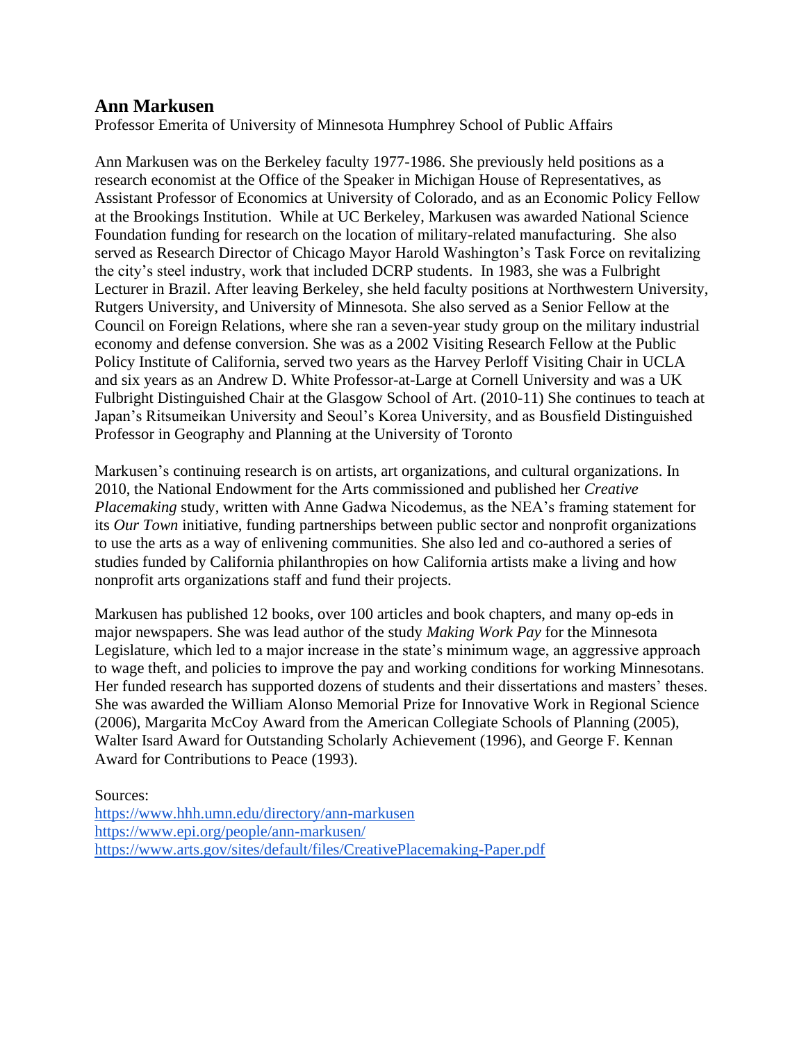## Ann Markusen

Professor Emerita of University of Minnesota Humphrey School of Public Affairs

Ann Markusen was on the Berkeley faculty 1977-1986. She previously held positions as a research economist at the Office of the Speaker in Michigan House of Representatives, as Assistant Professor of Economics at University of Colorado, and as an Economic Policy Fellow at the Brookings Institution. While at UC Berkeley, Markusen was awarded National Science Foundation funding for research on the location of military-related manufacturing. She also served as Research Director of Chicago Mayor Harold Washington's Task Force on revitalizing the city's steel industry, work that included DCRP students. In 1983, she was a Fulbright Lecturer in Brazil. After leaving Berkeley, she held faculty positions at Northwestern University, Rutgers University, and University of Minnesota. She also served as a Senior Fellow at the Council on Foreign Relations, where she ran a seven-year study group on the military industrial economy and defense conversion. She was as a 2002 Visiting Research Fellow at the Public Policy Institute of California, served two years as the Harvey Perloff Visiting Chair in UCLA and six years as an Andrew D. White Professor-at-Large at Cornell University and was a UK Fulbright Distinguished Chair at the Glasgow School of Art. (2010-11) She continues to teach at Japan's Ritsumeikan University and Seoul's Korea University, and as Bousfield Distinguished Professor in Geography and Planning at the University of Toronto

Markusen's continuing research is on artists, art organizations, and cultural organizations. In 2010, the National Endowment for the Arts commissioned and published her *Creative Placemaking* study, written with Anne Gadwa Nicodemus, as the NEA's framing statement for its *Our Town* initiative, funding partnerships between public sector and nonprofit organizations to use the arts as a way of enlivening communities. She also led and co-authored a series of studies funded by California philanthropies on how California artists make a living and how nonprofit arts organizations staff and fund their projects.

Markusen has published 12 books, over 100 articles and book chapters, and many op-eds in major newspapers. She was lead author of the study *Making Work Pay* for the Minnesota Legislature, which led to a major increase in the state's minimum wage, an aggressive approach to wage theft, and policies to improve the pay and working conditions for working Minnesotans. Her funded research has supported dozens of students and their dissertations and masters' theses. She was awarded the William Alonso Memorial Prize for Innovative Work in Regional Science (2006), Margarita McCoy Award from the American Collegiate Schools of Planning (2005), Walter Isard Award for Outstanding Scholarly Achievement (1996), and George F. Kennan Award for Contributions to Peace (1993).

Sources:
https://www.hhh.umn.edu/directory/ann-markusen
https://www.epi.org/people/ann-markusen/
https://www.arts.gov/sites/default/files/CreativePlacemaking-Paper.pdf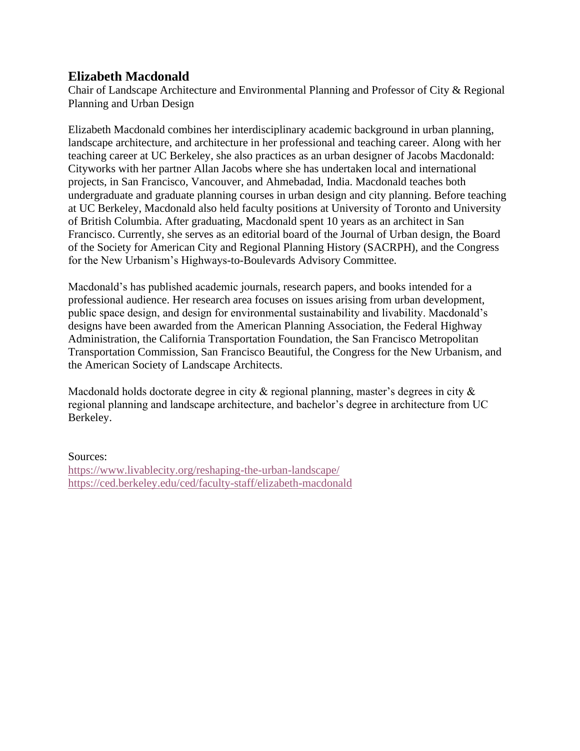## Elizabeth Macdonald

Chair of Landscape Architecture and Environmental Planning and Professor of City & Regional Planning and Urban Design

Elizabeth Macdonald combines her interdisciplinary academic background in urban planning, landscape architecture, and architecture in her professional and teaching career. Along with her teaching career at UC Berkeley, she also practices as an urban designer of Jacobs Macdonald: Cityworks with her partner Allan Jacobs where she has undertaken local and international projects, in San Francisco, Vancouver, and Ahmebadad, India. Macdonald teaches both undergraduate and graduate planning courses in urban design and city planning. Before teaching at UC Berkeley, Macdonald also held faculty positions at University of Toronto and University of British Columbia. After graduating, Macdonald spent 10 years as an architect in San Francisco. Currently, she serves as an editorial board of the Journal of Urban design, the Board of the Society for American City and Regional Planning History (SACRPH), and the Congress for the New Urbanism's Highways-to-Boulevards Advisory Committee.

Macdonald's has published academic journals, research papers, and books intended for a professional audience. Her research area focuses on issues arising from urban development, public space design, and design for environmental sustainability and livability. Macdonald's designs have been awarded from the American Planning Association, the Federal Highway Administration, the California Transportation Foundation, the San Francisco Metropolitan Transportation Commission, San Francisco Beautiful, the Congress for the New Urbanism, and the American Society of Landscape Architects.

Macdonald holds doctorate degree in city & regional planning, master's degrees in city & regional planning and landscape architecture, and bachelor's degree in architecture from UC Berkeley.

Sources:
https://www.livablecity.org/reshaping-the-urban-landscape/
https://ced.berkeley.edu/ced/faculty-staff/elizabeth-macdonald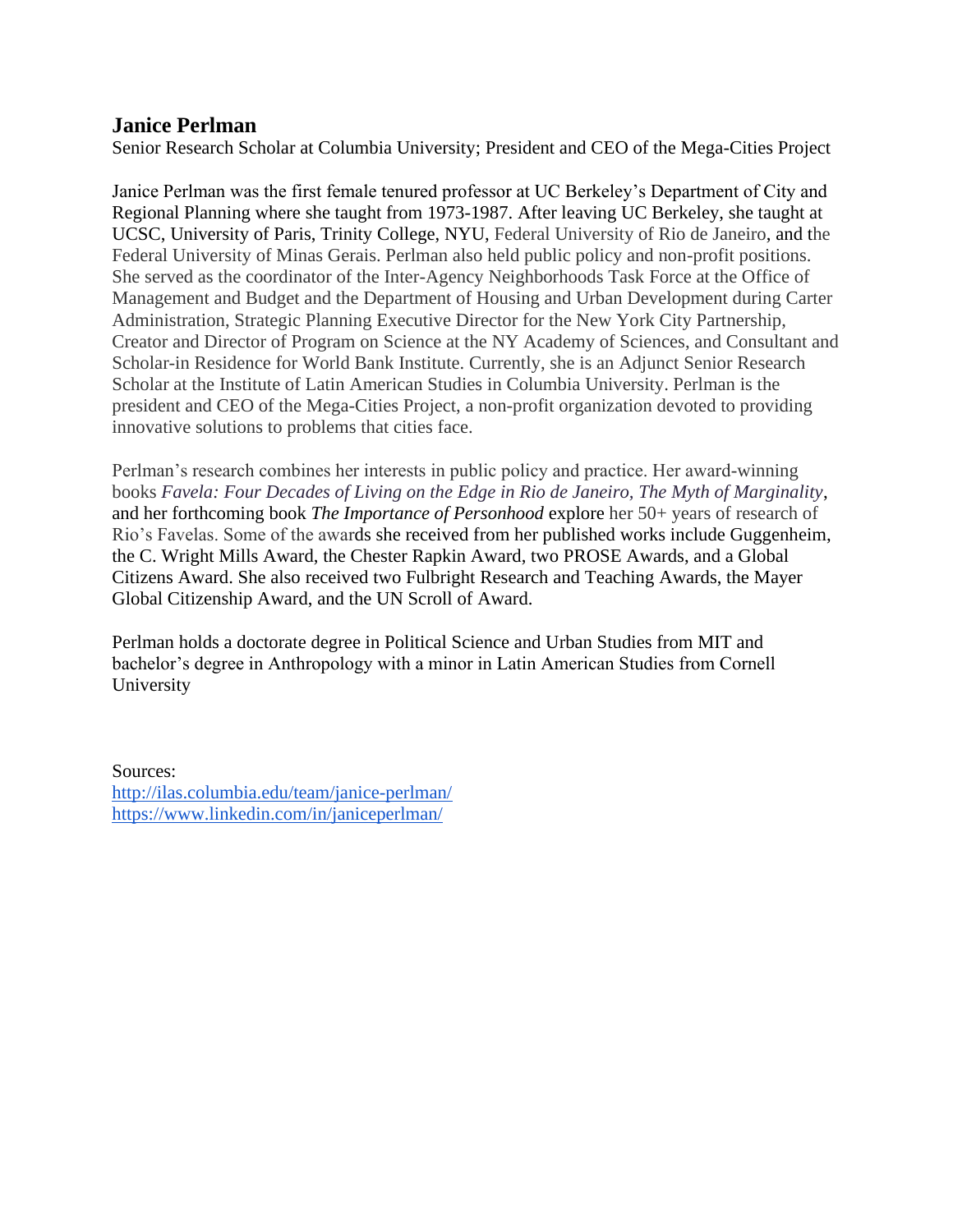## Janice Perlman

Senior Research Scholar at Columbia University; President and CEO of the Mega-Cities Project

Janice Perlman was the first female tenured professor at UC Berkeley's Department of City and Regional Planning where she taught from 1973-1987. After leaving UC Berkeley, she taught at UCSC, University of Paris, Trinity College, NYU, Federal University of Rio de Janeiro, and the Federal University of Minas Gerais. Perlman also held public policy and non-profit positions. She served as the coordinator of the Inter-Agency Neighborhoods Task Force at the Office of Management and Budget and the Department of Housing and Urban Development during Carter Administration, Strategic Planning Executive Director for the New York City Partnership, Creator and Director of Program on Science at the NY Academy of Sciences, and Consultant and Scholar-in Residence for World Bank Institute. Currently, she is an Adjunct Senior Research Scholar at the Institute of Latin American Studies in Columbia University. Perlman is the president and CEO of the Mega-Cities Project, a non-profit organization devoted to providing innovative solutions to problems that cities face.

Perlman's research combines her interests in public policy and practice. Her award-winning books *Favela: Four Decades of Living on the Edge in Rio de Janeiro, The Myth of Marginality*, and her forthcoming book *The Importance of Personhood* explore her 50+ years of research of Rio's Favelas. Some of the awards she received from her published works include Guggenheim, the C. Wright Mills Award, the Chester Rapkin Award, two PROSE Awards, and a Global Citizens Award. She also received two Fulbright Research and Teaching Awards, the Mayer Global Citizenship Award, and the UN Scroll of Award.

Perlman holds a doctorate degree in Political Science and Urban Studies from MIT and bachelor's degree in Anthropology with a minor in Latin American Studies from Cornell University

Sources:
http://ilas.columbia.edu/team/janice-perlman/
https://www.linkedin.com/in/janiceperlman/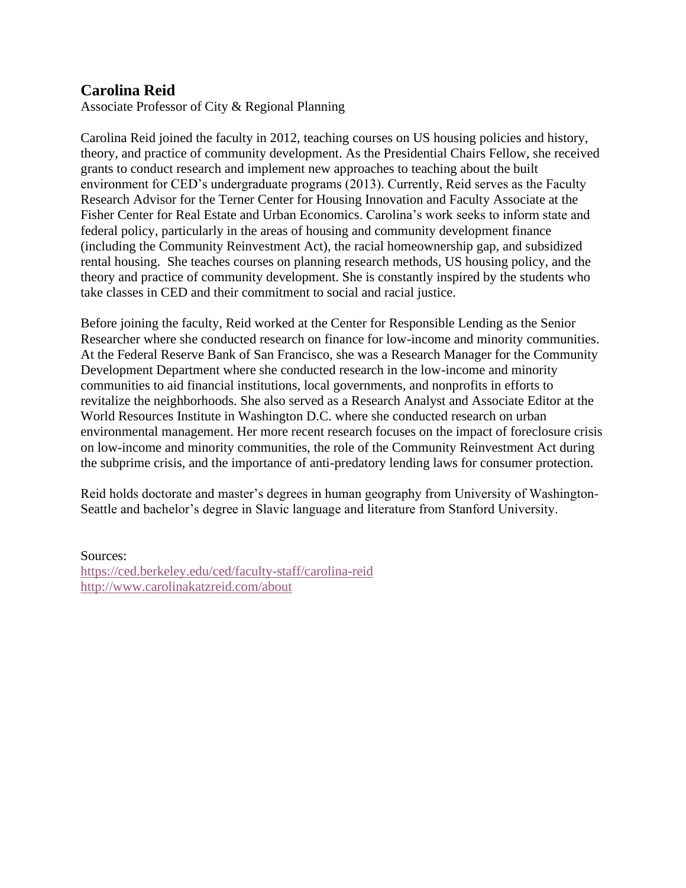## Carolina Reid

Associate Professor of City & Regional Planning

Carolina Reid joined the faculty in 2012, teaching courses on US housing policies and history, theory, and practice of community development. As the Presidential Chairs Fellow, she received grants to conduct research and implement new approaches to teaching about the built environment for CED's undergraduate programs (2013). Currently, Reid serves as the Faculty Research Advisor for the Terner Center for Housing Innovation and Faculty Associate at the Fisher Center for Real Estate and Urban Economics. Carolina's work seeks to inform state and federal policy, particularly in the areas of housing and community development finance (including the Community Reinvestment Act), the racial homeownership gap, and subsidized rental housing. She teaches courses on planning research methods, US housing policy, and the theory and practice of community development. She is constantly inspired by the students who take classes in CED and their commitment to social and racial justice.

Before joining the faculty, Reid worked at the Center for Responsible Lending as the Senior Researcher where she conducted research on finance for low-income and minority communities. At the Federal Reserve Bank of San Francisco, she was a Research Manager for the Community Development Department where she conducted research in the low-income and minority communities to aid financial institutions, local governments, and nonprofits in efforts to revitalize the neighborhoods. She also served as a Research Analyst and Associate Editor at the World Resources Institute in Washington D.C. where she conducted research on urban environmental management. Her more recent research focuses on the impact of foreclosure crisis on low-income and minority communities, the role of the Community Reinvestment Act during the subprime crisis, and the importance of anti-predatory lending laws for consumer protection.

Reid holds doctorate and master's degrees in human geography from University of Washington-Seattle and bachelor's degree in Slavic language and literature from Stanford University.

Sources:
https://ced.berkeley.edu/ced/faculty-staff/carolina-reid
http://www.carolinakatzreid.com/about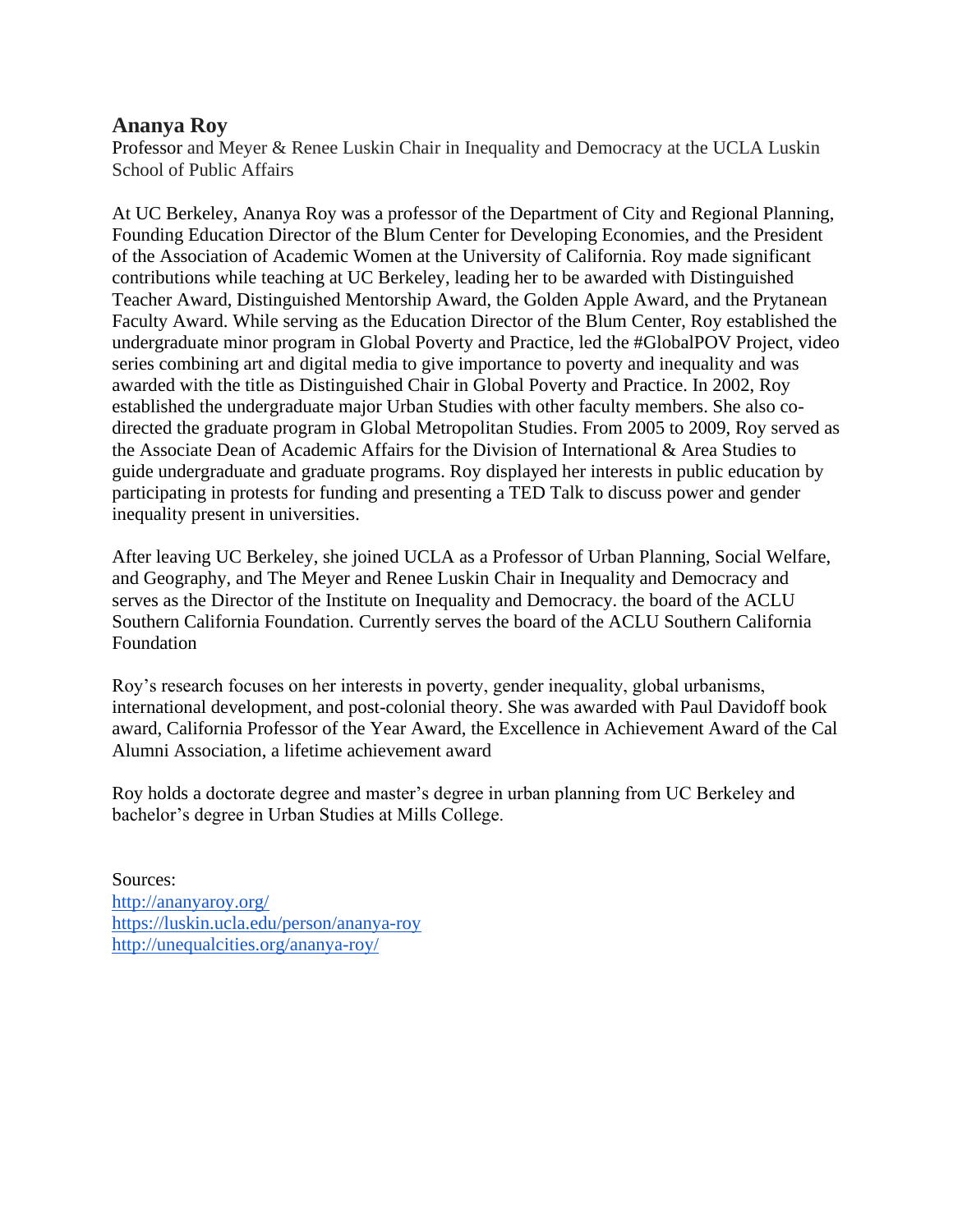## Ananya Roy

Professor and Meyer & Renee Luskin Chair in Inequality and Democracy at the UCLA Luskin School of Public Affairs

At UC Berkeley, Ananya Roy was a professor of the Department of City and Regional Planning, Founding Education Director of the Blum Center for Developing Economies, and the President of the Association of Academic Women at the University of California. Roy made significant contributions while teaching at UC Berkeley, leading her to be awarded with Distinguished Teacher Award, Distinguished Mentorship Award, the Golden Apple Award, and the Prytanean Faculty Award. While serving as the Education Director of the Blum Center, Roy established the undergraduate minor program in Global Poverty and Practice, led the #GlobalPOV Project, video series combining art and digital media to give importance to poverty and inequality and was awarded with the title as Distinguished Chair in Global Poverty and Practice. In 2002, Roy established the undergraduate major Urban Studies with other faculty members. She also co-directed the graduate program in Global Metropolitan Studies. From 2005 to 2009, Roy served as the Associate Dean of Academic Affairs for the Division of International & Area Studies to guide undergraduate and graduate programs. Roy displayed her interests in public education by participating in protests for funding and presenting a TED Talk to discuss power and gender inequality present in universities.

After leaving UC Berkeley, she joined UCLA as a Professor of Urban Planning, Social Welfare, and Geography, and The Meyer and Renee Luskin Chair in Inequality and Democracy and serves as the Director of the Institute on Inequality and Democracy. the board of the ACLU Southern California Foundation. Currently serves the board of the ACLU Southern California Foundation

Roy's research focuses on her interests in poverty, gender inequality, global urbanisms, international development, and post-colonial theory. She was awarded with Paul Davidoff book award, California Professor of the Year Award, the Excellence in Achievement Award of the Cal Alumni Association, a lifetime achievement award

Roy holds a doctorate degree and master's degree in urban planning from UC Berkeley and bachelor's degree in Urban Studies at Mills College.

Sources:
http://ananyaroy.org/
https://luskin.ucla.edu/person/ananya-roy
http://unequalcities.org/ananya-roy/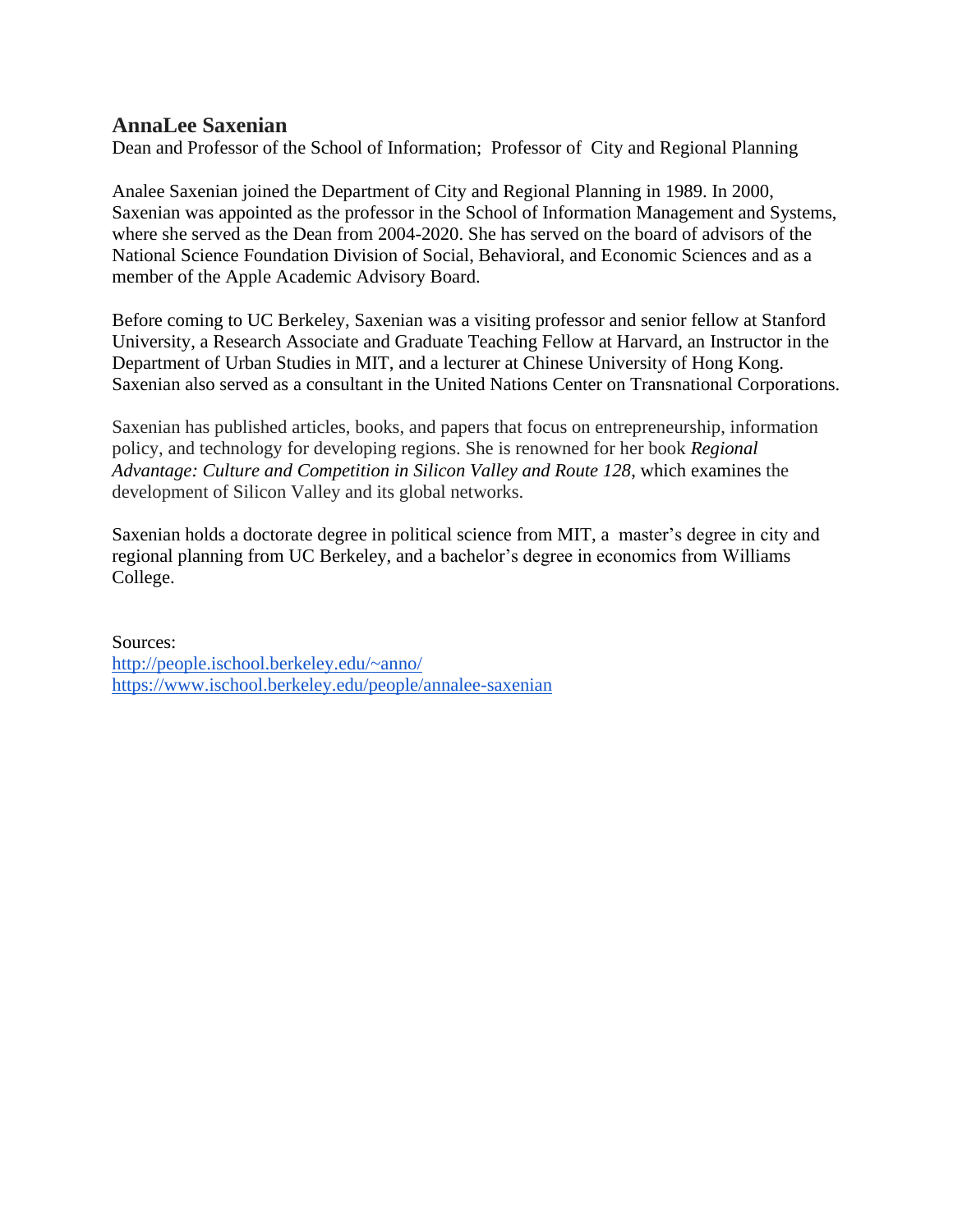## AnnaLee Saxenian

Dean and Professor of the School of Information; Professor of City and Regional Planning

Analee Saxenian joined the Department of City and Regional Planning in 1989. In 2000, Saxenian was appointed as the professor in the School of Information Management and Systems, where she served as the Dean from 2004-2020. She has served on the board of advisors of the National Science Foundation Division of Social, Behavioral, and Economic Sciences and as a member of the Apple Academic Advisory Board.

Before coming to UC Berkeley, Saxenian was a visiting professor and senior fellow at Stanford University, a Research Associate and Graduate Teaching Fellow at Harvard, an Instructor in the Department of Urban Studies in MIT, and a lecturer at Chinese University of Hong Kong. Saxenian also served as a consultant in the United Nations Center on Transnational Corporations.

Saxenian has published articles, books, and papers that focus on entrepreneurship, information policy, and technology for developing regions. She is renowned for her book *Regional Advantage: Culture and Competition in Silicon Valley and Route 128*, which examines the development of Silicon Valley and its global networks.

Saxenian holds a doctorate degree in political science from MIT, a master's degree in city and regional planning from UC Berkeley, and a bachelor's degree in economics from Williams College.

Sources:
http://people.ischool.berkeley.edu/~anno/
https://www.ischool.berkeley.edu/people/annalee-saxenian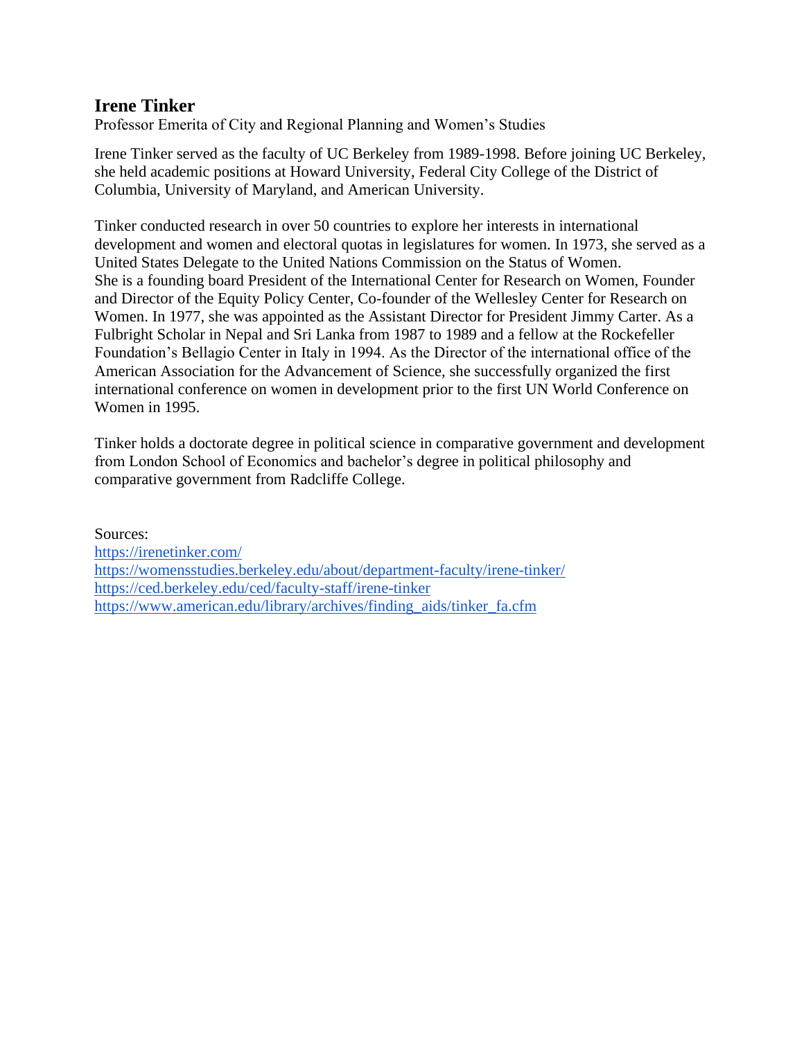## Irene Tinker

Professor Emerita of City and Regional Planning and Women's Studies

Irene Tinker served as the faculty of UC Berkeley from 1989-1998. Before joining UC Berkeley, she held academic positions at Howard University, Federal City College of the District of Columbia, University of Maryland, and American University.

Tinker conducted research in over 50 countries to explore her interests in international development and women and electoral quotas in legislatures for women. In 1973, she served as a United States Delegate to the United Nations Commission on the Status of Women. She is a founding board President of the International Center for Research on Women, Founder and Director of the Equity Policy Center, Co-founder of the Wellesley Center for Research on Women. In 1977, she was appointed as the Assistant Director for President Jimmy Carter. As a Fulbright Scholar in Nepal and Sri Lanka from 1987 to 1989 and a fellow at the Rockefeller Foundation's Bellagio Center in Italy in 1994. As the Director of the international office of the American Association for the Advancement of Science, she successfully organized the first international conference on women in development prior to the first UN World Conference on Women in 1995.

Tinker holds a doctorate degree in political science in comparative government and development from London School of Economics and bachelor's degree in political philosophy and comparative government from Radcliffe College.

Sources:
https://irenetinker.com/
https://womensstudies.berkeley.edu/about/department-faculty/irene-tinker/
https://ced.berkeley.edu/ced/faculty-staff/irene-tinker
https://www.american.edu/library/archives/finding_aids/tinker_fa.cfm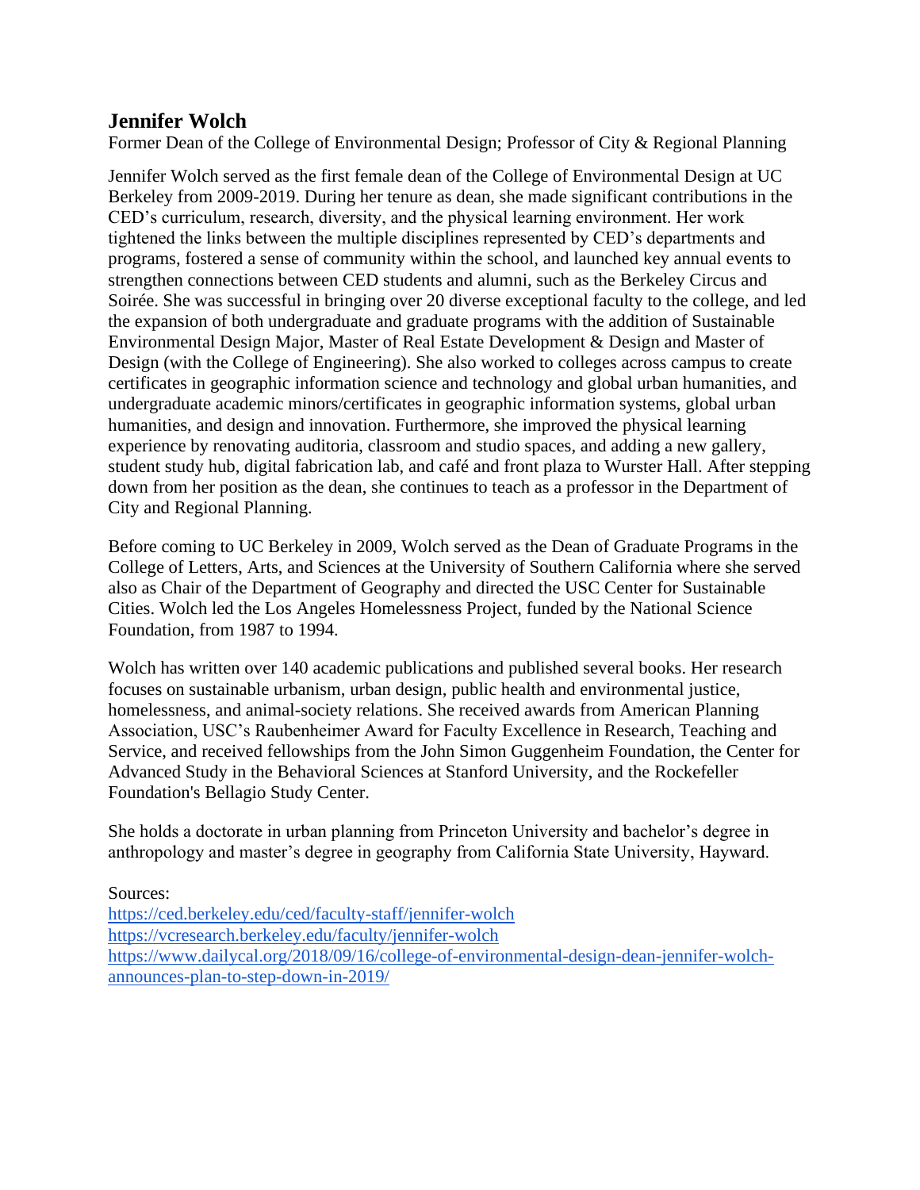## Jennifer Wolch

Former Dean of the College of Environmental Design; Professor of City & Regional Planning

Jennifer Wolch served as the first female dean of the College of Environmental Design at UC Berkeley from 2009-2019. During her tenure as dean, she made significant contributions in the CED's curriculum, research, diversity, and the physical learning environment. Her work tightened the links between the multiple disciplines represented by CED's departments and programs, fostered a sense of community within the school, and launched key annual events to strengthen connections between CED students and alumni, such as the Berkeley Circus and Soirée. She was successful in bringing over 20 diverse exceptional faculty to the college, and led the expansion of both undergraduate and graduate programs with the addition of Sustainable Environmental Design Major, Master of Real Estate Development & Design and Master of Design (with the College of Engineering). She also worked to colleges across campus to create certificates in geographic information science and technology and global urban humanities, and undergraduate academic minors/certificates in geographic information systems, global urban humanities, and design and innovation. Furthermore, she improved the physical learning experience by renovating auditoria, classroom and studio spaces, and adding a new gallery, student study hub, digital fabrication lab, and café and front plaza to Wurster Hall. After stepping down from her position as the dean, she continues to teach as a professor in the Department of City and Regional Planning.

Before coming to UC Berkeley in 2009, Wolch served as the Dean of Graduate Programs in the College of Letters, Arts, and Sciences at the University of Southern California where she served also as Chair of the Department of Geography and directed the USC Center for Sustainable Cities. Wolch led the Los Angeles Homelessness Project, funded by the National Science Foundation, from 1987 to 1994.

Wolch has written over 140 academic publications and published several books. Her research focuses on sustainable urbanism, urban design, public health and environmental justice, homelessness, and animal-society relations. She received awards from American Planning Association, USC's Raubenheimer Award for Faculty Excellence in Research, Teaching and Service, and received fellowships from the John Simon Guggenheim Foundation, the Center for Advanced Study in the Behavioral Sciences at Stanford University, and the Rockefeller Foundation's Bellagio Study Center.

She holds a doctorate in urban planning from Princeton University and bachelor's degree in anthropology and master's degree in geography from California State University, Hayward.

Sources:
https://ced.berkeley.edu/ced/faculty-staff/jennifer-wolch
https://vcresearch.berkeley.edu/faculty/jennifer-wolch
https://www.dailycal.org/2018/09/16/college-of-environmental-design-dean-jennifer-wolch-announces-plan-to-step-down-in-2019/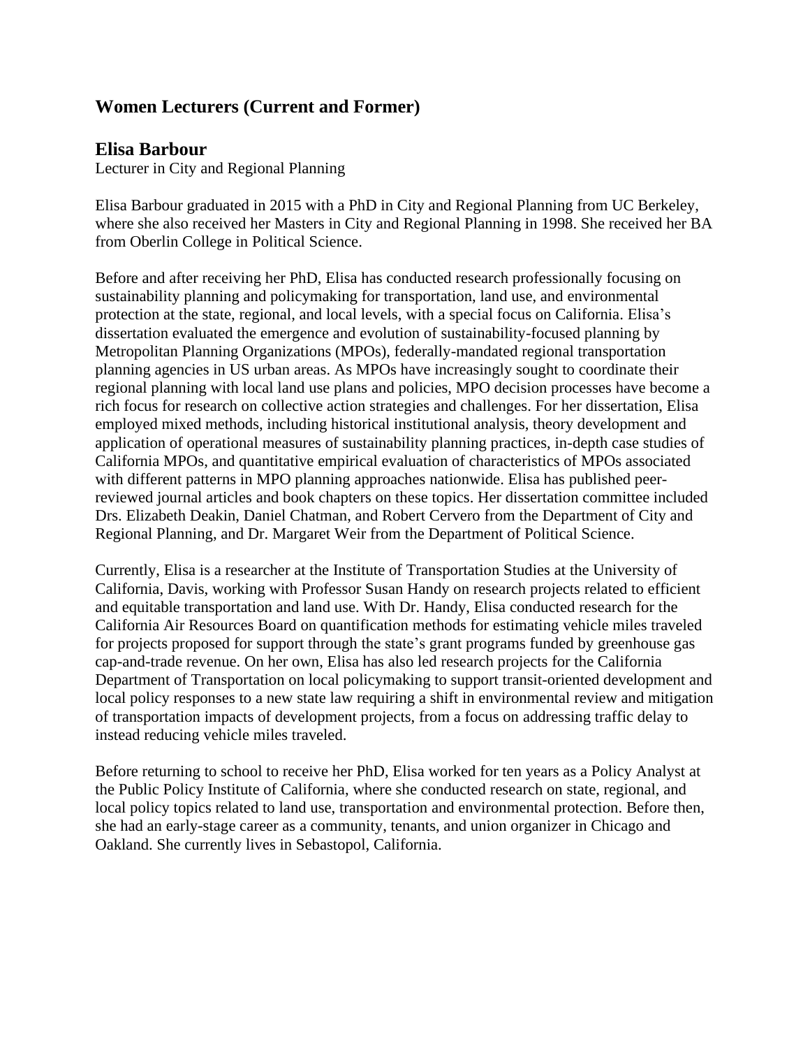## Women Lecturers (Current and Former)

### Elisa Barbour

Lecturer in City and Regional Planning

Elisa Barbour graduated in 2015 with a PhD in City and Regional Planning from UC Berkeley, where she also received her Masters in City and Regional Planning in 1998. She received her BA from Oberlin College in Political Science.

Before and after receiving her PhD, Elisa has conducted research professionally focusing on sustainability planning and policymaking for transportation, land use, and environmental protection at the state, regional, and local levels, with a special focus on California. Elisa's dissertation evaluated the emergence and evolution of sustainability-focused planning by Metropolitan Planning Organizations (MPOs), federally-mandated regional transportation planning agencies in US urban areas. As MPOs have increasingly sought to coordinate their regional planning with local land use plans and policies, MPO decision processes have become a rich focus for research on collective action strategies and challenges. For her dissertation, Elisa employed mixed methods, including historical institutional analysis, theory development and application of operational measures of sustainability planning practices, in-depth case studies of California MPOs, and quantitative empirical evaluation of characteristics of MPOs associated with different patterns in MPO planning approaches nationwide. Elisa has published peer-reviewed journal articles and book chapters on these topics. Her dissertation committee included Drs. Elizabeth Deakin, Daniel Chatman, and Robert Cervero from the Department of City and Regional Planning, and Dr. Margaret Weir from the Department of Political Science.

Currently, Elisa is a researcher at the Institute of Transportation Studies at the University of California, Davis, working with Professor Susan Handy on research projects related to efficient and equitable transportation and land use. With Dr. Handy, Elisa conducted research for the California Air Resources Board on quantification methods for estimating vehicle miles traveled for projects proposed for support through the state's grant programs funded by greenhouse gas cap-and-trade revenue. On her own, Elisa has also led research projects for the California Department of Transportation on local policymaking to support transit-oriented development and local policy responses to a new state law requiring a shift in environmental review and mitigation of transportation impacts of development projects, from a focus on addressing traffic delay to instead reducing vehicle miles traveled.

Before returning to school to receive her PhD, Elisa worked for ten years as a Policy Analyst at the Public Policy Institute of California, where she conducted research on state, regional, and local policy topics related to land use, transportation and environmental protection. Before then, she had an early-stage career as a community, tenants, and union organizer in Chicago and Oakland. She currently lives in Sebastopol, California.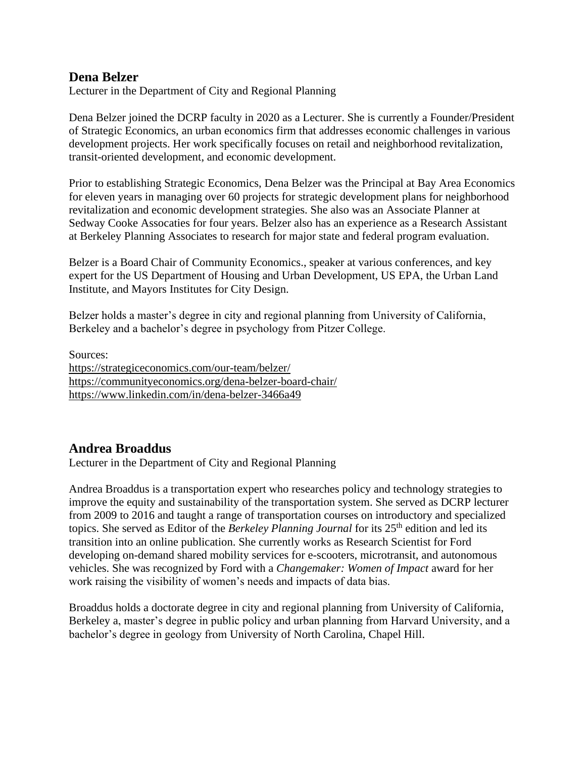## Dena Belzer

Lecturer in the Department of City and Regional Planning

Dena Belzer joined the DCRP faculty in 2020 as a Lecturer. She is currently a Founder/President of Strategic Economics, an urban economics firm that addresses economic challenges in various development projects. Her work specifically focuses on retail and neighborhood revitalization, transit-oriented development, and economic development.

Prior to establishing Strategic Economics, Dena Belzer was the Principal at Bay Area Economics for eleven years in managing over 60 projects for strategic development plans for neighborhood revitalization and economic development strategies. She also was an Associate Planner at Sedway Cooke Assocaties for four years. Belzer also has an experience as a Research Assistant at Berkeley Planning Associates to research for major state and federal program evaluation.

Belzer is a Board Chair of Community Economics., speaker at various conferences, and key expert for the US Department of Housing and Urban Development, US EPA, the Urban Land Institute, and Mayors Institutes for City Design.

Belzer holds a master's degree in city and regional planning from University of California, Berkeley and a bachelor's degree in psychology from Pitzer College.

Sources:
https://strategiceconomics.com/our-team/belzer/
https://communityeconomics.org/dena-belzer-board-chair/
https://www.linkedin.com/in/dena-belzer-3466a49

## Andrea Broaddus

Lecturer in the Department of City and Regional Planning

Andrea Broaddus is a transportation expert who researches policy and technology strategies to improve the equity and sustainability of the transportation system. She served as DCRP lecturer from 2009 to 2016 and taught a range of transportation courses on introductory and specialized topics. She served as Editor of the *Berkeley Planning Journal* for its 25th edition and led its transition into an online publication. She currently works as Research Scientist for Ford developing on-demand shared mobility services for e-scooters, microtransit, and autonomous vehicles. She was recognized by Ford with a *Changemaker: Women of Impact* award for her work raising the visibility of women's needs and impacts of data bias.

Broaddus holds a doctorate degree in city and regional planning from University of California, Berkeley a, master's degree in public policy and urban planning from Harvard University, and a bachelor's degree in geology from University of North Carolina, Chapel Hill.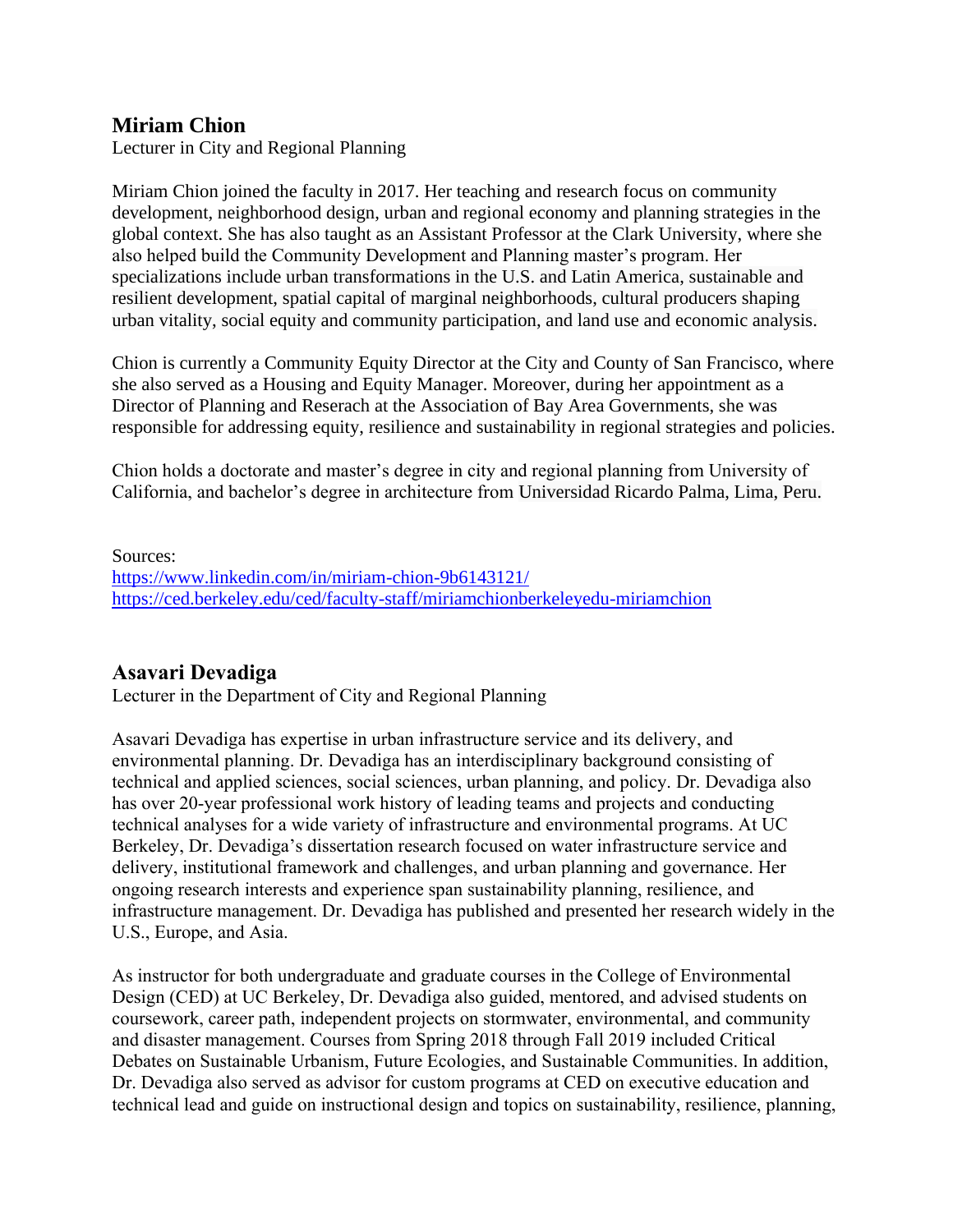## Miriam Chion

Lecturer in City and Regional Planning

Miriam Chion joined the faculty in 2017. Her teaching and research focus on community development, neighborhood design, urban and regional economy and planning strategies in the global context. She has also taught as an Assistant Professor at the Clark University, where she also helped build the Community Development and Planning master's program. Her specializations include urban transformations in the U.S. and Latin America, sustainable and resilient development, spatial capital of marginal neighborhoods, cultural producers shaping urban vitality, social equity and community participation, and land use and economic analysis.

Chion is currently a Community Equity Director at the City and County of San Francisco, where she also served as a Housing and Equity Manager. Moreover, during her appointment as a Director of Planning and Reserach at the Association of Bay Area Governments, she was responsible for addressing equity, resilience and sustainability in regional strategies and policies.

Chion holds a doctorate and master's degree in city and regional planning from University of California, and bachelor's degree in architecture from Universidad Ricardo Palma, Lima, Peru.

Sources:
https://www.linkedin.com/in/miriam-chion-9b6143121/
https://ced.berkeley.edu/ced/faculty-staff/miriamchionberkeleyedu-miriamchion

## Asavari Devadiga

Lecturer in the Department of City and Regional Planning

Asavari Devadiga has expertise in urban infrastructure service and its delivery, and environmental planning. Dr. Devadiga has an interdisciplinary background consisting of technical and applied sciences, social sciences, urban planning, and policy. Dr. Devadiga also has over 20-year professional work history of leading teams and projects and conducting technical analyses for a wide variety of infrastructure and environmental programs. At UC Berkeley, Dr. Devadiga's dissertation research focused on water infrastructure service and delivery, institutional framework and challenges, and urban planning and governance. Her ongoing research interests and experience span sustainability planning, resilience, and infrastructure management. Dr. Devadiga has published and presented her research widely in the U.S., Europe, and Asia.

As instructor for both undergraduate and graduate courses in the College of Environmental Design (CED) at UC Berkeley, Dr. Devadiga also guided, mentored, and advised students on coursework, career path, independent projects on stormwater, environmental, and community and disaster management. Courses from Spring 2018 through Fall 2019 included Critical Debates on Sustainable Urbanism, Future Ecologies, and Sustainable Communities. In addition, Dr. Devadiga also served as advisor for custom programs at CED on executive education and technical lead and guide on instructional design and topics on sustainability, resilience, planning,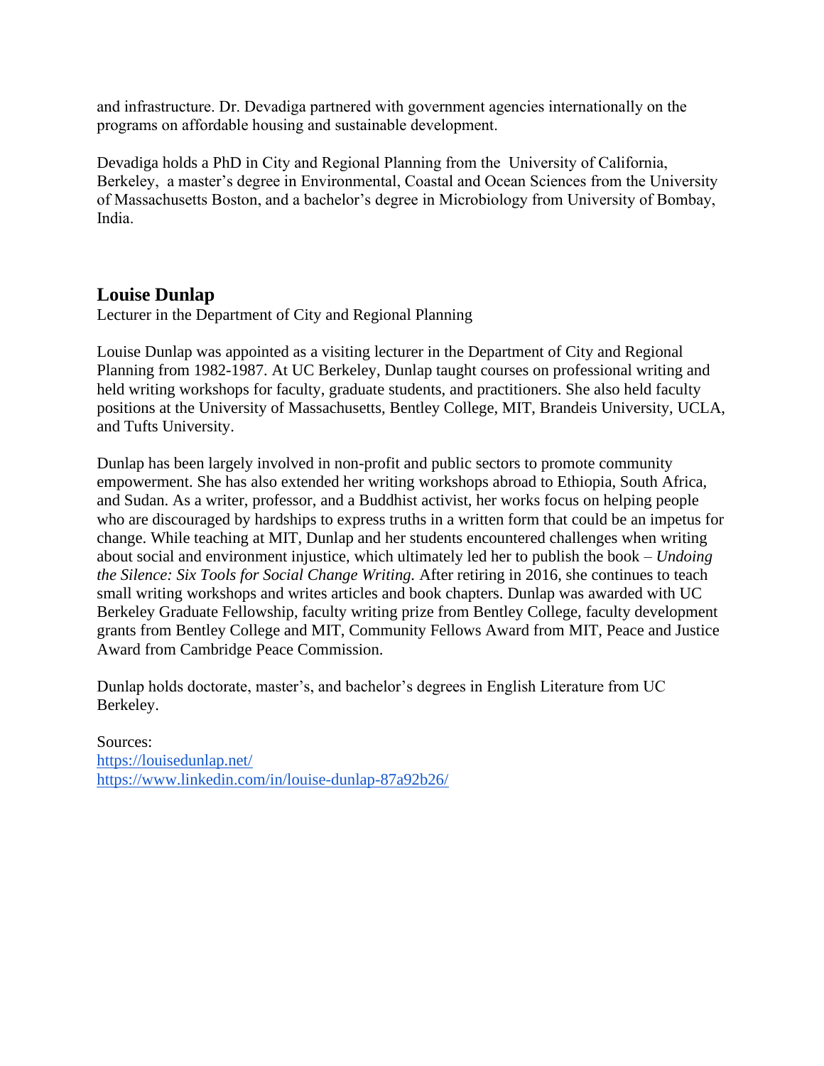and infrastructure. Dr. Devadiga partnered with government agencies internationally on the programs on affordable housing and sustainable development.

Devadiga holds a PhD in City and Regional Planning from the University of California, Berkeley, a master's degree in Environmental, Coastal and Ocean Sciences from the University of Massachusetts Boston, and a bachelor's degree in Microbiology from University of Bombay, India.

## Louise Dunlap

Lecturer in the Department of City and Regional Planning

Louise Dunlap was appointed as a visiting lecturer in the Department of City and Regional Planning from 1982-1987. At UC Berkeley, Dunlap taught courses on professional writing and held writing workshops for faculty, graduate students, and practitioners. She also held faculty positions at the University of Massachusetts, Bentley College, MIT, Brandeis University, UCLA, and Tufts University.

Dunlap has been largely involved in non-profit and public sectors to promote community empowerment. She has also extended her writing workshops abroad to Ethiopia, South Africa, and Sudan. As a writer, professor, and a Buddhist activist, her works focus on helping people who are discouraged by hardships to express truths in a written form that could be an impetus for change. While teaching at MIT, Dunlap and her students encountered challenges when writing about social and environment injustice, which ultimately led her to publish the book – *Undoing the Silence: Six Tools for Social Change Writing.* After retiring in 2016, she continues to teach small writing workshops and writes articles and book chapters. Dunlap was awarded with UC Berkeley Graduate Fellowship, faculty writing prize from Bentley College, faculty development grants from Bentley College and MIT, Community Fellows Award from MIT, Peace and Justice Award from Cambridge Peace Commission.

Dunlap holds doctorate, master's, and bachelor's degrees in English Literature from UC Berkeley.

Sources:
https://louisedunlap.net/
https://www.linkedin.com/in/louise-dunlap-87a92b26/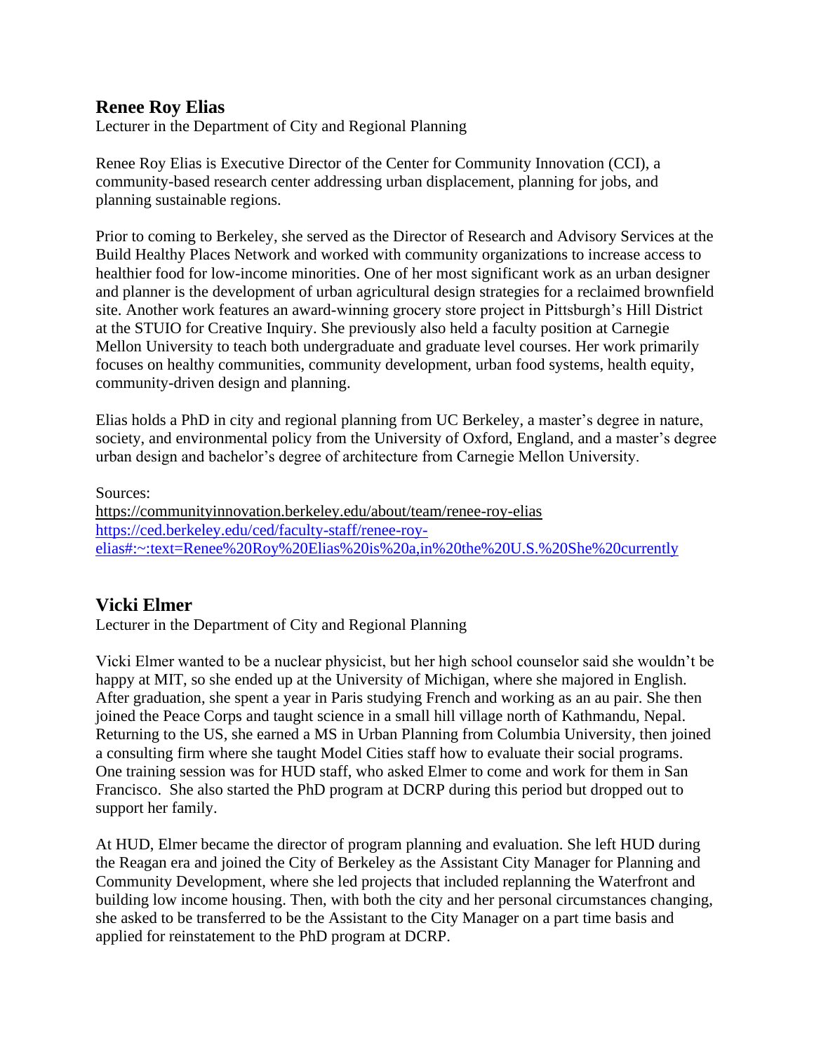## Renee Roy Elias

Lecturer in the Department of City and Regional Planning

Renee Roy Elias is Executive Director of the Center for Community Innovation (CCI), a community-based research center addressing urban displacement, planning for jobs, and planning sustainable regions.

Prior to coming to Berkeley, she served as the Director of Research and Advisory Services at the Build Healthy Places Network and worked with community organizations to increase access to healthier food for low-income minorities. One of her most significant work as an urban designer and planner is the development of urban agricultural design strategies for a reclaimed brownfield site. Another work features an award-winning grocery store project in Pittsburgh's Hill District at the STUIO for Creative Inquiry. She previously also held a faculty position at Carnegie Mellon University to teach both undergraduate and graduate level courses. Her work primarily focuses on healthy communities, community development, urban food systems, health equity, community-driven design and planning.

Elias holds a PhD in city and regional planning from UC Berkeley, a master's degree in nature, society, and environmental policy from the University of Oxford, England, and a master's degree urban design and bachelor's degree of architecture from Carnegie Mellon University.

Sources:
https://communityinnovation.berkeley.edu/about/team/renee-roy-elias
https://ced.berkeley.edu/ced/faculty-staff/renee-roy-elias#:~:text=Renee%20Roy%20Elias%20is%20a,in%20the%20U.S.%20She%20currently

## Vicki Elmer

Lecturer in the Department of City and Regional Planning

Vicki Elmer wanted to be a nuclear physicist, but her high school counselor said she wouldn't be happy at MIT, so she ended up at the University of Michigan, where she majored in English. After graduation, she spent a year in Paris studying French and working as an au pair. She then joined the Peace Corps and taught science in a small hill village north of Kathmandu, Nepal. Returning to the US, she earned a MS in Urban Planning from Columbia University, then joined a consulting firm where she taught Model Cities staff how to evaluate their social programs. One training session was for HUD staff, who asked Elmer to come and work for them in San Francisco. She also started the PhD program at DCRP during this period but dropped out to support her family.

At HUD, Elmer became the director of program planning and evaluation. She left HUD during the Reagan era and joined the City of Berkeley as the Assistant City Manager for Planning and Community Development, where she led projects that included replanning the Waterfront and building low income housing. Then, with both the city and her personal circumstances changing, she asked to be transferred to be the Assistant to the City Manager on a part time basis and applied for reinstatement to the PhD program at DCRP.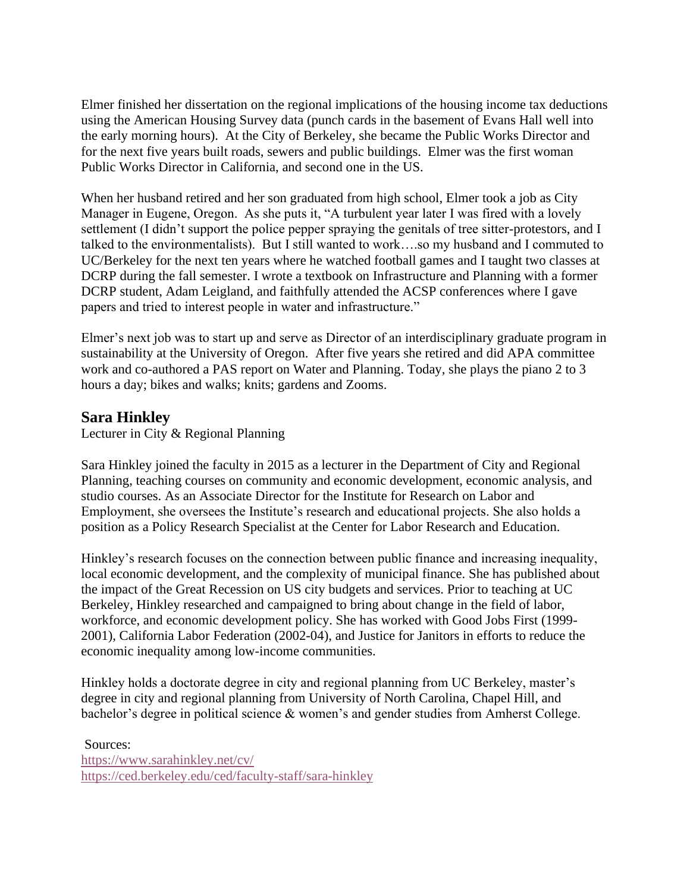Elmer finished her dissertation on the regional implications of the housing income tax deductions using the American Housing Survey data (punch cards in the basement of Evans Hall well into the early morning hours). At the City of Berkeley, she became the Public Works Director and for the next five years built roads, sewers and public buildings. Elmer was the first woman Public Works Director in California, and second one in the US.

When her husband retired and her son graduated from high school, Elmer took a job as City Manager in Eugene, Oregon. As she puts it, "A turbulent year later I was fired with a lovely settlement (I didn't support the police pepper spraying the genitals of tree sitter-protestors, and I talked to the environmentalists). But I still wanted to work….so my husband and I commuted to UC/Berkeley for the next ten years where he watched football games and I taught two classes at DCRP during the fall semester. I wrote a textbook on Infrastructure and Planning with a former DCRP student, Adam Leigland, and faithfully attended the ACSP conferences where I gave papers and tried to interest people in water and infrastructure."

Elmer's next job was to start up and serve as Director of an interdisciplinary graduate program in sustainability at the University of Oregon. After five years she retired and did APA committee work and co-authored a PAS report on Water and Planning. Today, she plays the piano 2 to 3 hours a day; bikes and walks; knits; gardens and Zooms.

## Sara Hinkley

Lecturer in City & Regional Planning

Sara Hinkley joined the faculty in 2015 as a lecturer in the Department of City and Regional Planning, teaching courses on community and economic development, economic analysis, and studio courses. As an Associate Director for the Institute for Research on Labor and Employment, she oversees the Institute's research and educational projects. She also holds a position as a Policy Research Specialist at the Center for Labor Research and Education.

Hinkley's research focuses on the connection between public finance and increasing inequality, local economic development, and the complexity of municipal finance. She has published about the impact of the Great Recession on US city budgets and services. Prior to teaching at UC Berkeley, Hinkley researched and campaigned to bring about change in the field of labor, workforce, and economic development policy. She has worked with Good Jobs First (1999-2001), California Labor Federation (2002-04), and Justice for Janitors in efforts to reduce the economic inequality among low-income communities.

Hinkley holds a doctorate degree in city and regional planning from UC Berkeley, master's degree in city and regional planning from University of North Carolina, Chapel Hill, and bachelor's degree in political science & women's and gender studies from Amherst College.

Sources:
https://www.sarahinkley.net/cv/
https://ced.berkeley.edu/ced/faculty-staff/sara-hinkley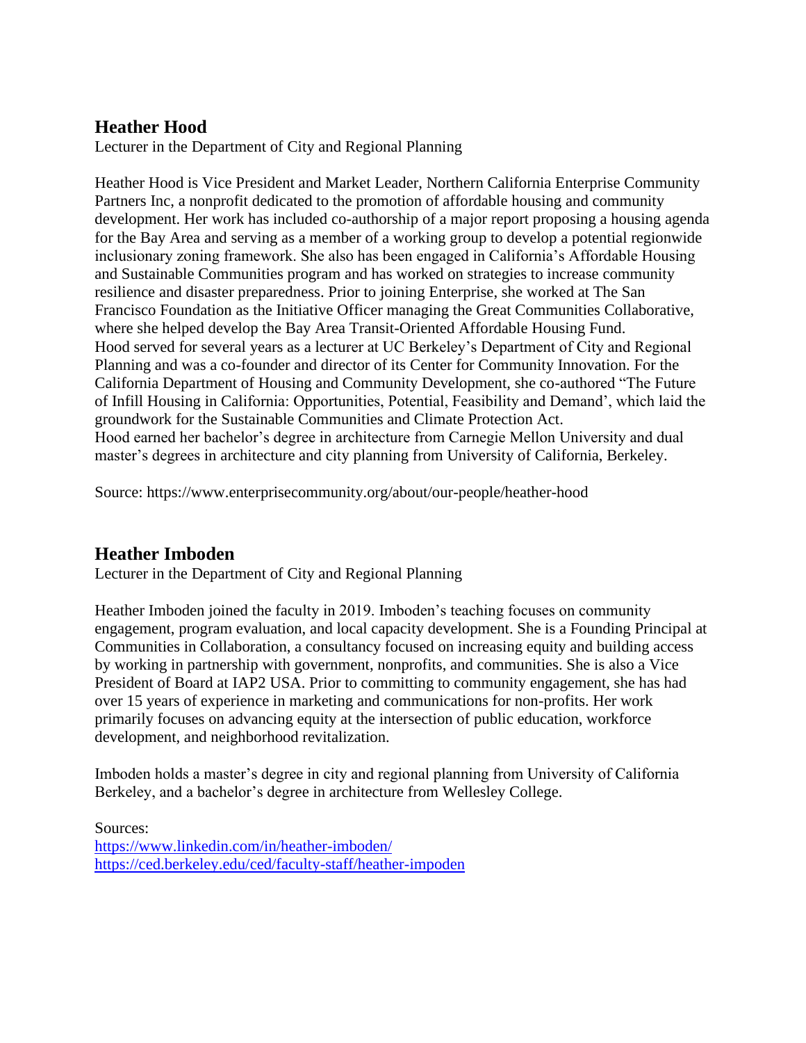## Heather Hood

Lecturer in the Department of City and Regional Planning

Heather Hood is Vice President and Market Leader, Northern California Enterprise Community Partners Inc, a nonprofit dedicated to the promotion of affordable housing and community development. Her work has included co-authorship of a major report proposing a housing agenda for the Bay Area and serving as a member of a working group to develop a potential regionwide inclusionary zoning framework. She also has been engaged in California's Affordable Housing and Sustainable Communities program and has worked on strategies to increase community resilience and disaster preparedness. Prior to joining Enterprise, she worked at The San Francisco Foundation as the Initiative Officer managing the Great Communities Collaborative, where she helped develop the Bay Area Transit-Oriented Affordable Housing Fund.
Hood served for several years as a lecturer at UC Berkeley's Department of City and Regional Planning and was a co-founder and director of its Center for Community Innovation. For the California Department of Housing and Community Development, she co-authored "The Future of Infill Housing in California: Opportunities, Potential, Feasibility and Demand', which laid the groundwork for the Sustainable Communities and Climate Protection Act.
Hood earned her bachelor's degree in architecture from Carnegie Mellon University and dual master's degrees in architecture and city planning from University of California, Berkeley.

Source: https://www.enterprisecommunity.org/about/our-people/heather-hood

## Heather Imboden

Lecturer in the Department of City and Regional Planning

Heather Imboden joined the faculty in 2019. Imboden's teaching focuses on community engagement, program evaluation, and local capacity development. She is a Founding Principal at Communities in Collaboration, a consultancy focused on increasing equity and building access by working in partnership with government, nonprofits, and communities. She is also a Vice President of Board at IAP2 USA. Prior to committing to community engagement, she has had over 15 years of experience in marketing and communications for non-profits. Her work primarily focuses on advancing equity at the intersection of public education, workforce development, and neighborhood revitalization.

Imboden holds a master's degree in city and regional planning from University of California Berkeley, and a bachelor's degree in architecture from Wellesley College.

Sources:
https://www.linkedin.com/in/heather-imboden/
https://ced.berkeley.edu/ced/faculty-staff/heather-impoden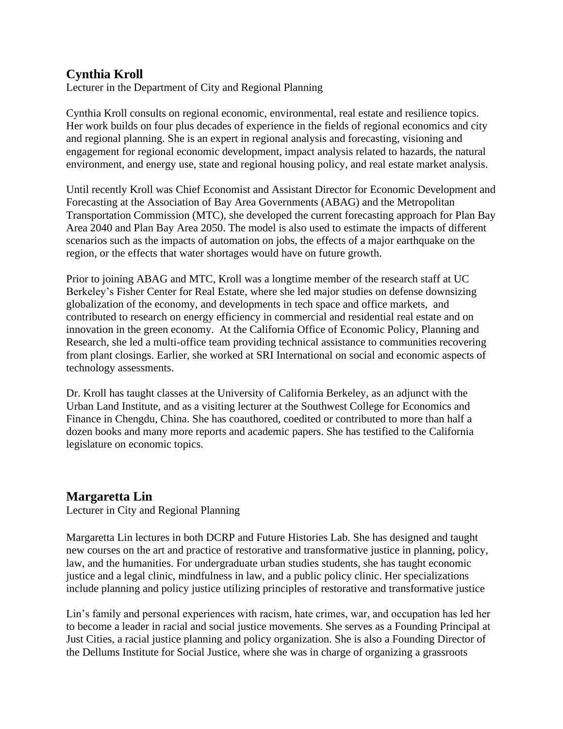## Cynthia Kroll

Lecturer in the Department of City and Regional Planning

Cynthia Kroll consults on regional economic, environmental, real estate and resilience topics. Her work builds on four plus decades of experience in the fields of regional economics and city and regional planning. She is an expert in regional analysis and forecasting, visioning and engagement for regional economic development, impact analysis related to hazards, the natural environment, and energy use, state and regional housing policy, and real estate market analysis.

Until recently Kroll was Chief Economist and Assistant Director for Economic Development and Forecasting at the Association of Bay Area Governments (ABAG) and the Metropolitan Transportation Commission (MTC), she developed the current forecasting approach for Plan Bay Area 2040 and Plan Bay Area 2050. The model is also used to estimate the impacts of different scenarios such as the impacts of automation on jobs, the effects of a major earthquake on the region, or the effects that water shortages would have on future growth.

Prior to joining ABAG and MTC, Kroll was a longtime member of the research staff at UC Berkeley's Fisher Center for Real Estate, where she led major studies on defense downsizing globalization of the economy, and developments in tech space and office markets, and contributed to research on energy efficiency in commercial and residential real estate and on innovation in the green economy. At the California Office of Economic Policy, Planning and Research, she led a multi-office team providing technical assistance to communities recovering from plant closings. Earlier, she worked at SRI International on social and economic aspects of technology assessments.

Dr. Kroll has taught classes at the University of California Berkeley, as an adjunct with the Urban Land Institute, and as a visiting lecturer at the Southwest College for Economics and Finance in Chengdu, China. She has coauthored, coedited or contributed to more than half a dozen books and many more reports and academic papers. She has testified to the California legislature on economic topics.

## Margaretta Lin

Lecturer in City and Regional Planning

Margaretta Lin lectures in both DCRP and Future Histories Lab. She has designed and taught new courses on the art and practice of restorative and transformative justice in planning, policy, law, and the humanities. For undergraduate urban studies students, she has taught economic justice and a legal clinic, mindfulness in law, and a public policy clinic. Her specializations include planning and policy justice utilizing principles of restorative and transformative justice

Lin's family and personal experiences with racism, hate crimes, war, and occupation has led her to become a leader in racial and social justice movements. She serves as a Founding Principal at Just Cities, a racial justice planning and policy organization. She is also a Founding Director of the Dellums Institute for Social Justice, where she was in charge of organizing a grassroots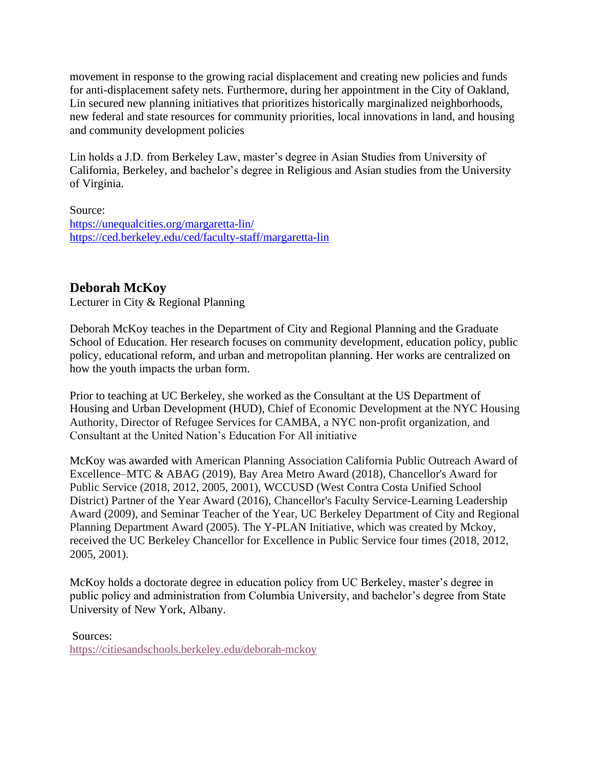movement in response to the growing racial displacement and creating new policies and funds for anti-displacement safety nets. Furthermore, during her appointment in the City of Oakland, Lin secured new planning initiatives that prioritizes historically marginalized neighborhoods, new federal and state resources for community priorities, local innovations in land, and housing and community development policies

Lin holds a J.D. from Berkeley Law, master's degree in Asian Studies from University of California, Berkeley, and bachelor's degree in Religious and Asian studies from the University of Virginia.

Source:
https://unequalcities.org/margaretta-lin/
https://ced.berkeley.edu/ced/faculty-staff/margaretta-lin

## Deborah McKoy

Lecturer in City & Regional Planning

Deborah McKoy teaches in the Department of City and Regional Planning and the Graduate School of Education. Her research focuses on community development, education policy, public policy, educational reform, and urban and metropolitan planning. Her works are centralized on how the youth impacts the urban form.

Prior to teaching at UC Berkeley, she worked as the Consultant at the US Department of Housing and Urban Development (HUD), Chief of Economic Development at the NYC Housing Authority, Director of Refugee Services for CAMBA, a NYC non-profit organization, and Consultant at the United Nation's Education For All initiative

McKoy was awarded with American Planning Association California Public Outreach Award of Excellence–MTC & ABAG (2019), Bay Area Metro Award (2018), Chancellor's Award for Public Service (2018, 2012, 2005, 2001), WCCUSD (West Contra Costa Unified School District) Partner of the Year Award (2016), Chancellor's Faculty Service-Learning Leadership Award (2009), and Seminar Teacher of the Year, UC Berkeley Department of City and Regional Planning Department Award (2005). The Y-PLAN Initiative, which was created by Mckoy, received the UC Berkeley Chancellor for Excellence in Public Service four times (2018, 2012, 2005, 2001).

McKoy holds a doctorate degree in education policy from UC Berkeley, master's degree in public policy and administration from Columbia University, and bachelor's degree from State University of New York, Albany.

Sources:
https://citiesandschools.berkeley.edu/deborah-mckoy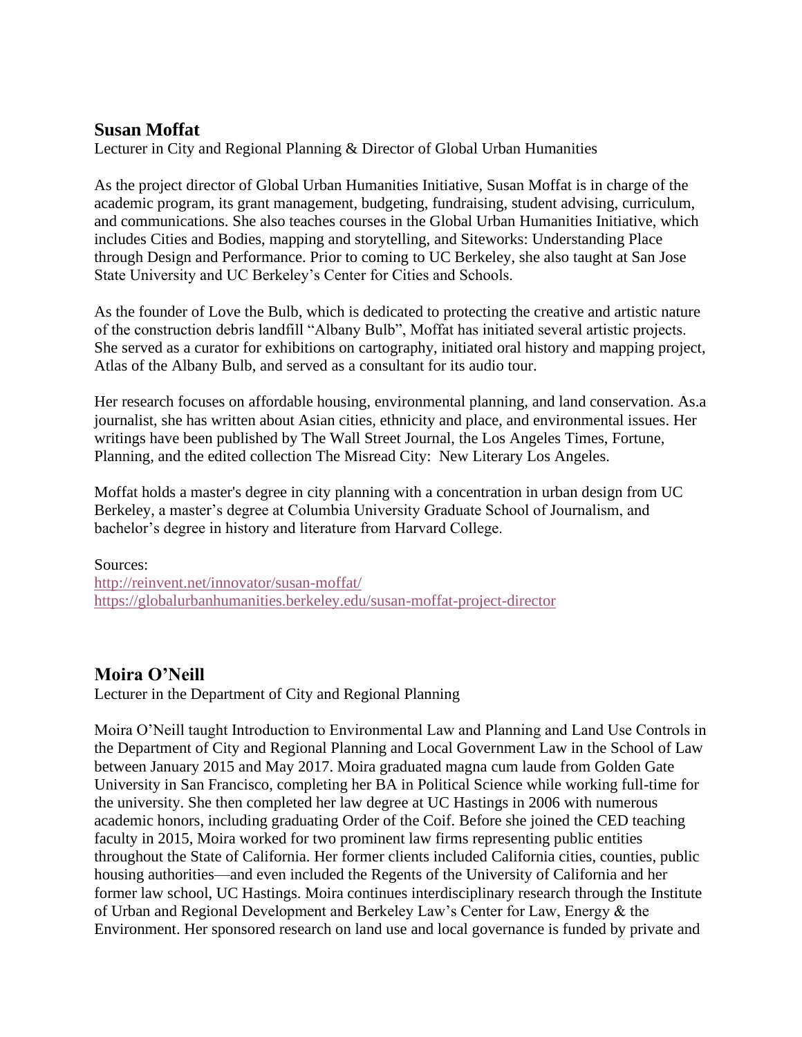## Susan Moffat

Lecturer in City and Regional Planning & Director of Global Urban Humanities

As the project director of Global Urban Humanities Initiative, Susan Moffat is in charge of the academic program, its grant management, budgeting, fundraising, student advising, curriculum, and communications. She also teaches courses in the Global Urban Humanities Initiative, which includes Cities and Bodies, mapping and storytelling, and Siteworks: Understanding Place through Design and Performance. Prior to coming to UC Berkeley, she also taught at San Jose State University and UC Berkeley's Center for Cities and Schools.

As the founder of Love the Bulb, which is dedicated to protecting the creative and artistic nature of the construction debris landfill "Albany Bulb", Moffat has initiated several artistic projects. She served as a curator for exhibitions on cartography, initiated oral history and mapping project, Atlas of the Albany Bulb, and served as a consultant for its audio tour.

Her research focuses on affordable housing, environmental planning, and land conservation. As.a journalist, she has written about Asian cities, ethnicity and place, and environmental issues. Her writings have been published by The Wall Street Journal, the Los Angeles Times, Fortune, Planning, and the edited collection The Misread City: New Literary Los Angeles.

Moffat holds a master's degree in city planning with a concentration in urban design from UC Berkeley, a master's degree at Columbia University Graduate School of Journalism, and bachelor's degree in history and literature from Harvard College.

Sources:
http://reinvent.net/innovator/susan-moffat/
https://globalurbanhumanities.berkeley.edu/susan-moffat-project-director

## Moira O'Neill

Lecturer in the Department of City and Regional Planning

Moira O'Neill taught Introduction to Environmental Law and Planning and Land Use Controls in the Department of City and Regional Planning and Local Government Law in the School of Law between January 2015 and May 2017. Moira graduated magna cum laude from Golden Gate University in San Francisco, completing her BA in Political Science while working full-time for the university. She then completed her law degree at UC Hastings in 2006 with numerous academic honors, including graduating Order of the Coif. Before she joined the CED teaching faculty in 2015, Moira worked for two prominent law firms representing public entities throughout the State of California. Her former clients included California cities, counties, public housing authorities—and even included the Regents of the University of California and her former law school, UC Hastings. Moira continues interdisciplinary research through the Institute of Urban and Regional Development and Berkeley Law's Center for Law, Energy & the Environment. Her sponsored research on land use and local governance is funded by private and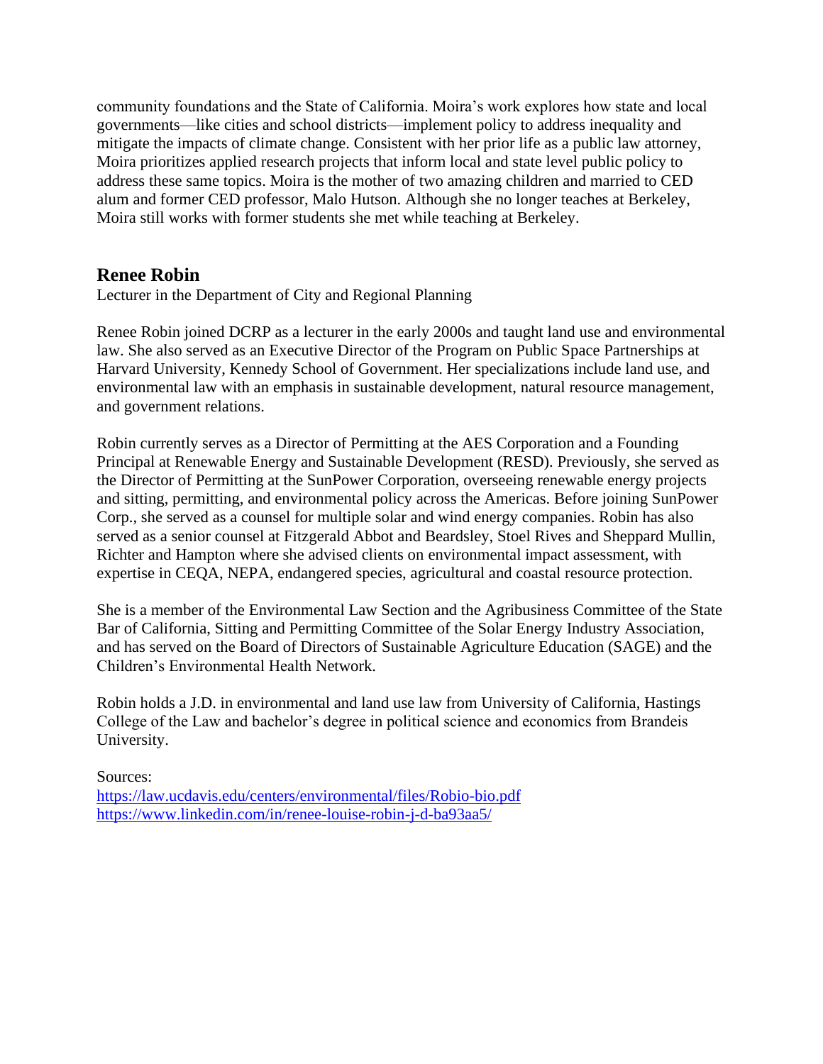community foundations and the State of California. Moira's work explores how state and local governments—like cities and school districts—implement policy to address inequality and mitigate the impacts of climate change. Consistent with her prior life as a public law attorney, Moira prioritizes applied research projects that inform local and state level public policy to address these same topics. Moira is the mother of two amazing children and married to CED alum and former CED professor, Malo Hutson. Although she no longer teaches at Berkeley, Moira still works with former students she met while teaching at Berkeley.

## Renee Robin

Lecturer in the Department of City and Regional Planning

Renee Robin joined DCRP as a lecturer in the early 2000s and taught land use and environmental law. She also served as an Executive Director of the Program on Public Space Partnerships at Harvard University, Kennedy School of Government. Her specializations include land use, and environmental law with an emphasis in sustainable development, natural resource management, and government relations.

Robin currently serves as a Director of Permitting at the AES Corporation and a Founding Principal at Renewable Energy and Sustainable Development (RESD). Previously, she served as the Director of Permitting at the SunPower Corporation, overseeing renewable energy projects and sitting, permitting, and environmental policy across the Americas. Before joining SunPower Corp., she served as a counsel for multiple solar and wind energy companies. Robin has also served as a senior counsel at Fitzgerald Abbot and Beardsley, Stoel Rives and Sheppard Mullin, Richter and Hampton where she advised clients on environmental impact assessment, with expertise in CEQA, NEPA, endangered species, agricultural and coastal resource protection.

She is a member of the Environmental Law Section and the Agribusiness Committee of the State Bar of California, Sitting and Permitting Committee of the Solar Energy Industry Association, and has served on the Board of Directors of Sustainable Agriculture Education (SAGE) and the Children's Environmental Health Network.

Robin holds a J.D. in environmental and land use law from University of California, Hastings College of the Law and bachelor's degree in political science and economics from Brandeis University.

Sources:
https://law.ucdavis.edu/centers/environmental/files/Robio-bio.pdf
https://www.linkedin.com/in/renee-louise-robin-j-d-ba93aa5/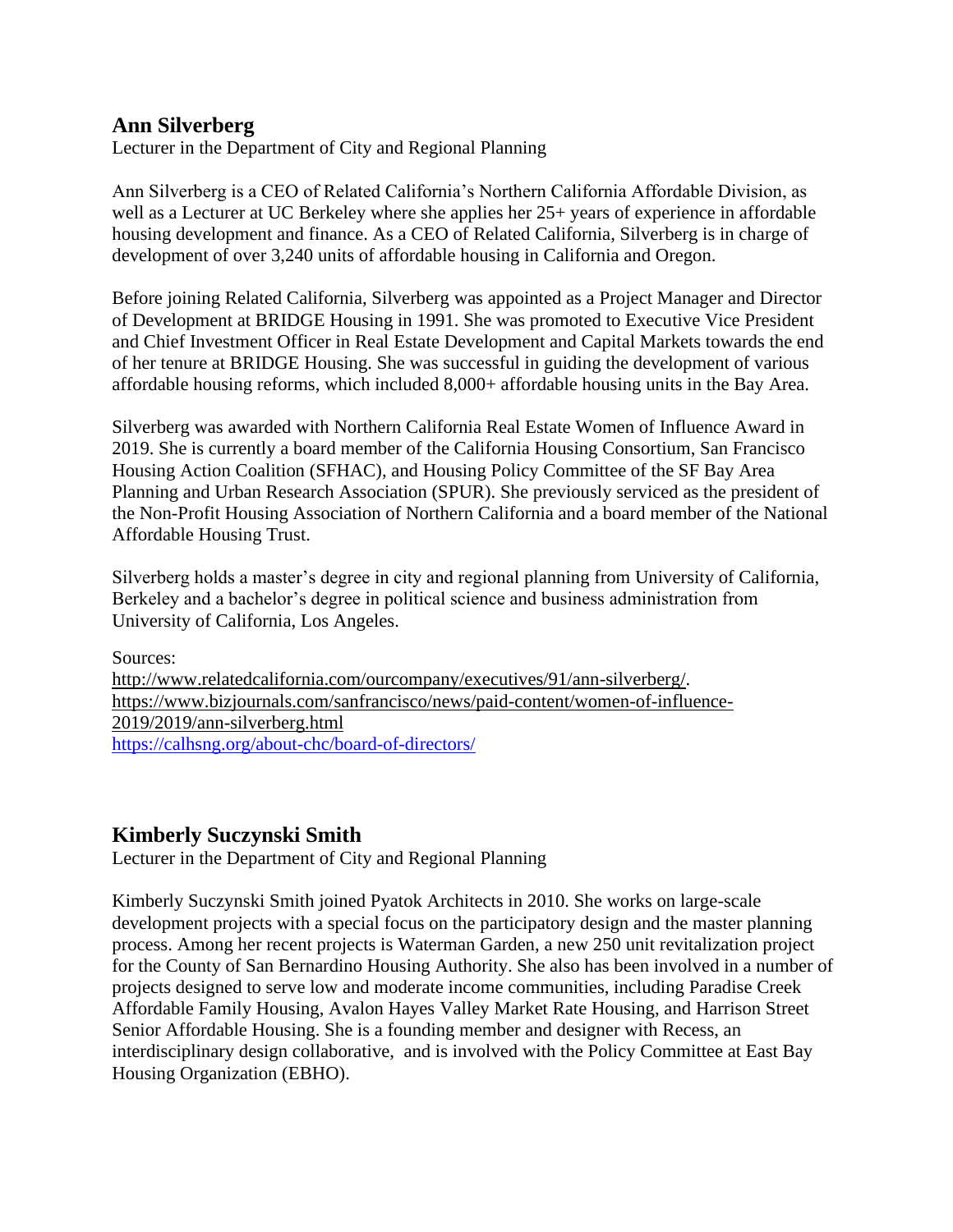## Ann Silverberg

Lecturer in the Department of City and Regional Planning

Ann Silverberg is a CEO of Related California's Northern California Affordable Division, as well as a Lecturer at UC Berkeley where she applies her 25+ years of experience in affordable housing development and finance. As a CEO of Related California, Silverberg is in charge of development of over 3,240 units of affordable housing in California and Oregon.

Before joining Related California, Silverberg was appointed as a Project Manager and Director of Development at BRIDGE Housing in 1991. She was promoted to Executive Vice President and Chief Investment Officer in Real Estate Development and Capital Markets towards the end of her tenure at BRIDGE Housing. She was successful in guiding the development of various affordable housing reforms, which included 8,000+ affordable housing units in the Bay Area.

Silverberg was awarded with Northern California Real Estate Women of Influence Award in 2019. She is currently a board member of the California Housing Consortium, San Francisco Housing Action Coalition (SFHAC), and Housing Policy Committee of the SF Bay Area Planning and Urban Research Association (SPUR). She previously serviced as the president of the Non-Profit Housing Association of Northern California and a board member of the National Affordable Housing Trust.

Silverberg holds a master's degree in city and regional planning from University of California, Berkeley and a bachelor's degree in political science and business administration from University of California, Los Angeles.

Sources:
http://www.relatedcalifornia.com/ourcompany/executives/91/ann-silverberg/.
https://www.bizjournals.com/sanfrancisco/news/paid-content/women-of-influence-2019/2019/ann-silverberg.html
https://calhsng.org/about-chc/board-of-directors/

## Kimberly Suczynski Smith

Lecturer in the Department of City and Regional Planning

Kimberly Suczynski Smith joined Pyatok Architects in 2010. She works on large-scale development projects with a special focus on the participatory design and the master planning process. Among her recent projects is Waterman Garden, a new 250 unit revitalization project for the County of San Bernardino Housing Authority. She also has been involved in a number of projects designed to serve low and moderate income communities, including Paradise Creek Affordable Family Housing, Avalon Hayes Valley Market Rate Housing, and Harrison Street Senior Affordable Housing. She is a founding member and designer with Recess, an interdisciplinary design collaborative, and is involved with the Policy Committee at East Bay Housing Organization (EBHO).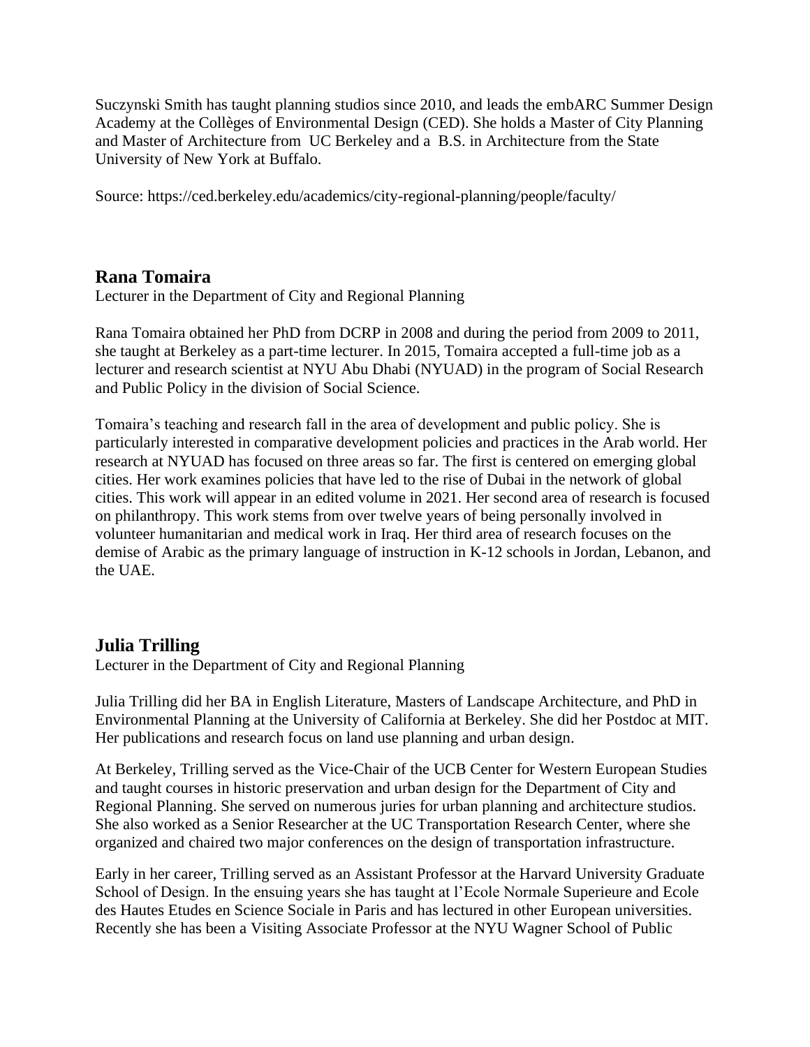Suczynski Smith has taught planning studios since 2010, and leads the embARC Summer Design Academy at the Collèges of Environmental Design (CED). She holds a Master of City Planning and Master of Architecture from UC Berkeley and a B.S. in Architecture from the State University of New York at Buffalo.

Source: https://ced.berkeley.edu/academics/city-regional-planning/people/faculty/

## Rana Tomaira

Lecturer in the Department of City and Regional Planning

Rana Tomaira obtained her PhD from DCRP in 2008 and during the period from 2009 to 2011, she taught at Berkeley as a part-time lecturer. In 2015, Tomaira accepted a full-time job as a lecturer and research scientist at NYU Abu Dhabi (NYUAD) in the program of Social Research and Public Policy in the division of Social Science.

Tomaira's teaching and research fall in the area of development and public policy. She is particularly interested in comparative development policies and practices in the Arab world. Her research at NYUAD has focused on three areas so far. The first is centered on emerging global cities. Her work examines policies that have led to the rise of Dubai in the network of global cities. This work will appear in an edited volume in 2021. Her second area of research is focused on philanthropy. This work stems from over twelve years of being personally involved in volunteer humanitarian and medical work in Iraq. Her third area of research focuses on the demise of Arabic as the primary language of instruction in K-12 schools in Jordan, Lebanon, and the UAE.

## Julia Trilling

Lecturer in the Department of City and Regional Planning

Julia Trilling did her BA in English Literature, Masters of Landscape Architecture, and PhD in Environmental Planning at the University of California at Berkeley. She did her Postdoc at MIT. Her publications and research focus on land use planning and urban design.

At Berkeley, Trilling served as the Vice-Chair of the UCB Center for Western European Studies and taught courses in historic preservation and urban design for the Department of City and Regional Planning. She served on numerous juries for urban planning and architecture studios. She also worked as a Senior Researcher at the UC Transportation Research Center, where she organized and chaired two major conferences on the design of transportation infrastructure.

Early in her career, Trilling served as an Assistant Professor at the Harvard University Graduate School of Design. In the ensuing years she has taught at l'Ecole Normale Superieure and Ecole des Hautes Etudes en Science Sociale in Paris and has lectured in other European universities. Recently she has been a Visiting Associate Professor at the NYU Wagner School of Public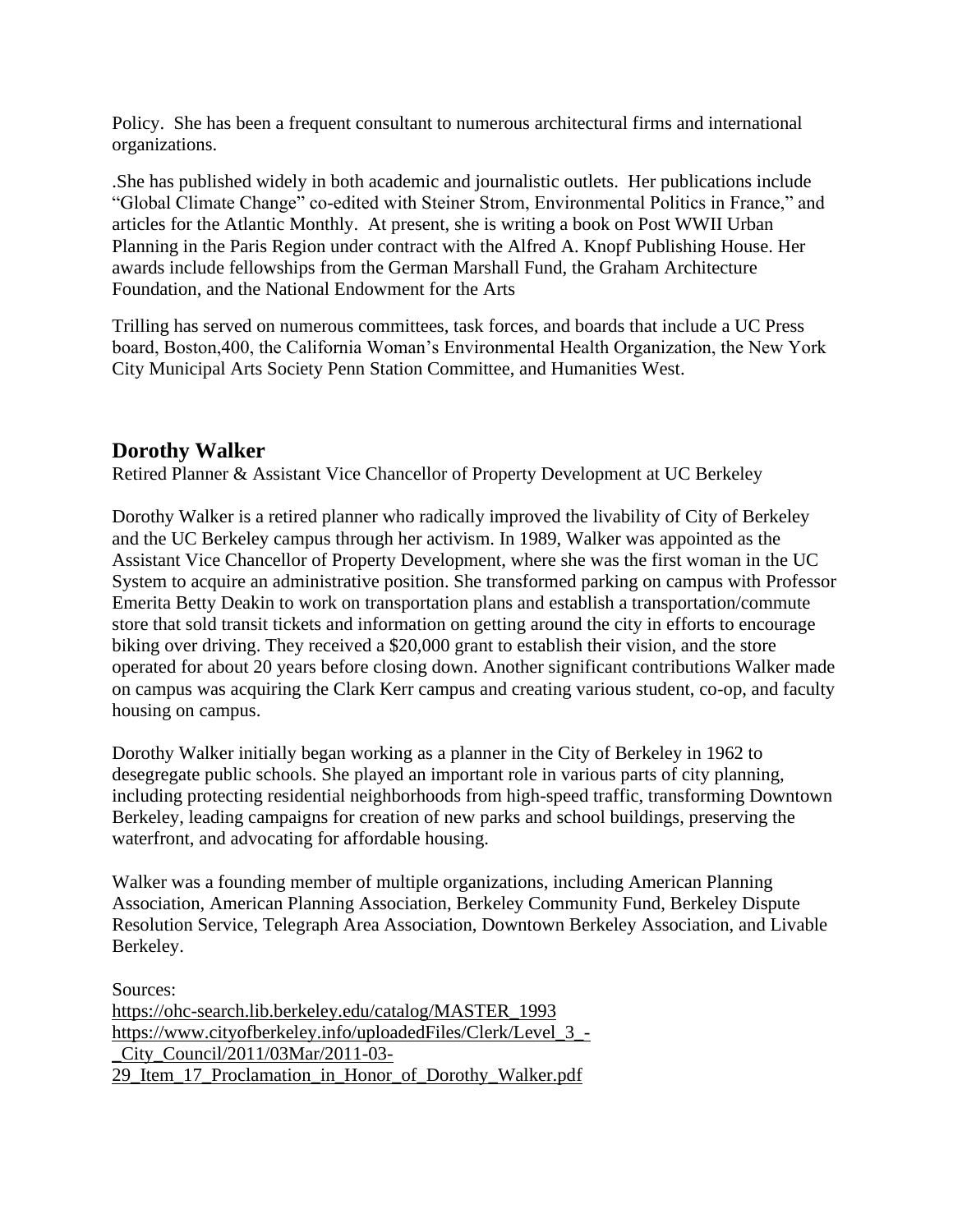Policy. She has been a frequent consultant to numerous architectural firms and international organizations.

.She has published widely in both academic and journalistic outlets. Her publications include "Global Climate Change" co-edited with Steiner Strom, Environmental Politics in France," and articles for the Atlantic Monthly. At present, she is writing a book on Post WWII Urban Planning in the Paris Region under contract with the Alfred A. Knopf Publishing House. Her awards include fellowships from the German Marshall Fund, the Graham Architecture Foundation, and the National Endowment for the Arts

Trilling has served on numerous committees, task forces, and boards that include a UC Press board, Boston,400, the California Woman's Environmental Health Organization, the New York City Municipal Arts Society Penn Station Committee, and Humanities West.

## Dorothy Walker

Retired Planner & Assistant Vice Chancellor of Property Development at UC Berkeley

Dorothy Walker is a retired planner who radically improved the livability of City of Berkeley and the UC Berkeley campus through her activism. In 1989, Walker was appointed as the Assistant Vice Chancellor of Property Development, where she was the first woman in the UC System to acquire an administrative position. She transformed parking on campus with Professor Emerita Betty Deakin to work on transportation plans and establish a transportation/commute store that sold transit tickets and information on getting around the city in efforts to encourage biking over driving. They received a $20,000 grant to establish their vision, and the store operated for about 20 years before closing down. Another significant contributions Walker made on campus was acquiring the Clark Kerr campus and creating various student, co-op, and faculty housing on campus.

Dorothy Walker initially began working as a planner in the City of Berkeley in 1962 to desegregate public schools. She played an important role in various parts of city planning, including protecting residential neighborhoods from high-speed traffic, transforming Downtown Berkeley, leading campaigns for creation of new parks and school buildings, preserving the waterfront, and advocating for affordable housing.

Walker was a founding member of multiple organizations, including American Planning Association, American Planning Association, Berkeley Community Fund, Berkeley Dispute Resolution Service, Telegraph Area Association, Downtown Berkeley Association, and Livable Berkeley.

Sources:
https://ohc-search.lib.berkeley.edu/catalog/MASTER_1993
https://www.cityofberkeley.info/uploadedFiles/Clerk/Level_3_-_City_Council/2011/03Mar/2011-03-29_Item_17_Proclamation_in_Honor_of_Dorothy_Walker.pdf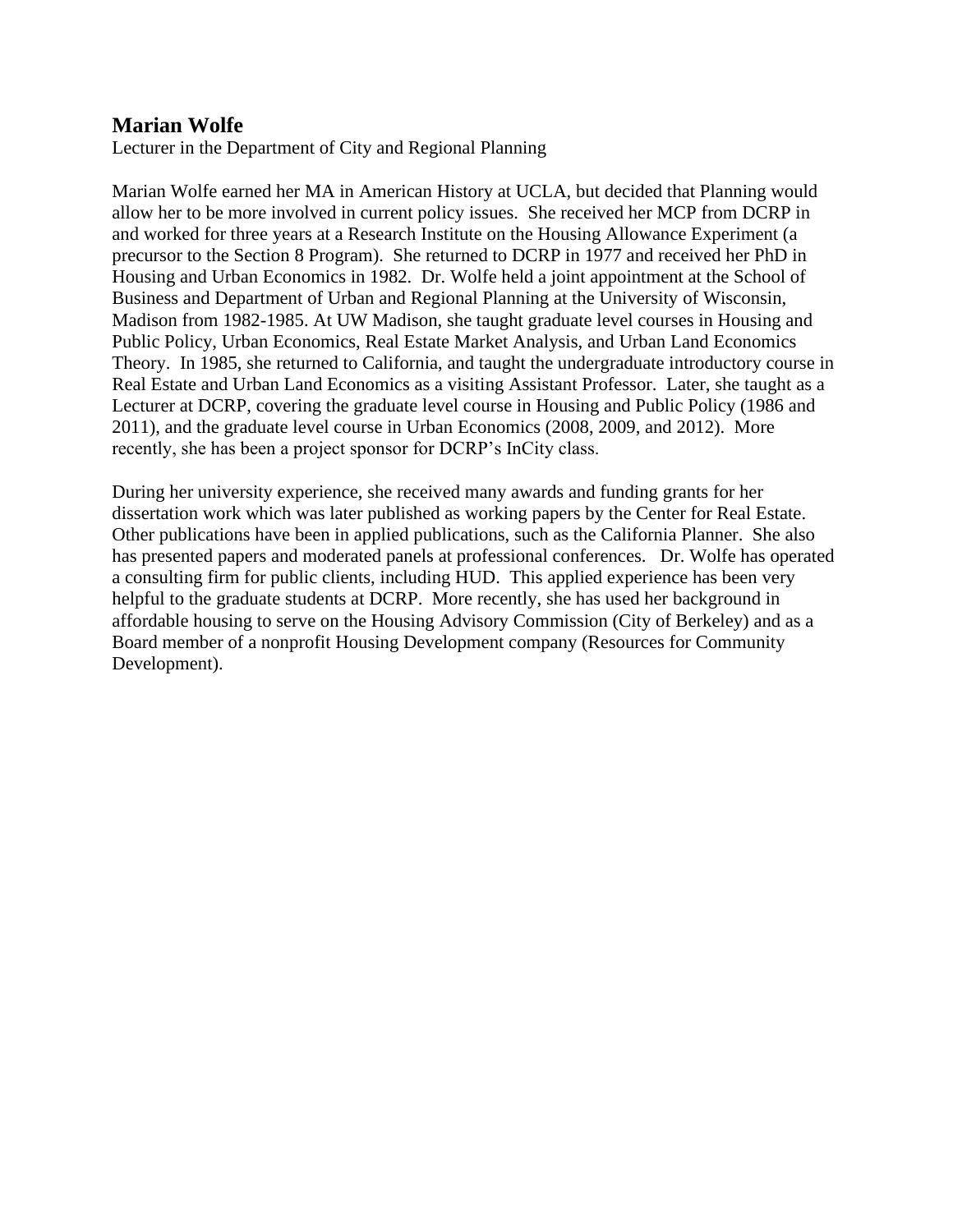## Marian Wolfe

Lecturer in the Department of City and Regional Planning

Marian Wolfe earned her MA in American History at UCLA, but decided that Planning would allow her to be more involved in current policy issues. She received her MCP from DCRP in and worked for three years at a Research Institute on the Housing Allowance Experiment (a precursor to the Section 8 Program). She returned to DCRP in 1977 and received her PhD in Housing and Urban Economics in 1982. Dr. Wolfe held a joint appointment at the School of Business and Department of Urban and Regional Planning at the University of Wisconsin, Madison from 1982-1985. At UW Madison, she taught graduate level courses in Housing and Public Policy, Urban Economics, Real Estate Market Analysis, and Urban Land Economics Theory. In 1985, she returned to California, and taught the undergraduate introductory course in Real Estate and Urban Land Economics as a visiting Assistant Professor. Later, she taught as a Lecturer at DCRP, covering the graduate level course in Housing and Public Policy (1986 and 2011), and the graduate level course in Urban Economics (2008, 2009, and 2012). More recently, she has been a project sponsor for DCRP's InCity class.

During her university experience, she received many awards and funding grants for her dissertation work which was later published as working papers by the Center for Real Estate. Other publications have been in applied publications, such as the California Planner. She also has presented papers and moderated panels at professional conferences. Dr. Wolfe has operated a consulting firm for public clients, including HUD. This applied experience has been very helpful to the graduate students at DCRP. More recently, she has used her background in affordable housing to serve on the Housing Advisory Commission (City of Berkeley) and as a Board member of a nonprofit Housing Development company (Resources for Community Development).